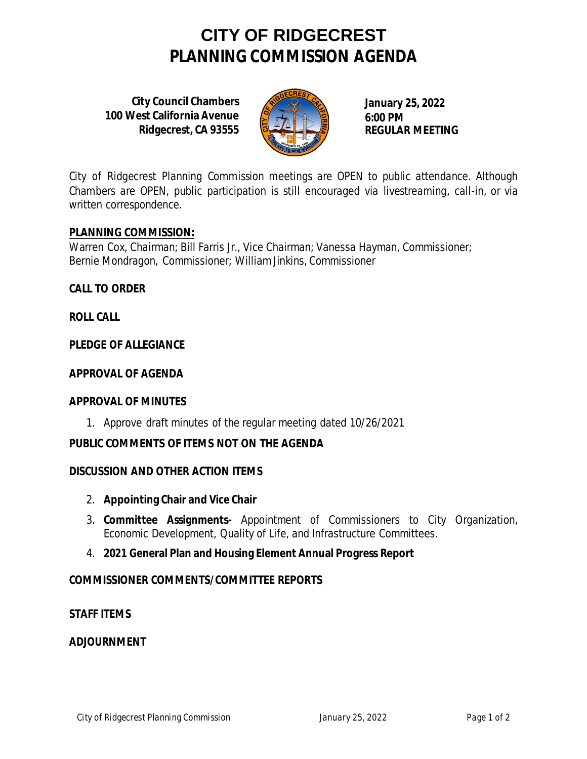# CITY OF RIDGECREST
# PLANNING COMMISSION AGENDA

**City Council Chambers**
**100 West California Avenue**
**Ridgecrest, CA 93555**

**January 25, 2022**
**6:00 PM**
**REGULAR MEETING**

*City of Ridgecrest Planning Commission meetings are OPEN to public attendance. Although Chambers are OPEN, public participation is still encouraged via livestreaming, call-in, or via written correspondence.*

**PLANNING COMMISSION:**
Warren Cox, Chairman; Bill Farris Jr., Vice Chairman; Vanessa Hayman, Commissioner; Bernie Mondragon, Commissioner; William Jinkins, Commissioner

**CALL TO ORDER**

**ROLL CALL**

**PLEDGE OF ALLEGIANCE**

**APPROVAL OF AGENDA**

**APPROVAL OF MINUTES**

1. Approve draft minutes of the regular meeting dated 10/26/2021

**PUBLIC COMMENTS OF ITEMS NOT ON THE AGENDA**

**DISCUSSION AND OTHER ACTION ITEMS**

2. **Appointing Chair and Vice Chair**
3. **Committee Assignments-** Appointment of Commissioners to City Organization, Economic Development, Quality of Life, and Infrastructure Committees.
4. **2021 General Plan and Housing Element Annual Progress Report**

**COMMISSIONER COMMENTS/COMMITTEE REPORTS**

**STAFF ITEMS**

**ADJOURNMENT**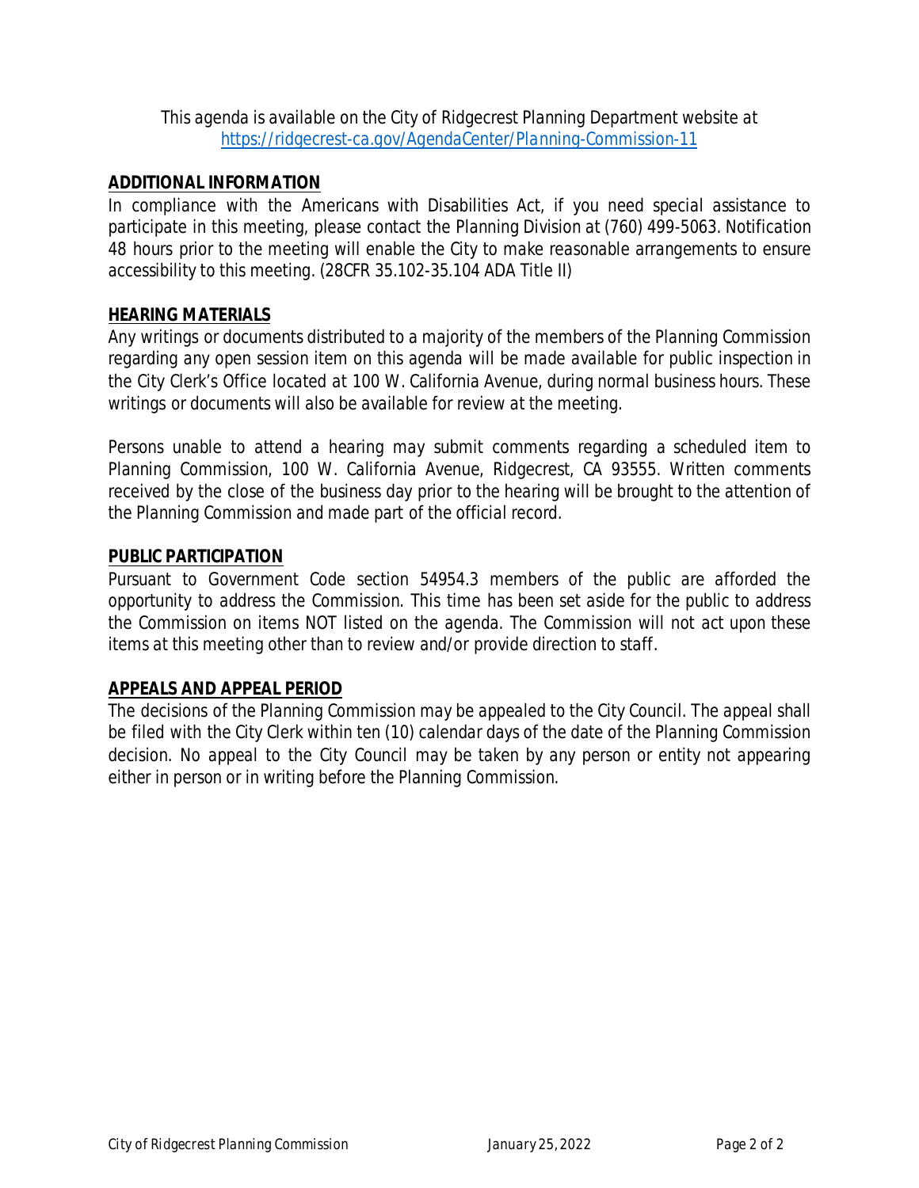This agenda is available on the City of Ridgecrest Planning Department website at [https://ridgecrest-ca.gov/AgendaCenter/Planning-Commission-11](https://ridgecrest-ca.gov/AgendaCenter/Planning-Commission-11)

## ADDITIONAL INFORMATION

In compliance with the Americans with Disabilities Act, if you need special assistance to participate in this meeting, please contact the Planning Division at (760) 499-5063. Notification 48 hours prior to the meeting will enable the City to make reasonable arrangements to ensure accessibility to this meeting. (28CFR 35.102-35.104 ADA Title II)

## HEARING MATERIALS

Any writings or documents distributed to a majority of the members of the Planning Commission regarding any open session item on this agenda will be made available for public inspection in the City Clerk's Office located at 100 W. California Avenue, during normal business hours. These writings or documents will also be available for review at the meeting.

Persons unable to attend a hearing may submit comments regarding a scheduled item to Planning Commission, 100 W. California Avenue, Ridgecrest, CA 93555. Written comments received by the close of the business day prior to the hearing will be brought to the attention of the Planning Commission and made part of the official record.

## PUBLIC PARTICIPATION

Pursuant to Government Code section 54954.3 members of the public are afforded the opportunity to address the Commission. This time has been set aside for the public to address the Commission on items NOT listed on the agenda. The Commission will not act upon these items at this meeting other than to review and/or provide direction to staff.

## APPEALS AND APPEAL PERIOD

The decisions of the Planning Commission may be appealed to the City Council. The appeal shall be filed with the City Clerk within ten (10) calendar days of the date of the Planning Commission decision. No appeal to the City Council may be taken by any person or entity not appearing either in person or in writing before the Planning Commission.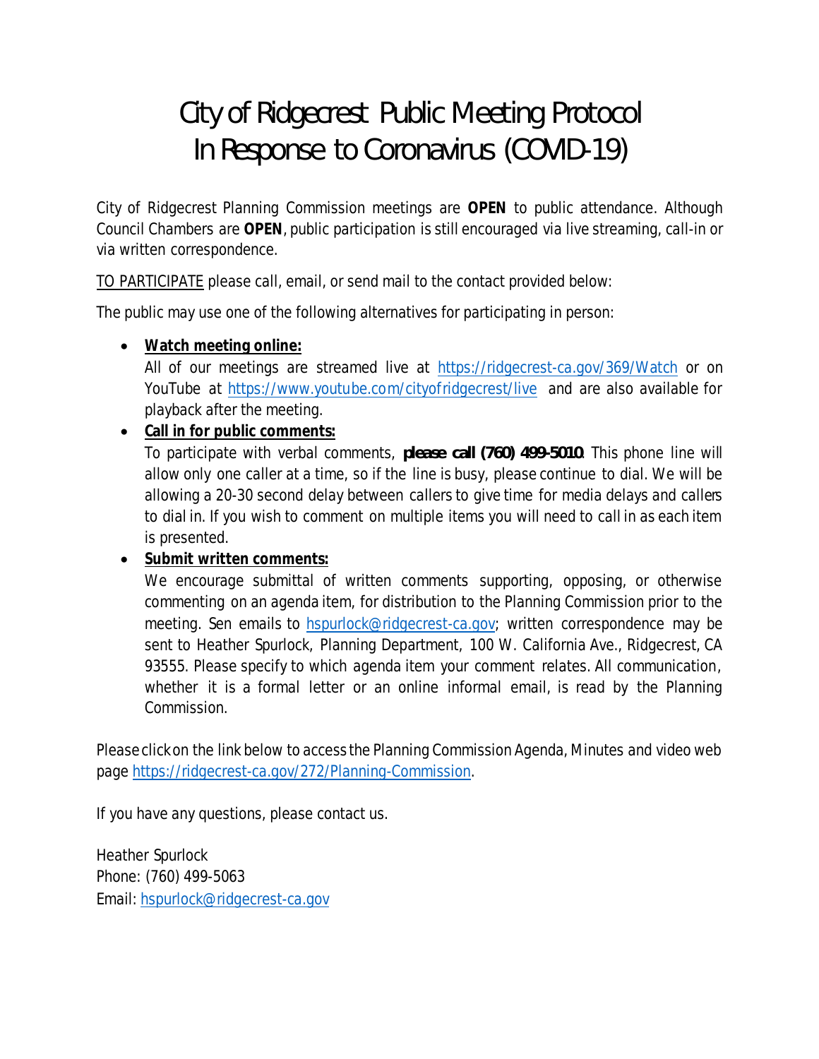# City of Ridgecrest Public Meeting Protocol In Response to Coronavirus (COVID-19)

City of Ridgecrest Planning Commission meetings are **OPEN** to public attendance. Although Council Chambers are **OPEN**, public participation is still encouraged via live streaming, call-in or via written correspondence.

TO PARTICIPATE please call, email, or send mail to the contact provided below:

The public may use one of the following alternatives for participating in person:

- **Watch meeting online:**
  All of our meetings are streamed live at https://ridgecrest-ca.gov/369/Watch or on YouTube at https://www.youtube.com/cityofridgecrest/live and are also available for playback after the meeting.
- **Call in for public comments:**
  To participate with verbal comments, **please call (760) 499-5010**. This phone line will allow only one caller at a time, so if the line is busy, please continue to dial. We will be allowing a 20-30 second delay between callers to give time for media delays and callers to dial in. If you wish to comment on multiple items you will need to call in as each item is presented.
- **Submit written comments:**
  We encourage submittal of written comments supporting, opposing, or otherwise commenting on an agenda item, for distribution to the Planning Commission prior to the meeting. Sen emails to hspurlock@ridgecrest-ca.gov; written correspondence may be sent to Heather Spurlock, Planning Department, 100 W. California Ave., Ridgecrest, CA 93555. Please specify to which agenda item your comment relates. All communication, whether it is a formal letter or an online informal email, is read by the Planning Commission.

Please click on the link below to access the Planning Commission Agenda, Minutes and video web page https://ridgecrest-ca.gov/272/Planning-Commission.

If you have any questions, please contact us.

Heather Spurlock
Phone: (760) 499-5063
Email: hspurlock@ridgecrest-ca.gov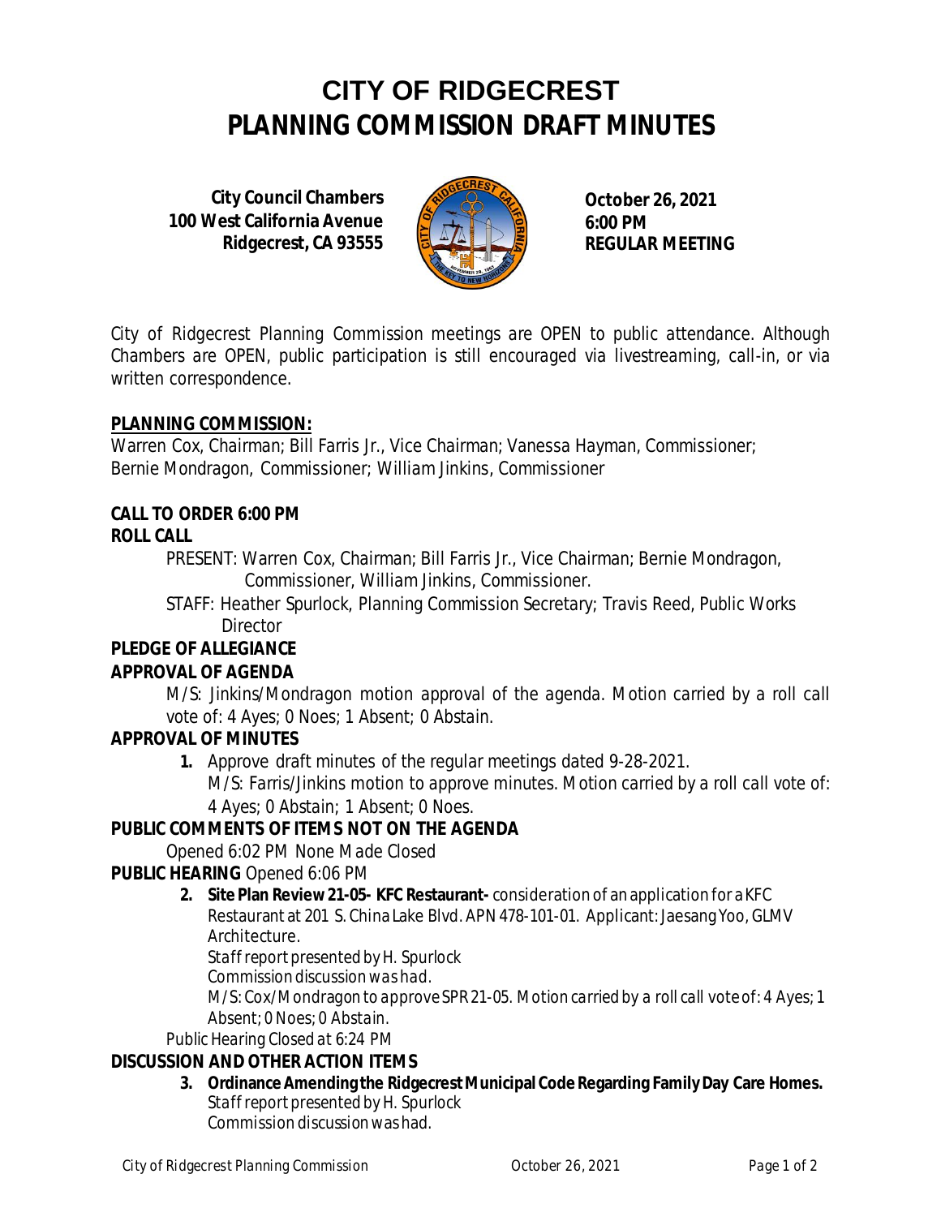# CITY OF RIDGECREST
# PLANNING COMMISSION DRAFT MINUTES

**City Council Chambers**
**100 West California Avenue**
**Ridgecrest, CA 93555**

**October 26, 2021**
**6:00 PM**
**REGULAR MEETING**

City of Ridgecrest Planning Commission meetings are OPEN to public attendance. Although Chambers are OPEN, public participation is still encouraged via livestreaming, call-in, or via written correspondence.

**PLANNING COMMISSION:**

Warren Cox, Chairman; Bill Farris Jr., Vice Chairman; Vanessa Hayman, Commissioner; Bernie Mondragon, Commissioner; William Jinkins, Commissioner

**CALL TO ORDER 6:00 PM**

**ROLL CALL**

PRESENT: Warren Cox, Chairman; Bill Farris Jr., Vice Chairman; Bernie Mondragon, Commissioner, William Jinkins, Commissioner.

STAFF: Heather Spurlock, Planning Commission Secretary; Travis Reed, Public Works Director

**PLEDGE OF ALLEGIANCE**

**APPROVAL OF AGENDA**

M/S: Jinkins/Mondragon motion approval of the agenda. Motion carried by a roll call vote of: 4 Ayes; 0 Noes; 1 Absent; 0 Abstain.

**APPROVAL OF MINUTES**

1. Approve draft minutes of the regular meetings dated 9-28-2021.
   M/S: Farris/Jinkins motion to approve minutes. Motion carried by a roll call vote of: 4 Ayes; 0 Abstain; 1 Absent; 0 Noes.

**PUBLIC COMMENTS OF ITEMS NOT ON THE AGENDA**

Opened 6:02 PM None Made Closed

**PUBLIC HEARING** Opened 6:06 PM

2. **Site Plan Review 21-05- KFC Restaurant-** consideration of an application for a KFC Restaurant at 201 S. China Lake Blvd. APN 478-101-01. Applicant: Jaesang Yoo, GLMV Architecture.
   Staff report presented by H. Spurlock
   Commission discussion was had.
   M/S: Cox/Mondragon to approve SPR 21-05. Motion carried by a roll call vote of: 4 Ayes; 1 Absent; 0 Noes; 0 Abstain.

Public Hearing Closed at 6:24 PM

**DISCUSSION AND OTHER ACTION ITEMS**

3. **Ordinance Amending the Ridgecrest Municipal Code Regarding Family Day Care Homes.**
   Staff report presented by H. Spurlock
   Commission discussion was had.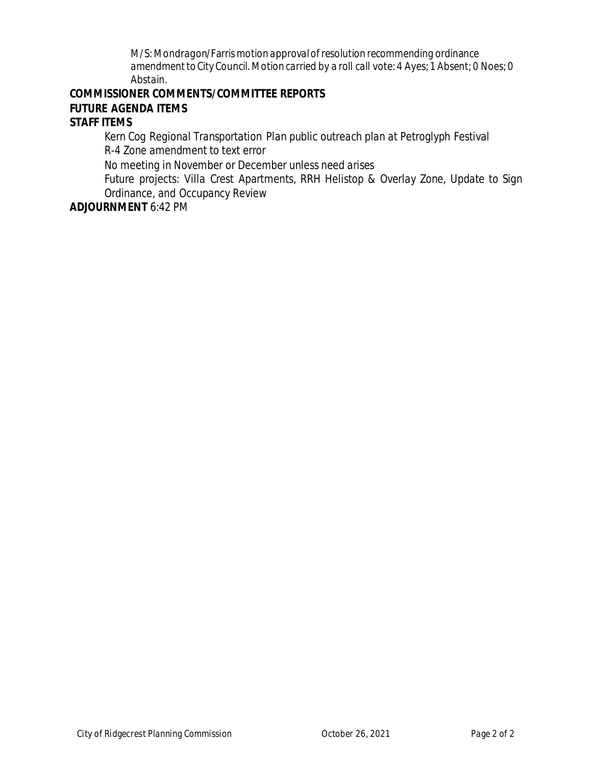M/S: Mondragon/Farris motion approval of resolution recommending ordinance amendment to City Council. Motion carried by a roll call vote: 4 Ayes; 1 Absent; 0 Noes; 0 Abstain.

**COMMISSIONER COMMENTS/COMMITTEE REPORTS**

**FUTURE AGENDA ITEMS**

**STAFF ITEMS**

Kern Cog Regional Transportation Plan public outreach plan at Petroglyph Festival

R-4 Zone amendment to text error

No meeting in November or December unless need arises

Future projects: Villa Crest Apartments, RRH Helistop & Overlay Zone, Update to Sign Ordinance, and Occupancy Review

**ADJOURNMENT** 6:42 PM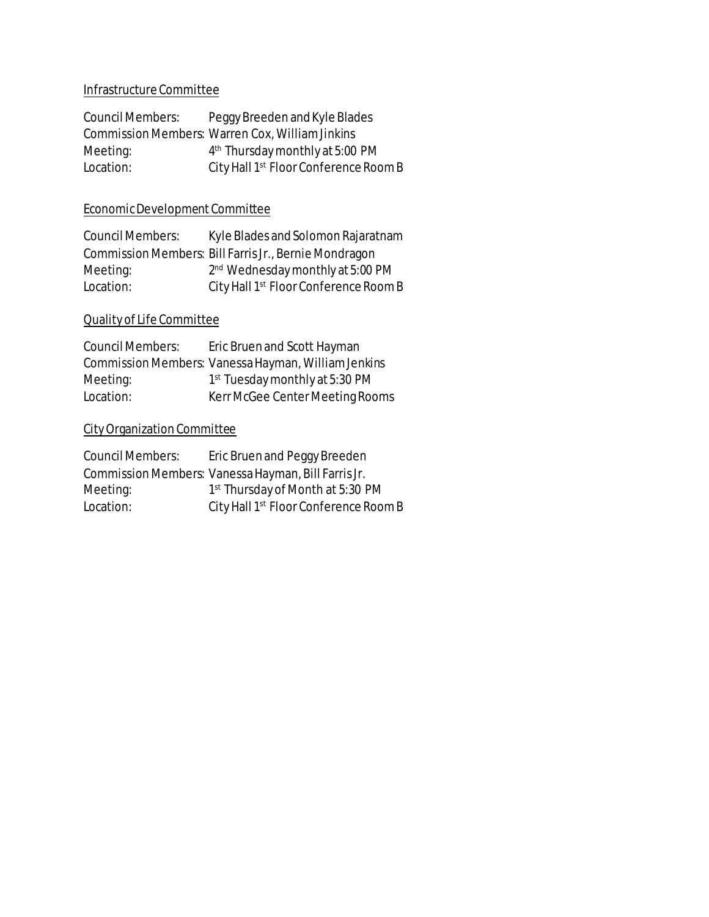Infrastructure Committee

Council Members: Peggy Breeden and Kyle Blades
Commission Members: Warren Cox, William Jinkins
Meeting: 4th Thursday monthly at 5:00 PM
Location: City Hall 1st Floor Conference Room B

Economic Development Committee

Council Members: Kyle Blades and Solomon Rajaratnam
Commission Members: Bill Farris Jr., Bernie Mondragon
Meeting: 2nd Wednesday monthly at 5:00 PM
Location: City Hall 1st Floor Conference Room B

Quality of Life Committee

Council Members: Eric Bruen and Scott Hayman
Commission Members: Vanessa Hayman, William Jenkins
Meeting: 1st Tuesday monthly at 5:30 PM
Location: Kerr McGee Center Meeting Rooms

City Organization Committee

Council Members: Eric Bruen and Peggy Breeden
Commission Members: Vanessa Hayman, Bill Farris Jr.
Meeting: 1st Thursday of Month at 5:30 PM
Location: City Hall 1st Floor Conference Room B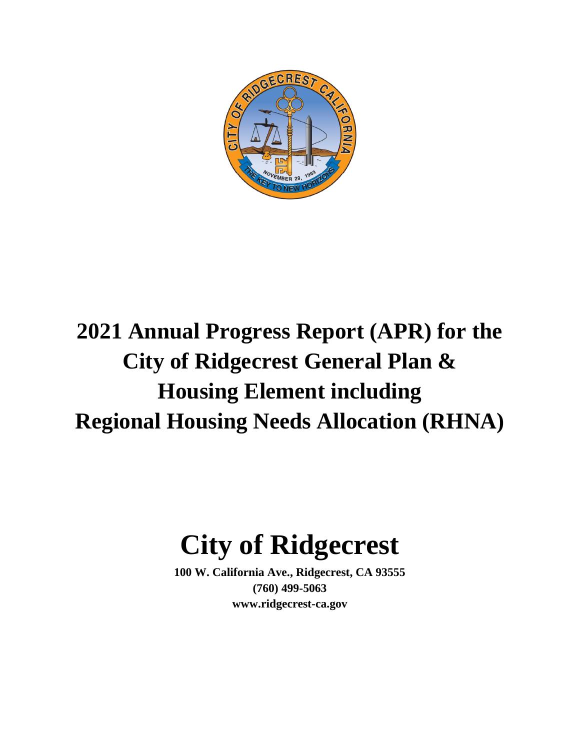# 2021 Annual Progress Report (APR) for the City of Ridgecrest General Plan & Housing Element including Regional Housing Needs Allocation (RHNA)

# City of Ridgecrest

**100 W. California Ave., Ridgecrest, CA 93555**
**(760) 499-5063**
**www.ridgecrest-ca.gov**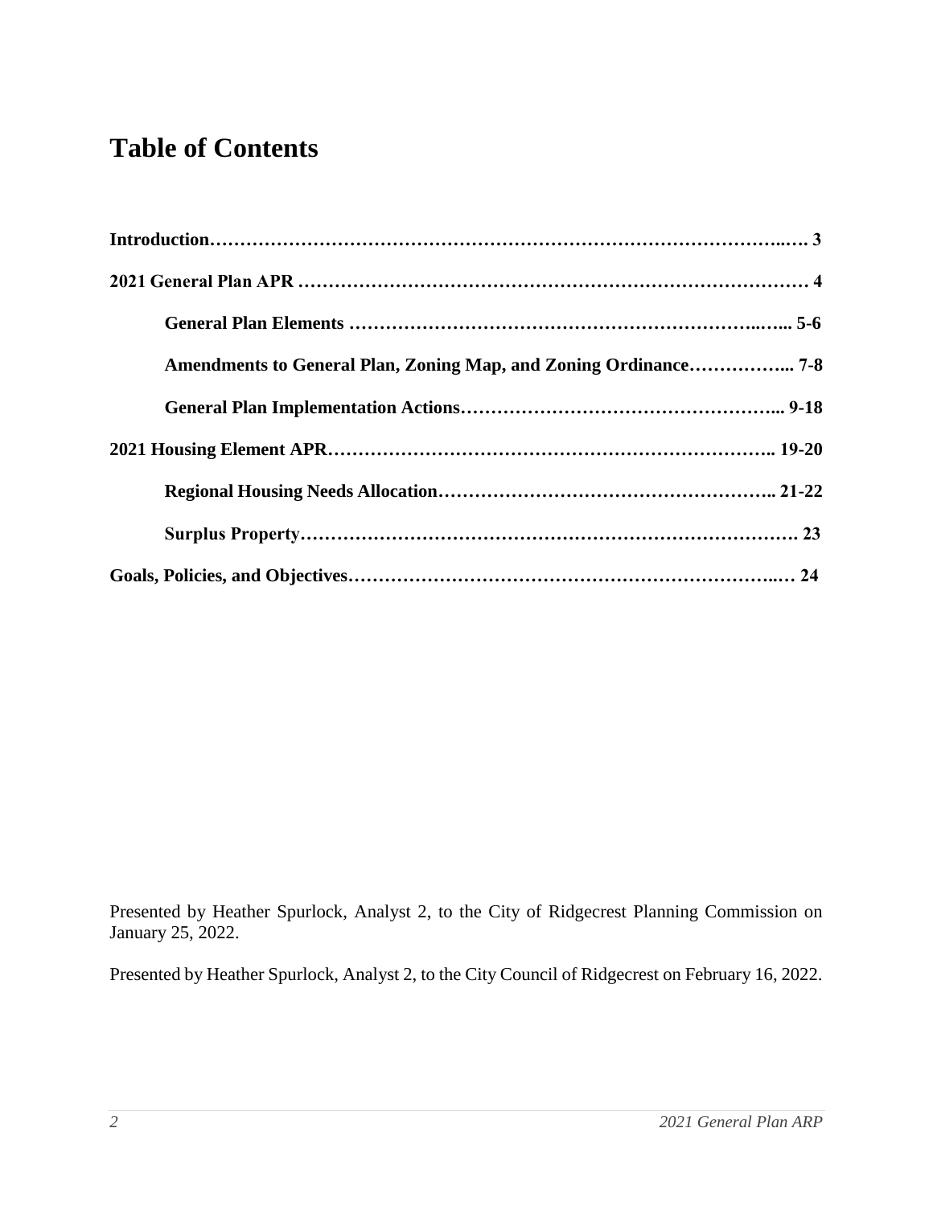# Table of Contents

**Introduction……………………………………………………………………………..…. 3**

**2021 General Plan APR ……………………………………………………………………… 4**

- **General Plan Elements ………………………………………………………..…... 5-6**
- **Amendments to General Plan, Zoning Map, and Zoning Ordinance……………... 7-8**
- **General Plan Implementation Actions…………………………………………... 9-18**

**2021 Housing Element APR…………………………………………………………….. 19-20**

- **Regional Housing Needs Allocation…………………………………………….. 21-22**
- **Surplus Property……………………………………………………………………. 23**

**Goals, Policies, and Objectives…………………………………………………………..… 24**

Presented by Heather Spurlock, Analyst 2, to the City of Ridgecrest Planning Commission on January 25, 2022.

Presented by Heather Spurlock, Analyst 2, to the City Council of Ridgecrest on February 16, 2022.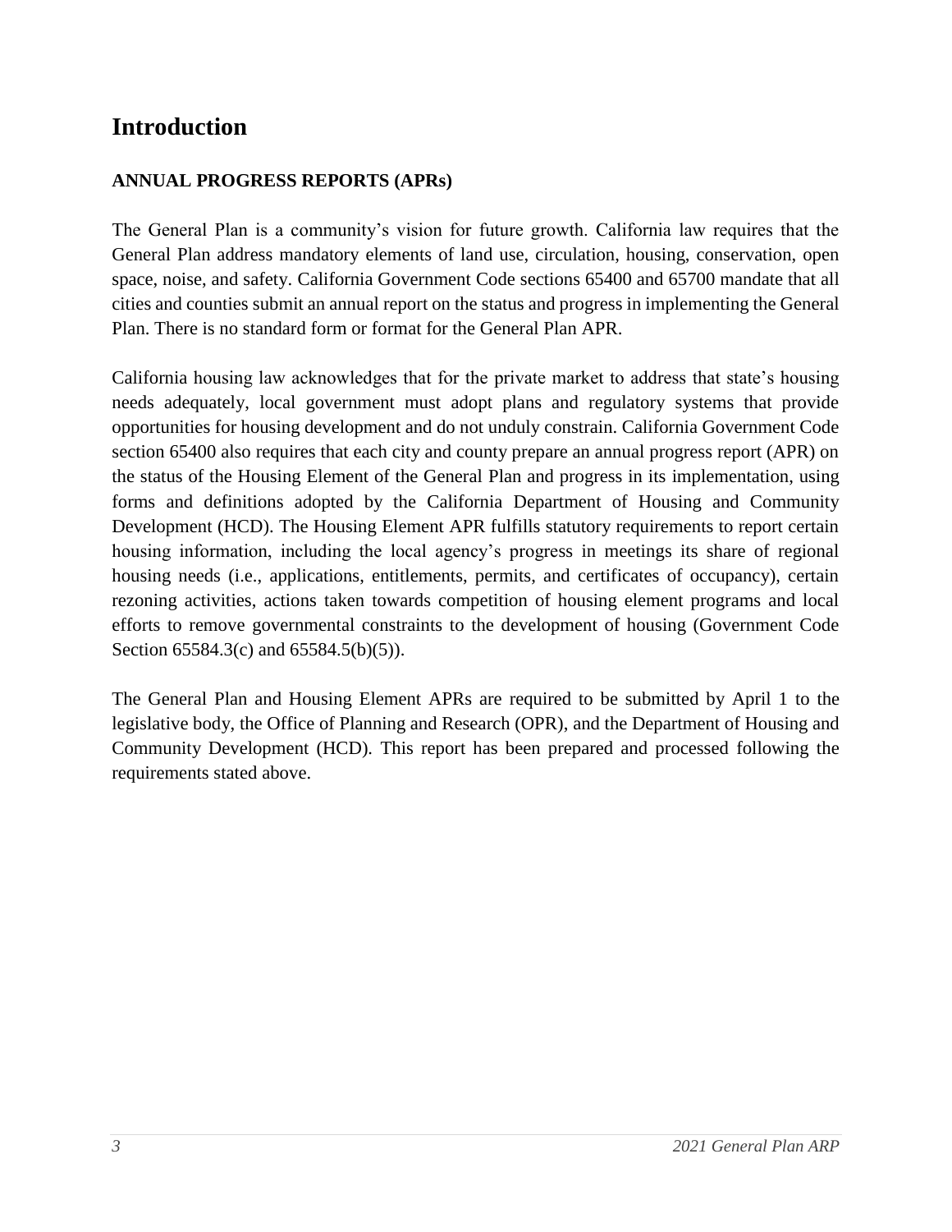# Introduction

**ANNUAL PROGRESS REPORTS (APRs)**

The General Plan is a community's vision for future growth. California law requires that the General Plan address mandatory elements of land use, circulation, housing, conservation, open space, noise, and safety. California Government Code sections 65400 and 65700 mandate that all cities and counties submit an annual report on the status and progress in implementing the General Plan. There is no standard form or format for the General Plan APR.

California housing law acknowledges that for the private market to address that state's housing needs adequately, local government must adopt plans and regulatory systems that provide opportunities for housing development and do not unduly constrain. California Government Code section 65400 also requires that each city and county prepare an annual progress report (APR) on the status of the Housing Element of the General Plan and progress in its implementation, using forms and definitions adopted by the California Department of Housing and Community Development (HCD). The Housing Element APR fulfills statutory requirements to report certain housing information, including the local agency's progress in meetings its share of regional housing needs (i.e., applications, entitlements, permits, and certificates of occupancy), certain rezoning activities, actions taken towards competition of housing element programs and local efforts to remove governmental constraints to the development of housing (Government Code Section 65584.3(c) and 65584.5(b)(5)).

The General Plan and Housing Element APRs are required to be submitted by April 1 to the legislative body, the Office of Planning and Research (OPR), and the Department of Housing and Community Development (HCD). This report has been prepared and processed following the requirements stated above.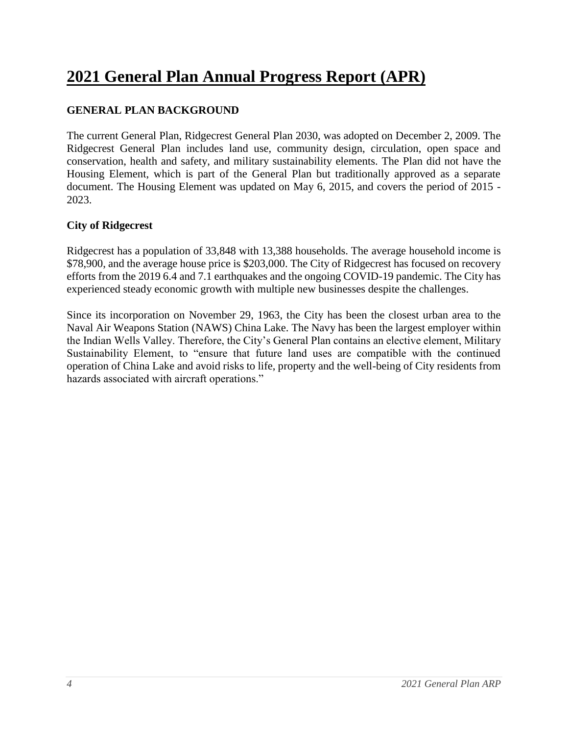# 2021 General Plan Annual Progress Report (APR)

## GENERAL PLAN BACKGROUND

The current General Plan, Ridgecrest General Plan 2030, was adopted on December 2, 2009. The Ridgecrest General Plan includes land use, community design, circulation, open space and conservation, health and safety, and military sustainability elements. The Plan did not have the Housing Element, which is part of the General Plan but traditionally approved as a separate document. The Housing Element was updated on May 6, 2015, and covers the period of 2015 - 2023.

### City of Ridgecrest

Ridgecrest has a population of 33,848 with 13,388 households. The average household income is $78,900, and the average house price is $203,000. The City of Ridgecrest has focused on recovery efforts from the 2019 6.4 and 7.1 earthquakes and the ongoing COVID-19 pandemic. The City has experienced steady economic growth with multiple new businesses despite the challenges.

Since its incorporation on November 29, 1963, the City has been the closest urban area to the Naval Air Weapons Station (NAWS) China Lake. The Navy has been the largest employer within the Indian Wells Valley. Therefore, the City's General Plan contains an elective element, Military Sustainability Element, to "ensure that future land uses are compatible with the continued operation of China Lake and avoid risks to life, property and the well-being of City residents from hazards associated with aircraft operations."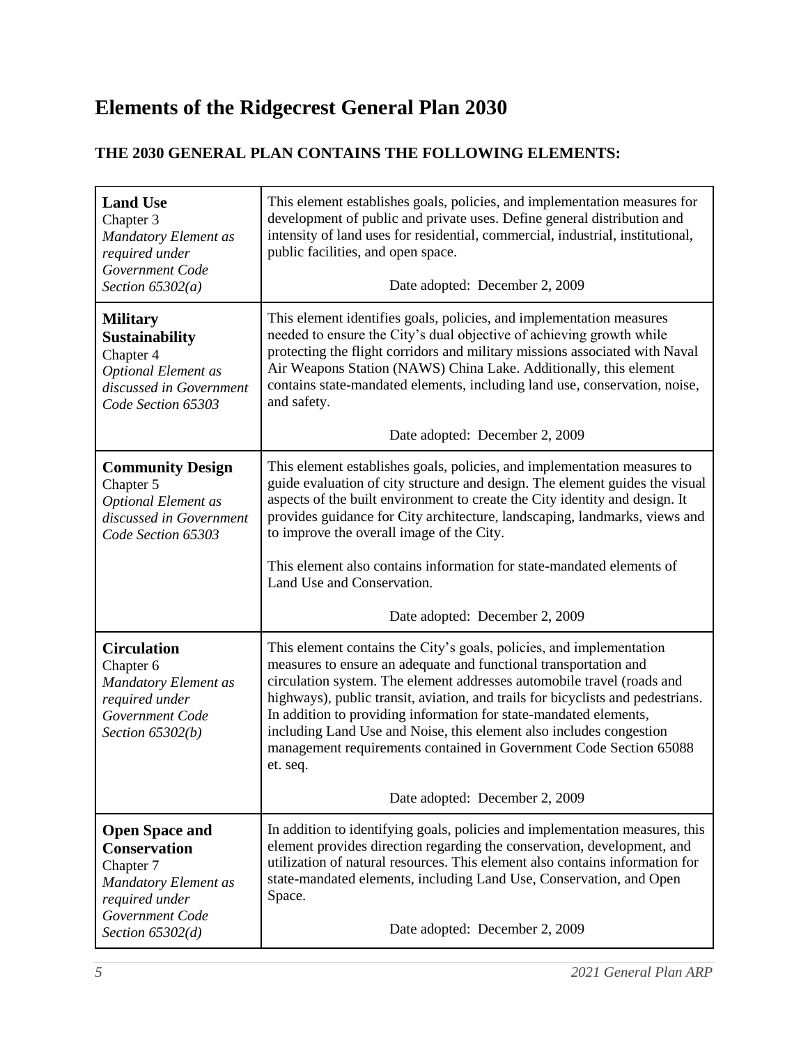# Elements of the Ridgecrest General Plan 2030

## THE 2030 GENERAL PLAN CONTAINS THE FOLLOWING ELEMENTS:

| Element | Description |
|---|---|
| **Land Use**<br>Chapter 3<br>*Mandatory Element as required under Government Code Section 65302(a)* | This element establishes goals, policies, and implementation measures for development of public and private uses. Define general distribution and intensity of land uses for residential, commercial, industrial, institutional, public facilities, and open space.<br><br>Date adopted: December 2, 2009 |
| **Military Sustainability**<br>Chapter 4<br>*Optional Element as discussed in Government Code Section 65303* | This element identifies goals, policies, and implementation measures needed to ensure the City's dual objective of achieving growth while protecting the flight corridors and military missions associated with Naval Air Weapons Station (NAWS) China Lake. Additionally, this element contains state-mandated elements, including land use, conservation, noise, and safety.<br><br>Date adopted: December 2, 2009 |
| **Community Design**<br>Chapter 5<br>*Optional Element as discussed in Government Code Section 65303* | This element establishes goals, policies, and implementation measures to guide evaluation of city structure and design. The element guides the visual aspects of the built environment to create the City identity and design. It provides guidance for City architecture, landscaping, landmarks, views and to improve the overall image of the City.<br><br>This element also contains information for state-mandated elements of Land Use and Conservation.<br><br>Date adopted: December 2, 2009 |
| **Circulation**<br>Chapter 6<br>*Mandatory Element as required under Government Code Section 65302(b)* | This element contains the City's goals, policies, and implementation measures to ensure an adequate and functional transportation and circulation system. The element addresses automobile travel (roads and highways), public transit, aviation, and trails for bicyclists and pedestrians. In addition to providing information for state-mandated elements, including Land Use and Noise, this element also includes congestion management requirements contained in Government Code Section 65088 et. seq.<br><br>Date adopted: December 2, 2009 |
| **Open Space and Conservation**<br>Chapter 7<br>*Mandatory Element as required under Government Code Section 65302(d)* | In addition to identifying goals, policies and implementation measures, this element provides direction regarding the conservation, development, and utilization of natural resources. This element also contains information for state-mandated elements, including Land Use, Conservation, and Open Space.<br><br>Date adopted: December 2, 2009 |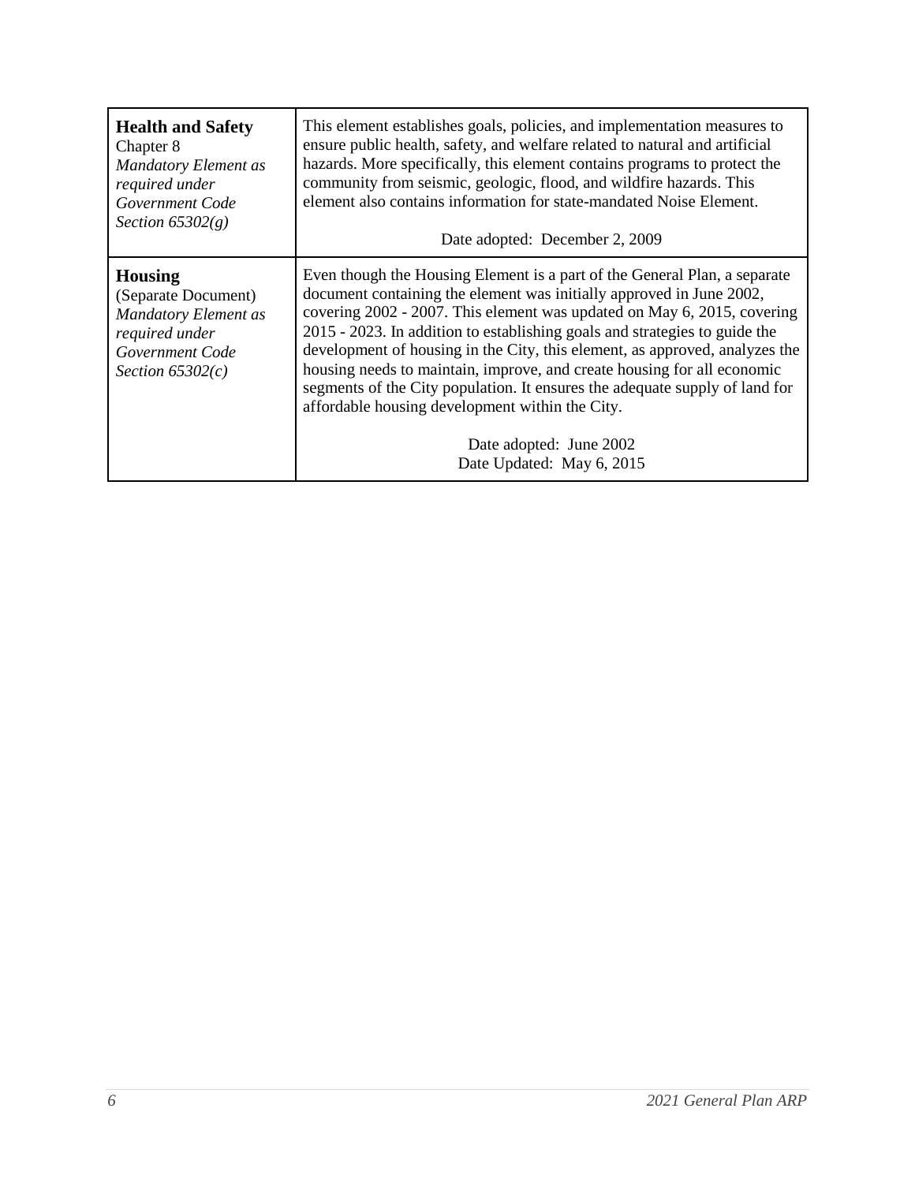| | |
|---|---|
| **Health and Safety**<br>Chapter 8<br>*Mandatory Element as required under Government Code Section 65302(g)* | This element establishes goals, policies, and implementation measures to ensure public health, safety, and welfare related to natural and artificial hazards. More specifically, this element contains programs to protect the community from seismic, geologic, flood, and wildfire hazards. This element also contains information for state-mandated Noise Element.<br><br>Date adopted: December 2, 2009 |
| **Housing**<br>(Separate Document)<br>*Mandatory Element as required under Government Code Section 65302(c)* | Even though the Housing Element is a part of the General Plan, a separate document containing the element was initially approved in June 2002, covering 2002 - 2007. This element was updated on May 6, 2015, covering 2015 - 2023. In addition to establishing goals and strategies to guide the development of housing in the City, this element, as approved, analyzes the housing needs to maintain, improve, and create housing for all economic segments of the City population. It ensures the adequate supply of land for affordable housing development within the City.<br><br>Date adopted: June 2002<br>Date Updated: May 6, 2015 |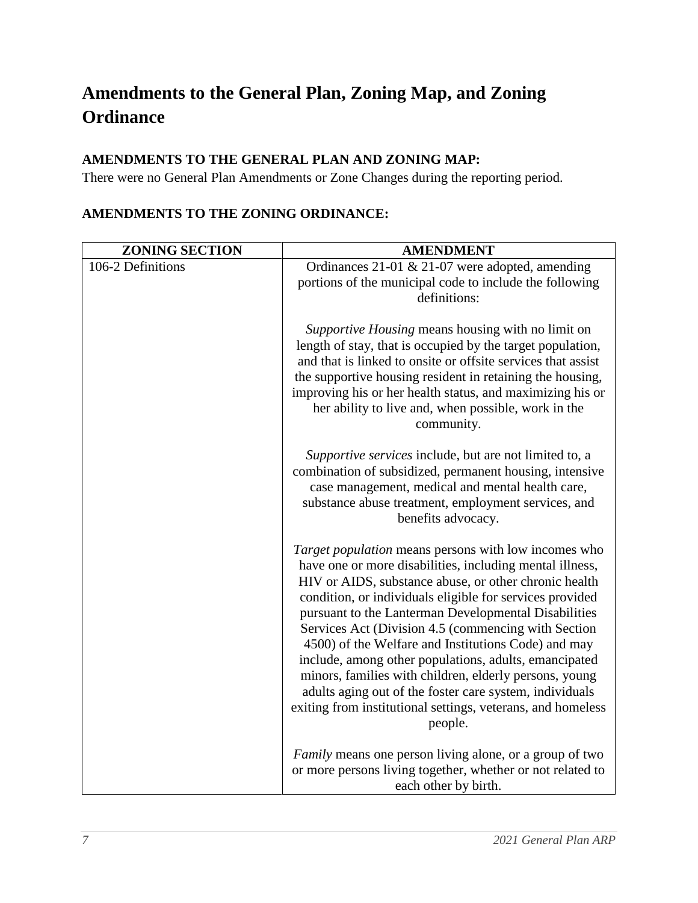# Amendments to the General Plan, Zoning Map, and Zoning Ordinance

### AMENDMENTS TO THE GENERAL PLAN AND ZONING MAP:

There were no General Plan Amendments or Zone Changes during the reporting period.

### AMENDMENTS TO THE ZONING ORDINANCE:

| ZONING SECTION | AMENDMENT |
|---|---|
| 106-2 Definitions | Ordinances 21-01 & 21-07 were adopted, amending portions of the municipal code to include the following definitions:<br><br>*Supportive Housing* means housing with no limit on length of stay, that is occupied by the target population, and that is linked to onsite or offsite services that assist the supportive housing resident in retaining the housing, improving his or her health status, and maximizing his or her ability to live and, when possible, work in the community.<br><br>*Supportive services* include, but are not limited to, a combination of subsidized, permanent housing, intensive case management, medical and mental health care, substance abuse treatment, employment services, and benefits advocacy.<br><br>*Target population* means persons with low incomes who have one or more disabilities, including mental illness, HIV or AIDS, substance abuse, or other chronic health condition, or individuals eligible for services provided pursuant to the Lanterman Developmental Disabilities Services Act (Division 4.5 (commencing with Section 4500) of the Welfare and Institutions Code) and may include, among other populations, adults, emancipated minors, families with children, elderly persons, young adults aging out of the foster care system, individuals exiting from institutional settings, veterans, and homeless people.<br><br>*Family* means one person living alone, or a group of two or more persons living together, whether or not related to each other by birth. |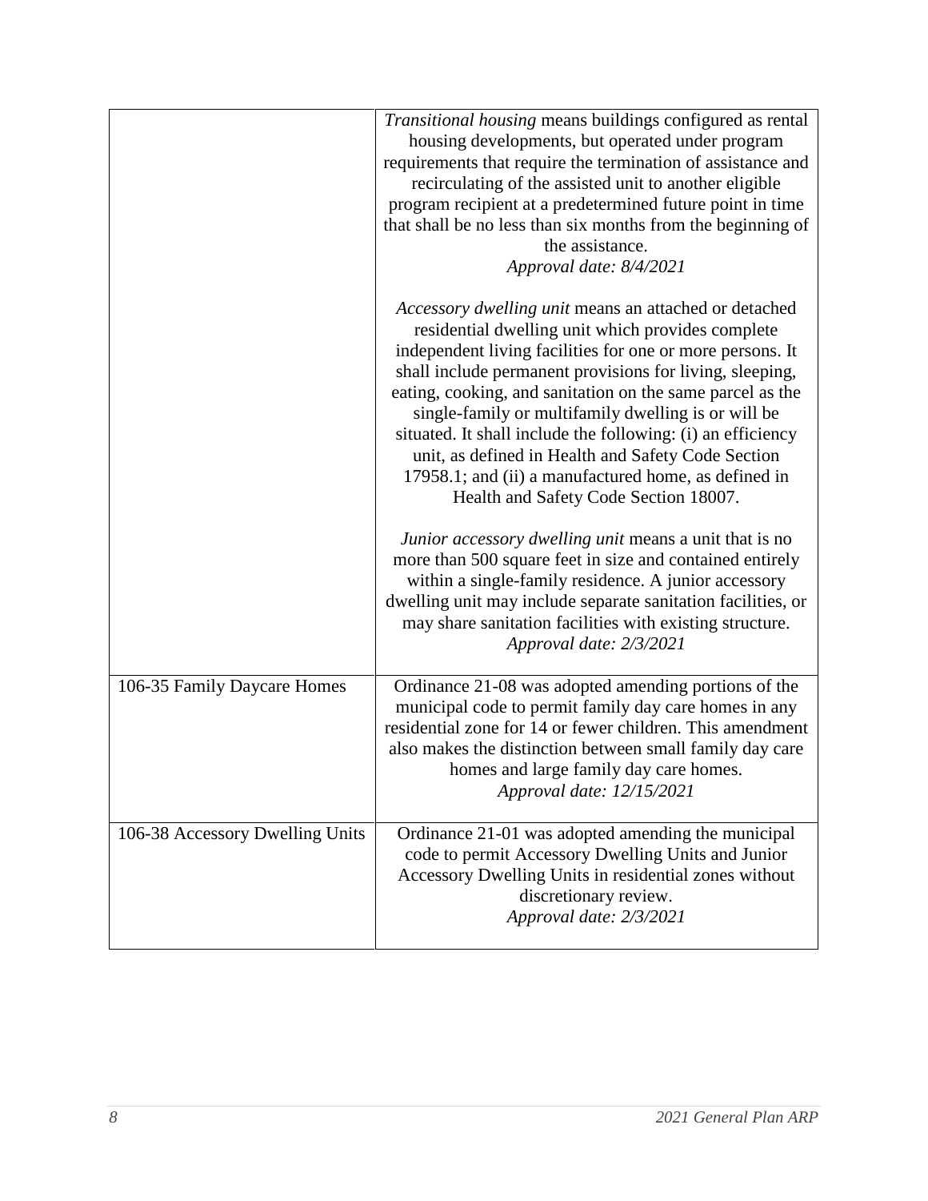| | |
|---|---|
| | *Transitional housing* means buildings configured as rental housing developments, but operated under program requirements that require the termination of assistance and recirculating of the assisted unit to another eligible program recipient at a predetermined future point in time that shall be no less than six months from the beginning of the assistance.<br>*Approval date: 8/4/2021*<br><br>*Accessory dwelling unit* means an attached or detached residential dwelling unit which provides complete independent living facilities for one or more persons. It shall include permanent provisions for living, sleeping, eating, cooking, and sanitation on the same parcel as the single-family or multifamily dwelling is or will be situated. It shall include the following: (i) an efficiency unit, as defined in Health and Safety Code Section 17958.1; and (ii) a manufactured home, as defined in Health and Safety Code Section 18007.<br><br>*Junior accessory dwelling unit* means a unit that is no more than 500 square feet in size and contained entirely within a single-family residence. A junior accessory dwelling unit may include separate sanitation facilities, or may share sanitation facilities with existing structure.<br>*Approval date: 2/3/2021* |
| 106-35 Family Daycare Homes | Ordinance 21-08 was adopted amending portions of the municipal code to permit family day care homes in any residential zone for 14 or fewer children. This amendment also makes the distinction between small family day care homes and large family day care homes.<br>*Approval date: 12/15/2021* |
| 106-38 Accessory Dwelling Units | Ordinance 21-01 was adopted amending the municipal code to permit Accessory Dwelling Units and Junior Accessory Dwelling Units in residential zones without discretionary review.<br>*Approval date: 2/3/2021* |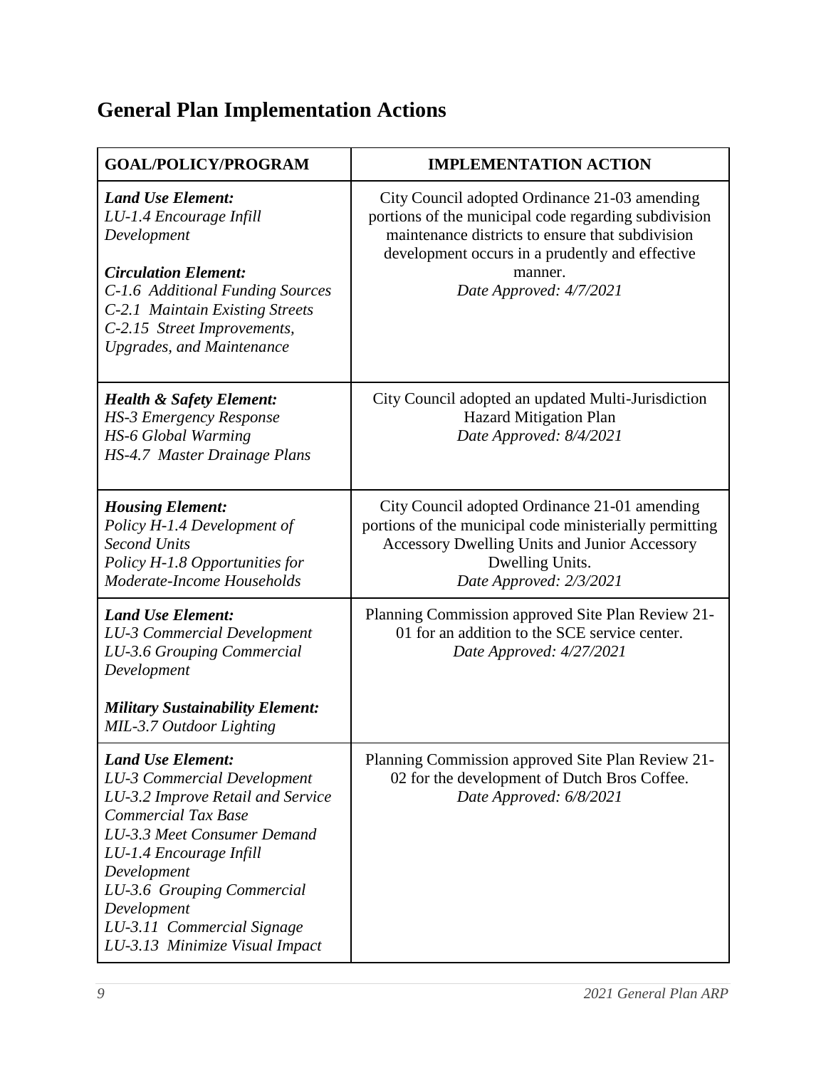## General Plan Implementation Actions

| GOAL/POLICY/PROGRAM | IMPLEMENTATION ACTION |
|---|---|
| ***Land Use Element:***<br>*LU-1.4 Encourage Infill Development*<br><br>***Circulation Element:***<br>*C-1.6 Additional Funding Sources*<br>*C-2.1 Maintain Existing Streets*<br>*C-2.15 Street Improvements, Upgrades, and Maintenance* | City Council adopted Ordinance 21-03 amending portions of the municipal code regarding subdivision maintenance districts to ensure that subdivision development occurs in a prudently and effective manner.<br>*Date Approved: 4/7/2021* |
| ***Health & Safety Element:***<br>*HS-3 Emergency Response*<br>*HS-6 Global Warming*<br>*HS-4.7 Master Drainage Plans* | City Council adopted an updated Multi-Jurisdiction Hazard Mitigation Plan<br>*Date Approved: 8/4/2021* |
| ***Housing Element:***<br>*Policy H-1.4 Development of Second Units*<br>*Policy H-1.8 Opportunities for Moderate-Income Households* | City Council adopted Ordinance 21-01 amending portions of the municipal code ministerially permitting Accessory Dwelling Units and Junior Accessory Dwelling Units.<br>*Date Approved: 2/3/2021* |
| ***Land Use Element:***<br>*LU-3 Commercial Development*<br>*LU-3.6 Grouping Commercial Development*<br><br>***Military Sustainability Element:***<br>*MIL-3.7 Outdoor Lighting* | Planning Commission approved Site Plan Review 21-01 for an addition to the SCE service center.<br>*Date Approved: 4/27/2021* |
| ***Land Use Element:***<br>*LU-3 Commercial Development*<br>*LU-3.2 Improve Retail and Service Commercial Tax Base*<br>*LU-3.3 Meet Consumer Demand*<br>*LU-1.4 Encourage Infill Development*<br>*LU-3.6 Grouping Commercial Development*<br>*LU-3.11 Commercial Signage*<br>*LU-3.13 Minimize Visual Impact* | Planning Commission approved Site Plan Review 21-02 for the development of Dutch Bros Coffee.<br>*Date Approved: 6/8/2021* |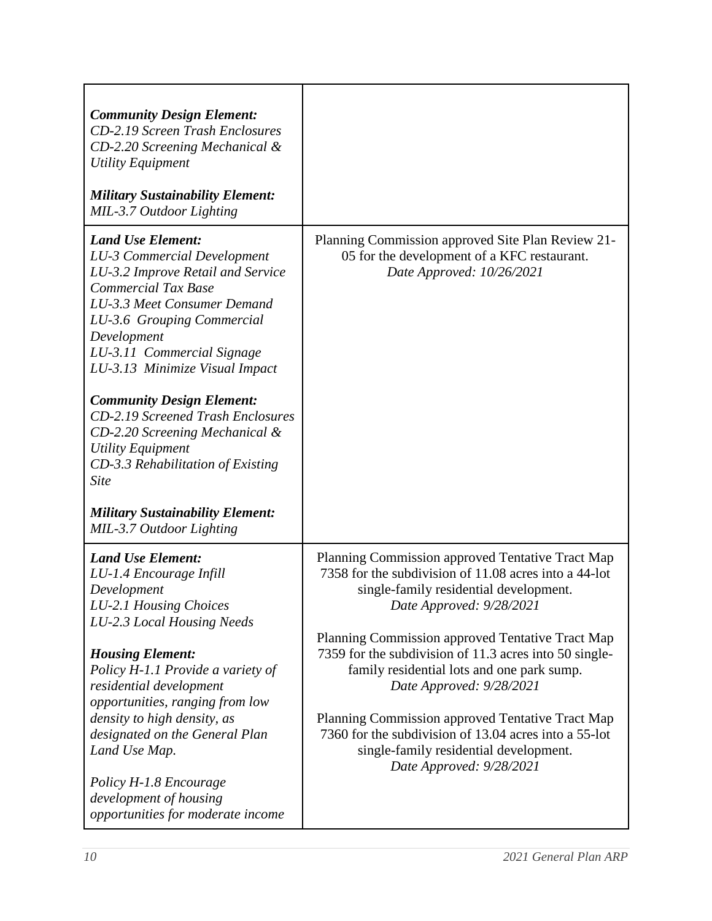| | |
|---|---|
| ***Community Design Element:***<br>*CD-2.19 Screen Trash Enclosures*<br>*CD-2.20 Screening Mechanical & Utility Equipment*<br><br>***Military Sustainability Element:***<br>*MIL-3.7 Outdoor Lighting* | |
| ***Land Use Element:***<br>*LU-3 Commercial Development*<br>*LU-3.2 Improve Retail and Service Commercial Tax Base*<br>*LU-3.3 Meet Consumer Demand*<br>*LU-3.6 Grouping Commercial Development*<br>*LU-3.11 Commercial Signage*<br>*LU-3.13 Minimize Visual Impact*<br><br>***Community Design Element:***<br>*CD-2.19 Screened Trash Enclosures*<br>*CD-2.20 Screening Mechanical & Utility Equipment*<br>*CD-3.3 Rehabilitation of Existing Site*<br><br>***Military Sustainability Element:***<br>*MIL-3.7 Outdoor Lighting* | Planning Commission approved Site Plan Review 21-05 for the development of a KFC restaurant.<br>*Date Approved: 10/26/2021* |
| ***Land Use Element:***<br>*LU-1.4 Encourage Infill Development*<br>*LU-2.1 Housing Choices*<br>*LU-2.3 Local Housing Needs*<br><br>***Housing Element:***<br>*Policy H-1.1 Provide a variety of residential development opportunities, ranging from low density to high density, as designated on the General Plan Land Use Map.*<br><br>*Policy H-1.8 Encourage development of housing opportunities for moderate income* | Planning Commission approved Tentative Tract Map 7358 for the subdivision of 11.08 acres into a 44-lot single-family residential development.<br>*Date Approved: 9/28/2021*<br><br>Planning Commission approved Tentative Tract Map 7359 for the subdivision of 11.3 acres into 50 single-family residential lots and one park sump.<br>*Date Approved: 9/28/2021*<br><br>Planning Commission approved Tentative Tract Map 7360 for the subdivision of 13.04 acres into a 55-lot single-family residential development.<br>*Date Approved: 9/28/2021* |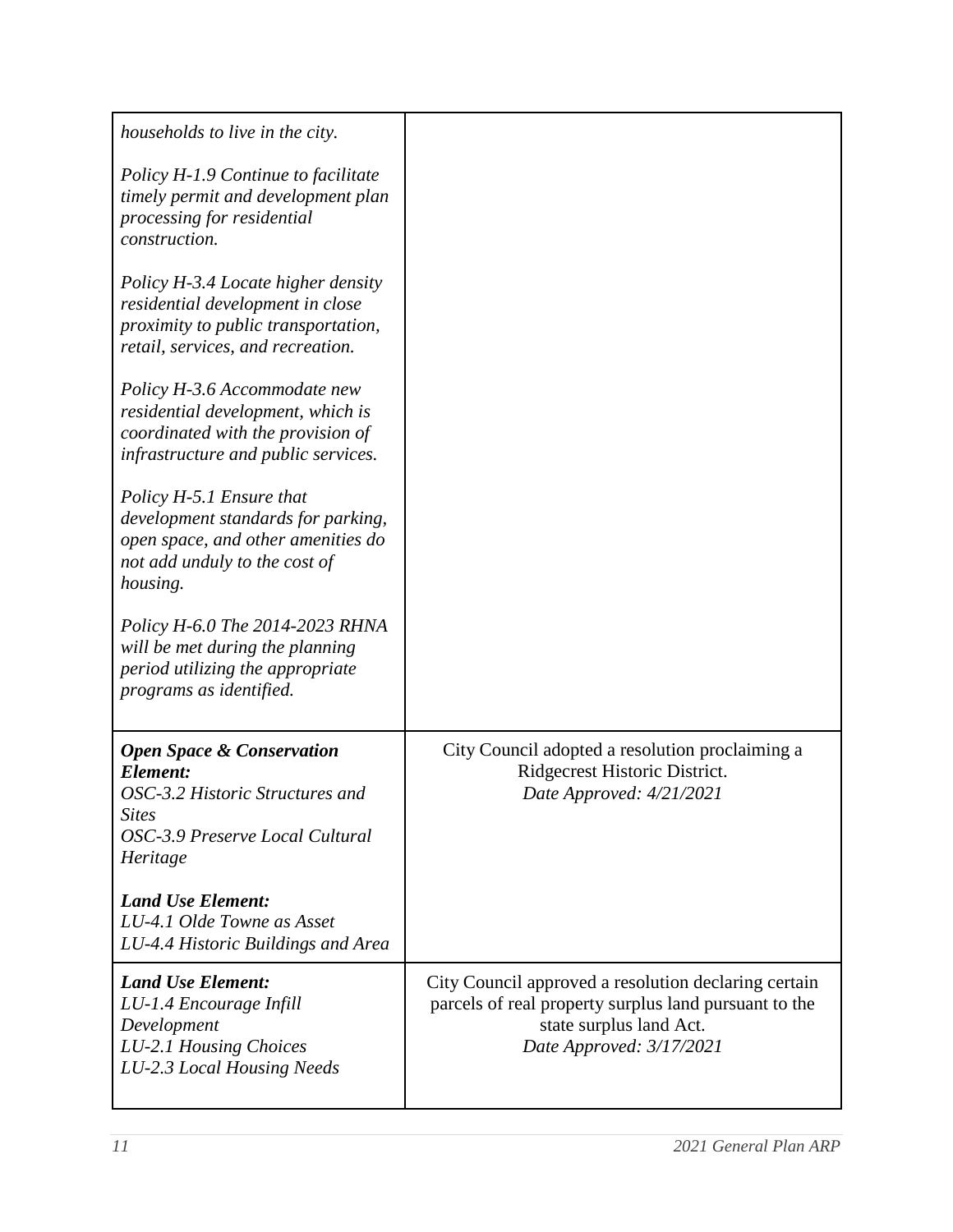| | |
|---|---|
| *households to live in the city.*<br><br>*Policy H-1.9 Continue to facilitate timely permit and development plan processing for residential construction.*<br><br>*Policy H-3.4 Locate higher density residential development in close proximity to public transportation, retail, services, and recreation.*<br><br>*Policy H-3.6 Accommodate new residential development, which is coordinated with the provision of infrastructure and public services.*<br><br>*Policy H-5.1 Ensure that development standards for parking, open space, and other amenities do not add unduly to the cost of housing.*<br><br>*Policy H-6.0 The 2014-2023 RHNA will be met during the planning period utilizing the appropriate programs as identified.* | |
| ***Open Space & Conservation Element:***<br>*OSC-3.2 Historic Structures and Sites*<br>*OSC-3.9 Preserve Local Cultural Heritage*<br><br>***Land Use Element:***<br>*LU-4.1 Olde Towne as Asset*<br>*LU-4.4 Historic Buildings and Area* | City Council adopted a resolution proclaiming a Ridgecrest Historic District.<br>*Date Approved: 4/21/2021* |
| ***Land Use Element:***<br>*LU-1.4 Encourage Infill Development*<br>*LU-2.1 Housing Choices*<br>*LU-2.3 Local Housing Needs* | City Council approved a resolution declaring certain parcels of real property surplus land pursuant to the state surplus land Act.<br>*Date Approved: 3/17/2021* |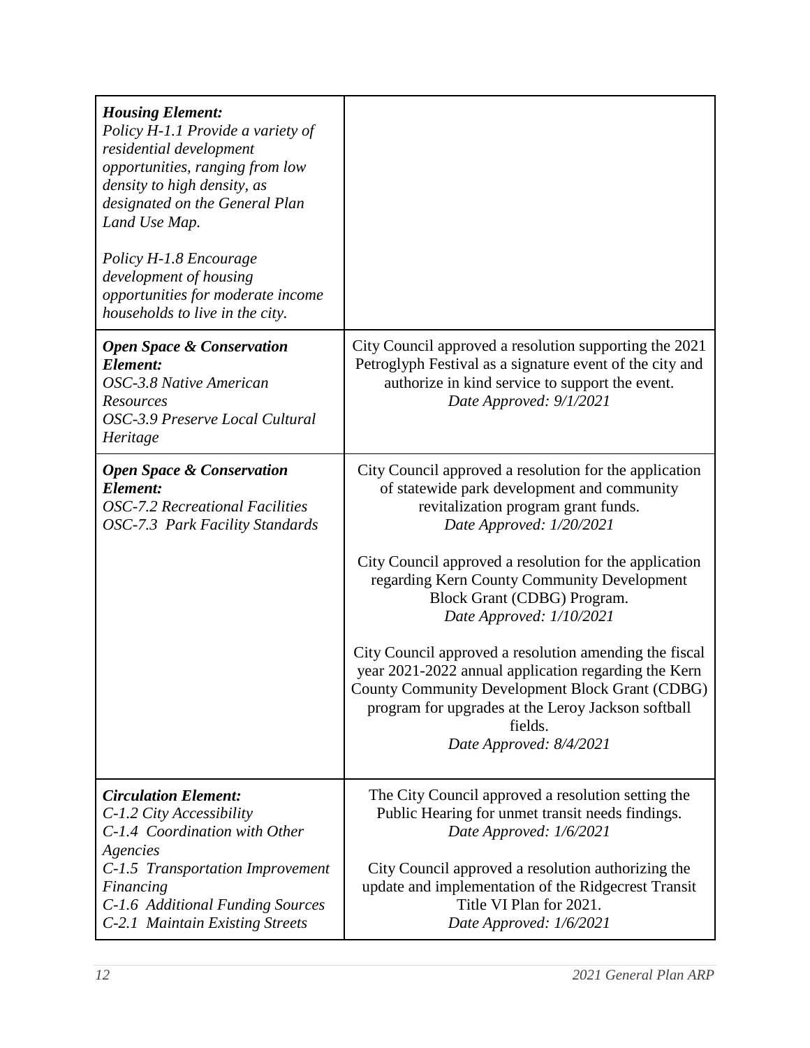| | |
|---|---|
| ***Housing Element:***<br>*Policy H-1.1 Provide a variety of residential development opportunities, ranging from low density to high density, as designated on the General Plan Land Use Map.*<br><br>*Policy H-1.8 Encourage development of housing opportunities for moderate income households to live in the city.* | |
| ***Open Space & Conservation Element:***<br>*OSC-3.8 Native American Resources*<br>*OSC-3.9 Preserve Local Cultural Heritage* | City Council approved a resolution supporting the 2021 Petroglyph Festival as a signature event of the city and authorize in kind service to support the event.<br>*Date Approved: 9/1/2021* |
| ***Open Space & Conservation Element:***<br>*OSC-7.2 Recreational Facilities*<br>*OSC-7.3 Park Facility Standards* | City Council approved a resolution for the application of statewide park development and community revitalization program grant funds.<br>*Date Approved: 1/20/2021*<br><br>City Council approved a resolution for the application regarding Kern County Community Development Block Grant (CDBG) Program.<br>*Date Approved: 1/10/2021*<br><br>City Council approved a resolution amending the fiscal year 2021-2022 annual application regarding the Kern County Community Development Block Grant (CDBG) program for upgrades at the Leroy Jackson softball fields.<br>*Date Approved: 8/4/2021* |
| ***Circulation Element:***<br>*C-1.2 City Accessibility*<br>*C-1.4 Coordination with Other Agencies*<br>*C-1.5 Transportation Improvement Financing*<br>*C-1.6 Additional Funding Sources*<br>*C-2.1 Maintain Existing Streets* | The City Council approved a resolution setting the Public Hearing for unmet transit needs findings.<br>*Date Approved: 1/6/2021*<br><br>City Council approved a resolution authorizing the update and implementation of the Ridgecrest Transit Title VI Plan for 2021.<br>*Date Approved: 1/6/2021* |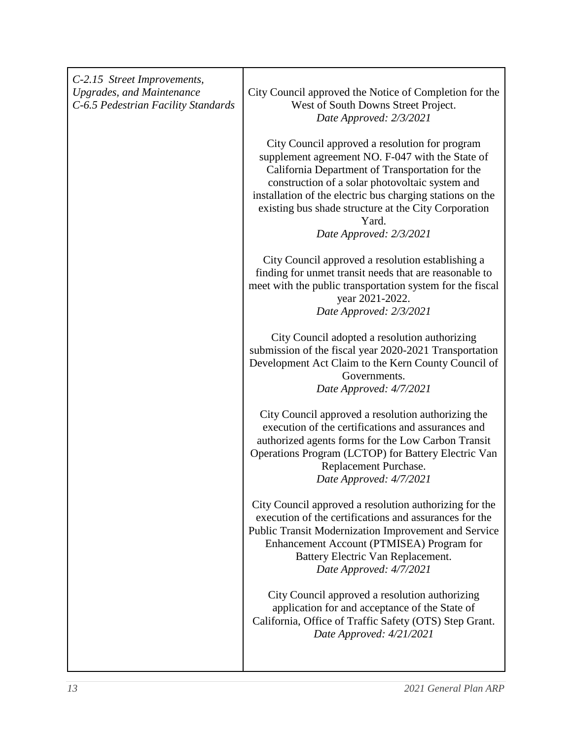| | |
|---|---|
| *C-2.15 Street Improvements, Upgrades, and Maintenance*<br>*C-6.5 Pedestrian Facility Standards* | City Council approved the Notice of Completion for the West of South Downs Street Project.<br>*Date Approved: 2/3/2021*<br><br>City Council approved a resolution for program supplement agreement NO. F-047 with the State of California Department of Transportation for the construction of a solar photovoltaic system and installation of the electric bus charging stations on the existing bus shade structure at the City Corporation Yard.<br>*Date Approved: 2/3/2021*<br><br>City Council approved a resolution establishing a finding for unmet transit needs that are reasonable to meet with the public transportation system for the fiscal year 2021-2022.<br>*Date Approved: 2/3/2021*<br><br>City Council adopted a resolution authorizing submission of the fiscal year 2020-2021 Transportation Development Act Claim to the Kern County Council of Governments.<br>*Date Approved: 4/7/2021*<br><br>City Council approved a resolution authorizing the execution of the certifications and assurances and authorized agents forms for the Low Carbon Transit Operations Program (LCTOP) for Battery Electric Van Replacement Purchase.<br>*Date Approved: 4/7/2021*<br><br>City Council approved a resolution authorizing for the execution of the certifications and assurances for the Public Transit Modernization Improvement and Service Enhancement Account (PTMISEA) Program for Battery Electric Van Replacement.<br>*Date Approved: 4/7/2021*<br><br>City Council approved a resolution authorizing application for and acceptance of the State of California, Office of Traffic Safety (OTS) Step Grant.<br>*Date Approved: 4/21/2021* |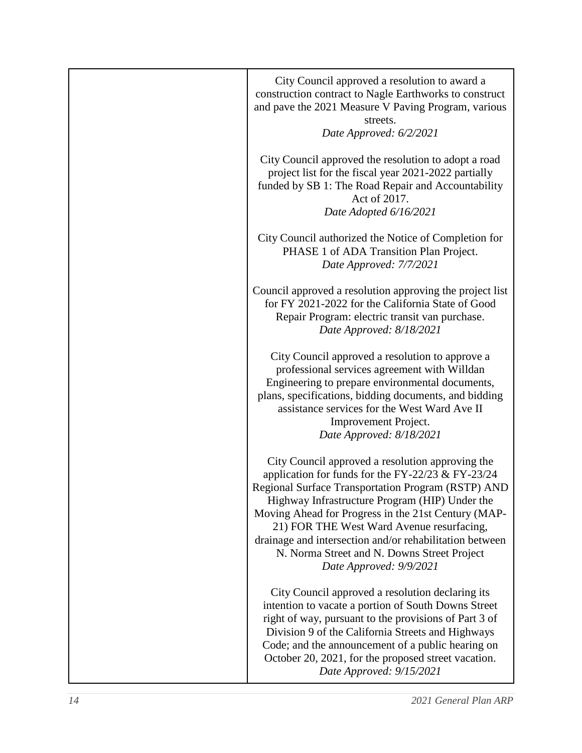| | |
|---|---|
| | City Council approved a resolution to award a construction contract to Nagle Earthworks to construct and pave the 2021 Measure V Paving Program, various streets.<br>*Date Approved: 6/2/2021*<br><br>City Council approved the resolution to adopt a road project list for the fiscal year 2021-2022 partially funded by SB 1: The Road Repair and Accountability Act of 2017.<br>*Date Adopted 6/16/2021*<br><br>City Council authorized the Notice of Completion for PHASE 1 of ADA Transition Plan Project.<br>*Date Approved: 7/7/2021*<br><br>Council approved a resolution approving the project list for FY 2021-2022 for the California State of Good Repair Program: electric transit van purchase.<br>*Date Approved: 8/18/2021*<br><br>City Council approved a resolution to approve a professional services agreement with Willdan Engineering to prepare environmental documents, plans, specifications, bidding documents, and bidding assistance services for the West Ward Ave II Improvement Project.<br>*Date Approved: 8/18/2021*<br><br>City Council approved a resolution approving the application for funds for the FY-22/23 & FY-23/24 Regional Surface Transportation Program (RSTP) AND Highway Infrastructure Program (HIP) Under the Moving Ahead for Progress in the 21st Century (MAP-21) FOR THE West Ward Avenue resurfacing, drainage and intersection and/or rehabilitation between N. Norma Street and N. Downs Street Project<br>*Date Approved: 9/9/2021*<br><br>City Council approved a resolution declaring its intention to vacate a portion of South Downs Street right of way, pursuant to the provisions of Part 3 of Division 9 of the California Streets and Highways Code; and the announcement of a public hearing on October 20, 2021, for the proposed street vacation.<br>*Date Approved: 9/15/2021* |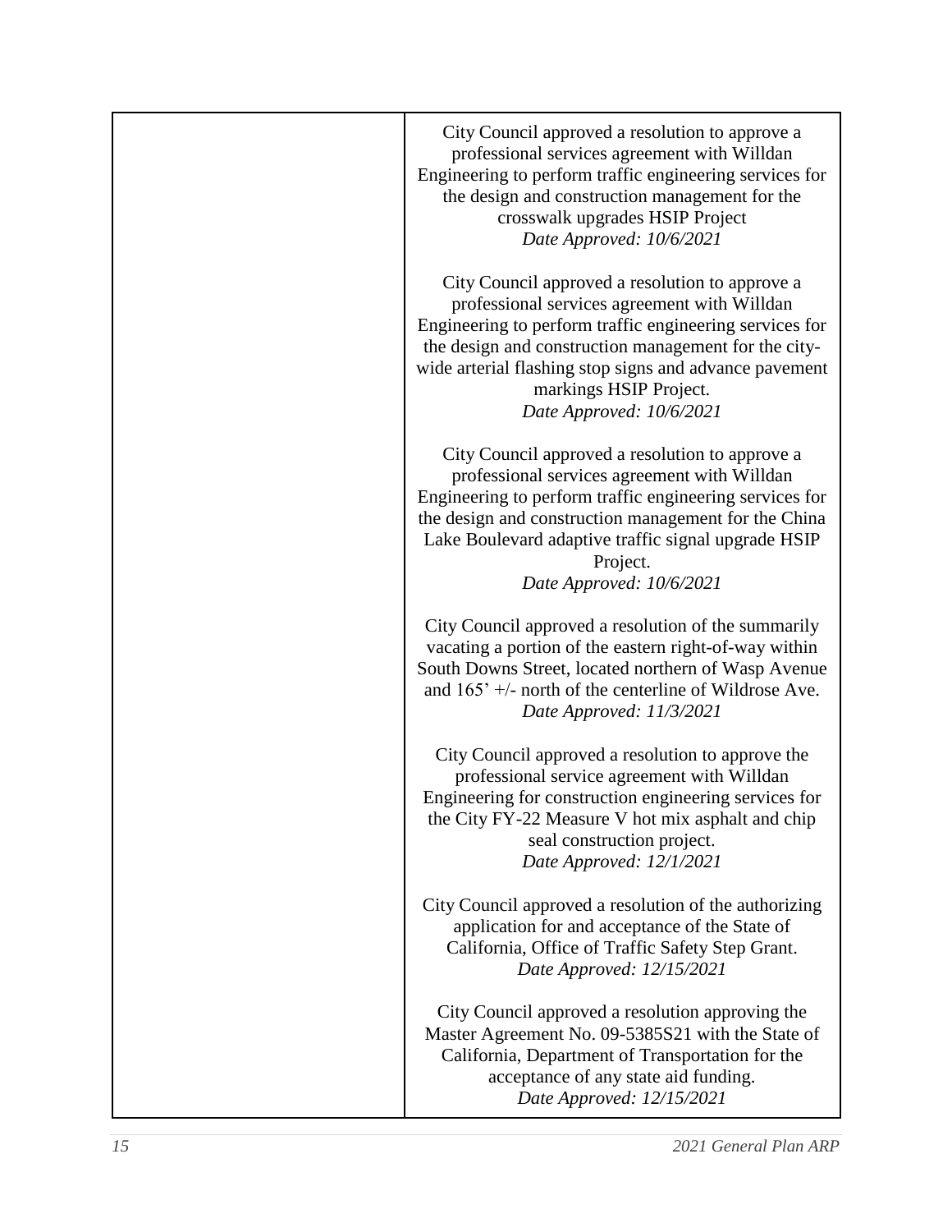|  |  |
| --- | --- |
|  | City Council approved a resolution to approve a professional services agreement with Willdan Engineering to perform traffic engineering services for the design and construction management for the crosswalk upgrades HSIP Project<br>*Date Approved: 10/6/2021*<br><br>City Council approved a resolution to approve a professional services agreement with Willdan Engineering to perform traffic engineering services for the design and construction management for the city-wide arterial flashing stop signs and advance pavement markings HSIP Project.<br>*Date Approved: 10/6/2021*<br><br>City Council approved a resolution to approve a professional services agreement with Willdan Engineering to perform traffic engineering services for the design and construction management for the China Lake Boulevard adaptive traffic signal upgrade HSIP Project.<br>*Date Approved: 10/6/2021*<br><br>City Council approved a resolution of the summarily vacating a portion of the eastern right-of-way within South Downs Street, located northern of Wasp Avenue and 165' +/- north of the centerline of Wildrose Ave.<br>*Date Approved: 11/3/2021*<br><br>City Council approved a resolution to approve the professional service agreement with Willdan Engineering for construction engineering services for the City FY-22 Measure V hot mix asphalt and chip seal construction project.<br>*Date Approved: 12/1/2021*<br><br>City Council approved a resolution of the authorizing application for and acceptance of the State of California, Office of Traffic Safety Step Grant.<br>*Date Approved: 12/15/2021*<br><br>City Council approved a resolution approving the Master Agreement No. 09-5385S21 with the State of California, Department of Transportation for the acceptance of any state aid funding.<br>*Date Approved: 12/15/2021* |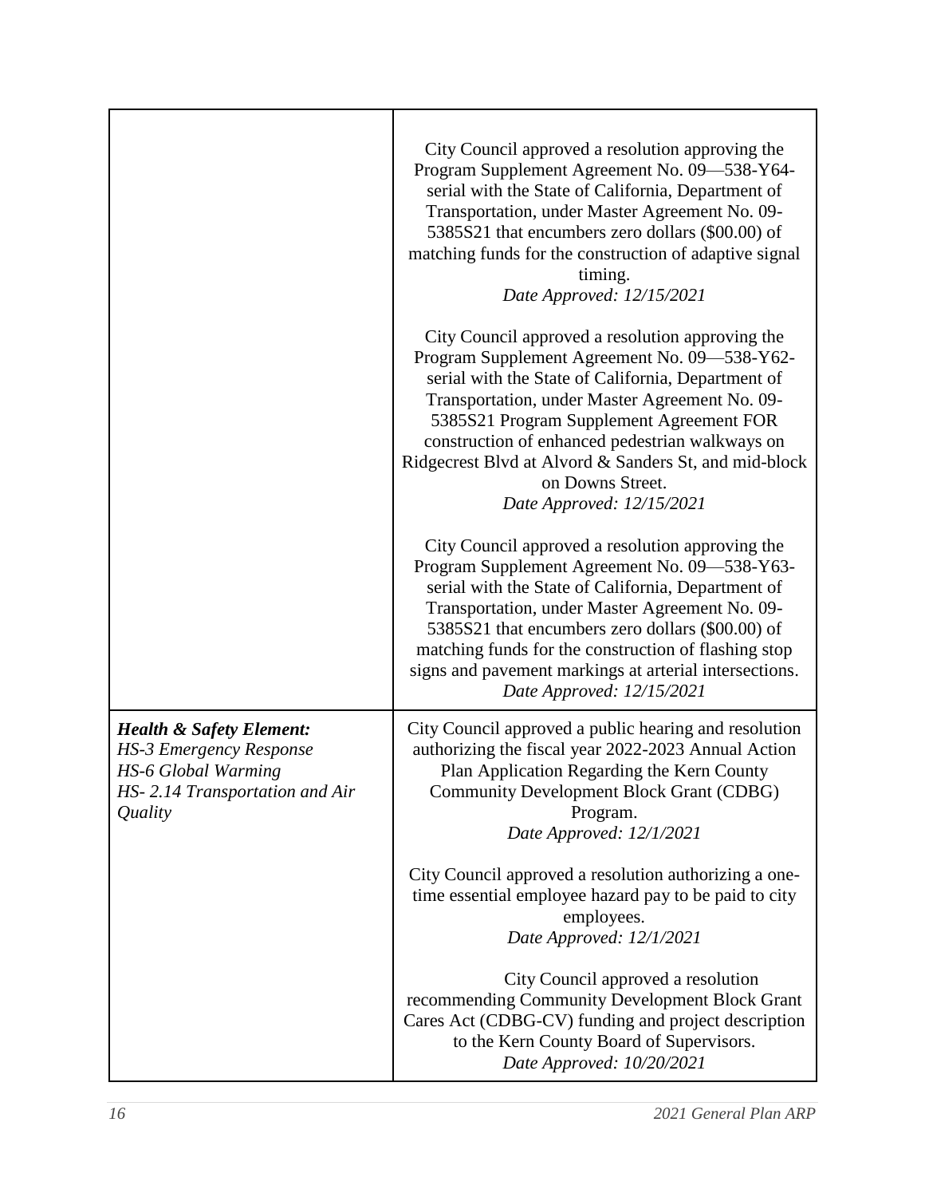| | |
|---|---|
| | City Council approved a resolution approving the Program Supplement Agreement No. 09—538-Y64-serial with the State of California, Department of Transportation, under Master Agreement No. 09-5385S21 that encumbers zero dollars ($00.00) of matching funds for the construction of adaptive signal timing.<br>*Date Approved: 12/15/2021*<br><br>City Council approved a resolution approving the Program Supplement Agreement No. 09—538-Y62-serial with the State of California, Department of Transportation, under Master Agreement No. 09-5385S21 Program Supplement Agreement FOR construction of enhanced pedestrian walkways on Ridgecrest Blvd at Alvord & Sanders St, and mid-block on Downs Street.<br>*Date Approved: 12/15/2021*<br><br>City Council approved a resolution approving the Program Supplement Agreement No. 09—538-Y63-serial with the State of California, Department of Transportation, under Master Agreement No. 09-5385S21 that encumbers zero dollars ($00.00) of matching funds for the construction of flashing stop signs and pavement markings at arterial intersections.<br>*Date Approved: 12/15/2021* |
| ***Health & Safety Element:***<br>*HS-3 Emergency Response*<br>*HS-6 Global Warming*<br>*HS- 2.14 Transportation and Air Quality* | City Council approved a public hearing and resolution authorizing the fiscal year 2022-2023 Annual Action Plan Application Regarding the Kern County Community Development Block Grant (CDBG) Program.<br>*Date Approved: 12/1/2021*<br><br>City Council approved a resolution authorizing a one-time essential employee hazard pay to be paid to city employees.<br>*Date Approved: 12/1/2021*<br><br>City Council approved a resolution recommending Community Development Block Grant Cares Act (CDBG-CV) funding and project description to the Kern County Board of Supervisors.<br>*Date Approved: 10/20/2021* |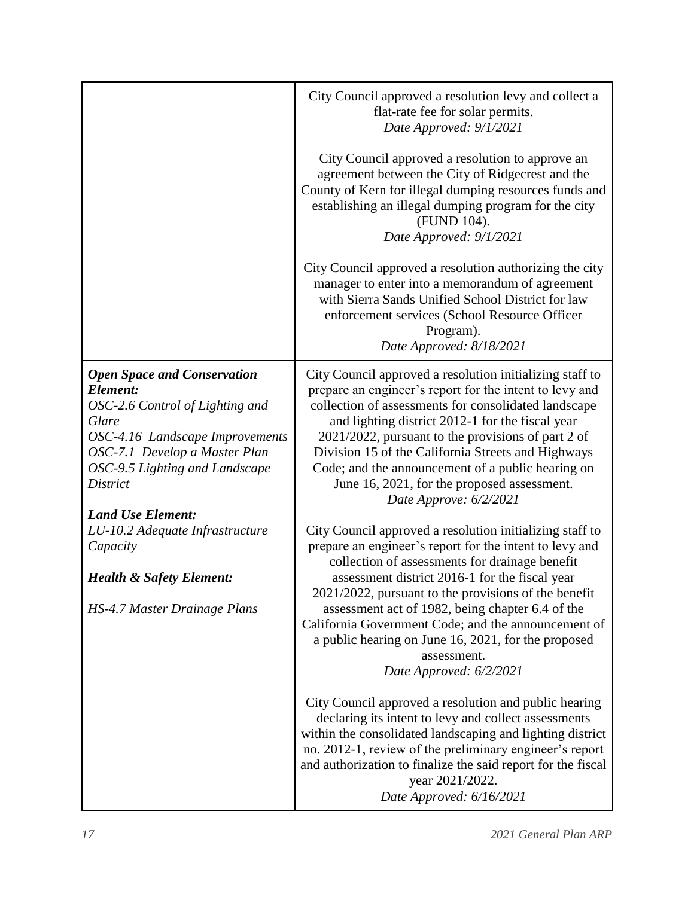| | |
|---|---|
| | City Council approved a resolution levy and collect a flat-rate fee for solar permits.<br>*Date Approved: 9/1/2021*<br><br>City Council approved a resolution to approve an agreement between the City of Ridgecrest and the County of Kern for illegal dumping resources funds and establishing an illegal dumping program for the city (FUND 104).<br>*Date Approved: 9/1/2021*<br><br>City Council approved a resolution authorizing the city manager to enter into a memorandum of agreement with Sierra Sands Unified School District for law enforcement services (School Resource Officer Program).<br>*Date Approved: 8/18/2021* |
| ***Open Space and Conservation Element:***<br>*OSC-2.6 Control of Lighting and Glare*<br>*OSC-4.16 Landscape Improvements*<br>*OSC-7.1 Develop a Master Plan*<br>*OSC-9.5 Lighting and Landscape District*<br><br>***Land Use Element:***<br>*LU-10.2 Adequate Infrastructure Capacity*<br><br>***Health & Safety Element:***<br><br>*HS-4.7 Master Drainage Plans* | City Council approved a resolution initializing staff to prepare an engineer's report for the intent to levy and collection of assessments for consolidated landscape and lighting district 2012-1 for the fiscal year 2021/2022, pursuant to the provisions of part 2 of Division 15 of the California Streets and Highways Code; and the announcement of a public hearing on June 16, 2021, for the proposed assessment.<br>*Date Approve: 6/2/2021*<br><br>City Council approved a resolution initializing staff to prepare an engineer's report for the intent to levy and collection of assessments for drainage benefit assessment district 2016-1 for the fiscal year 2021/2022, pursuant to the provisions of the benefit assessment act of 1982, being chapter 6.4 of the California Government Code; and the announcement of a public hearing on June 16, 2021, for the proposed assessment.<br>*Date Approved: 6/2/2021*<br><br>City Council approved a resolution and public hearing declaring its intent to levy and collect assessments within the consolidated landscaping and lighting district no. 2012-1, review of the preliminary engineer's report and authorization to finalize the said report for the fiscal year 2021/2022.<br>*Date Approved: 6/16/2021* |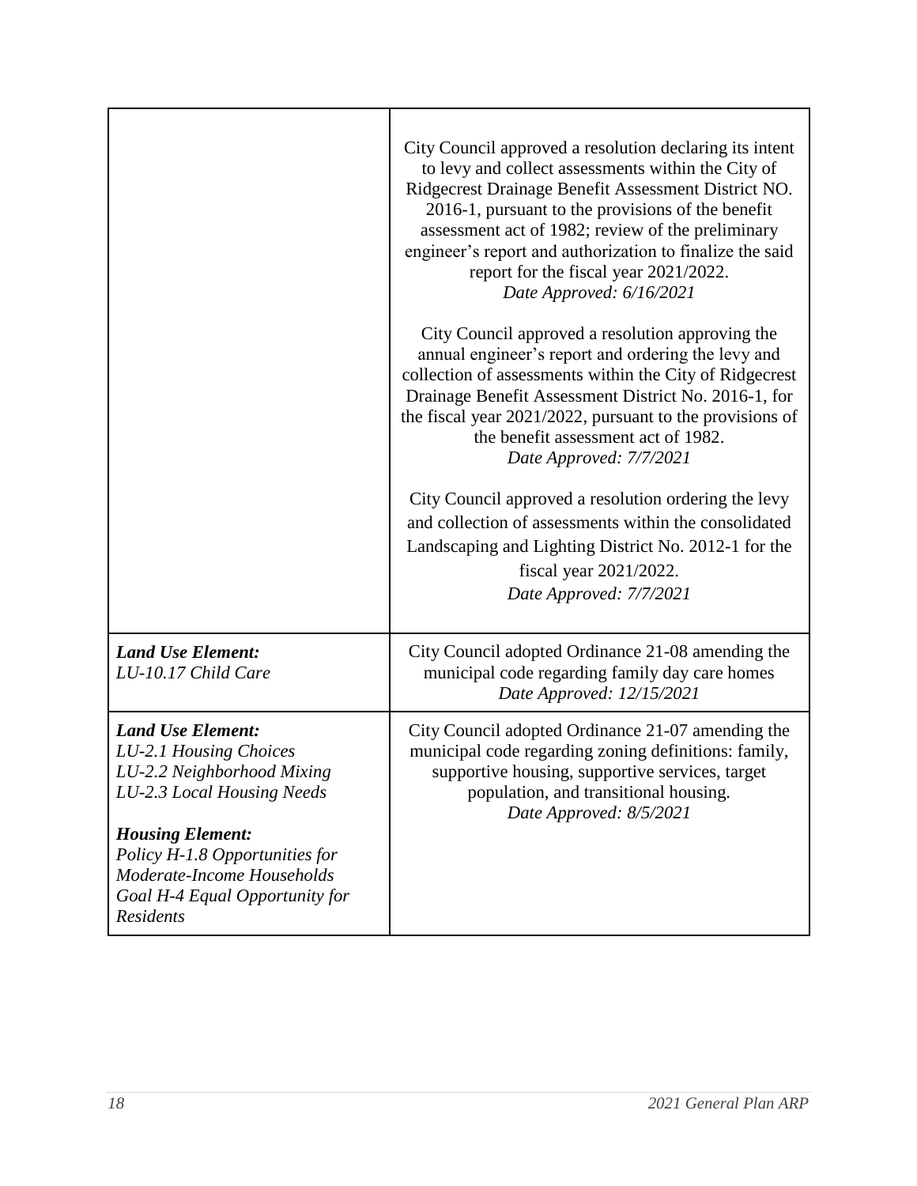| | |
|---|---|
| | City Council approved a resolution declaring its intent to levy and collect assessments within the City of Ridgecrest Drainage Benefit Assessment District NO. 2016-1, pursuant to the provisions of the benefit assessment act of 1982; review of the preliminary engineer's report and authorization to finalize the said report for the fiscal year 2021/2022.<br>*Date Approved: 6/16/2021*<br><br>City Council approved a resolution approving the annual engineer's report and ordering the levy and collection of assessments within the City of Ridgecrest Drainage Benefit Assessment District No. 2016-1, for the fiscal year 2021/2022, pursuant to the provisions of the benefit assessment act of 1982.<br>*Date Approved: 7/7/2021*<br><br>City Council approved a resolution ordering the levy and collection of assessments within the consolidated Landscaping and Lighting District No. 2012-1 for the fiscal year 2021/2022.<br>*Date Approved: 7/7/2021* |
| ***Land Use Element:***<br>*LU-10.17 Child Care* | City Council adopted Ordinance 21-08 amending the municipal code regarding family day care homes<br>*Date Approved: 12/15/2021* |
| ***Land Use Element:***<br>*LU-2.1 Housing Choices*<br>*LU-2.2 Neighborhood Mixing*<br>*LU-2.3 Local Housing Needs*<br><br>***Housing Element:***<br>*Policy H-1.8 Opportunities for Moderate-Income Households*<br>*Goal H-4 Equal Opportunity for Residents* | City Council adopted Ordinance 21-07 amending the municipal code regarding zoning definitions: family, supportive housing, supportive services, target population, and transitional housing.<br>*Date Approved: 8/5/2021* |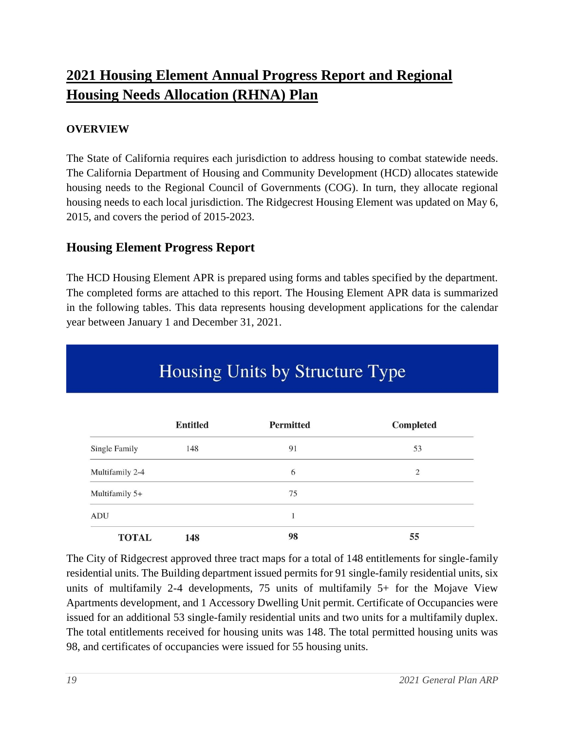# 2021 Housing Element Annual Progress Report and Regional Housing Needs Allocation (RHNA) Plan

**OVERVIEW**

The State of California requires each jurisdiction to address housing to combat statewide needs. The California Department of Housing and Community Development (HCD) allocates statewide housing needs to the Regional Council of Governments (COG). In turn, they allocate regional housing needs to each local jurisdiction. The Ridgecrest Housing Element was updated on May 6, 2015, and covers the period of 2015-2023.

## Housing Element Progress Report

The HCD Housing Element APR is prepared using forms and tables specified by the department. The completed forms are attached to this report. The Housing Element APR data is summarized in the following tables. This data represents housing development applications for the calendar year between January 1 and December 31, 2021.

**Housing Units by Structure Type**

| | Entitled | Permitted | Completed |
|---|---|---|---|
| Single Family | 148 | 91 | 53 |
| Multifamily 2-4 | | 6 | 2 |
| Multifamily 5+ | | 75 | |
| ADU | | 1 | |
| **TOTAL** | **148** | **98** | **55** |

The City of Ridgecrest approved three tract maps for a total of 148 entitlements for single-family residential units. The Building department issued permits for 91 single-family residential units, six units of multifamily 2-4 developments, 75 units of multifamily 5+ for the Mojave View Apartments development, and 1 Accessory Dwelling Unit permit. Certificate of Occupancies were issued for an additional 53 single-family residential units and two units for a multifamily duplex. The total entitlements received for housing units was 148. The total permitted housing units was 98, and certificates of occupancies were issued for 55 housing units.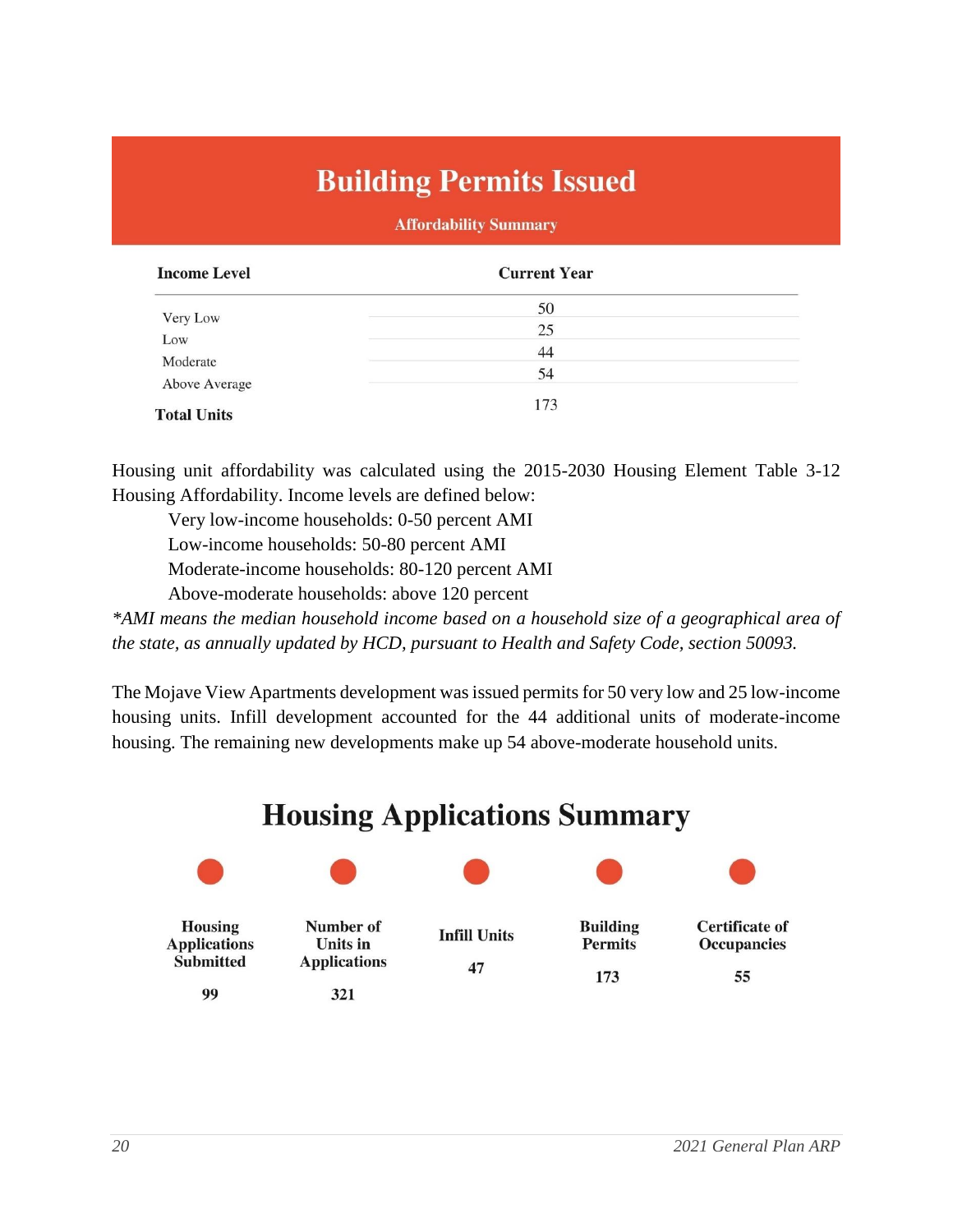# Building Permits Issued

**Affordability Summary**

| Income Level | Current Year |
|---|---|
| Very Low | 50 |
| Low | 25 |
| Moderate | 44 |
| Above Average | 54 |
| **Total Units** | 173 |

Housing unit affordability was calculated using the 2015-2030 Housing Element Table 3-12 Housing Affordability. Income levels are defined below:

Very low-income households: 0-50 percent AMI
Low-income households: 50-80 percent AMI
Moderate-income households: 80-120 percent AMI
Above-moderate households: above 120 percent

*\*AMI means the median household income based on a household size of a geographical area of the state, as annually updated by HCD, pursuant to Health and Safety Code, section 50093.*

The Mojave View Apartments development was issued permits for 50 very low and 25 low-income housing units. Infill development accounted for the 44 additional units of moderate-income housing. The remaining new developments make up 54 above-moderate household units.

# Housing Applications Summary

| Housing Applications Submitted | Number of Units in Applications | Infill Units | Building Permits | Certificate of Occupancies |
|---|---|---|---|---|
| 99 | 321 | 47 | 173 | 55 |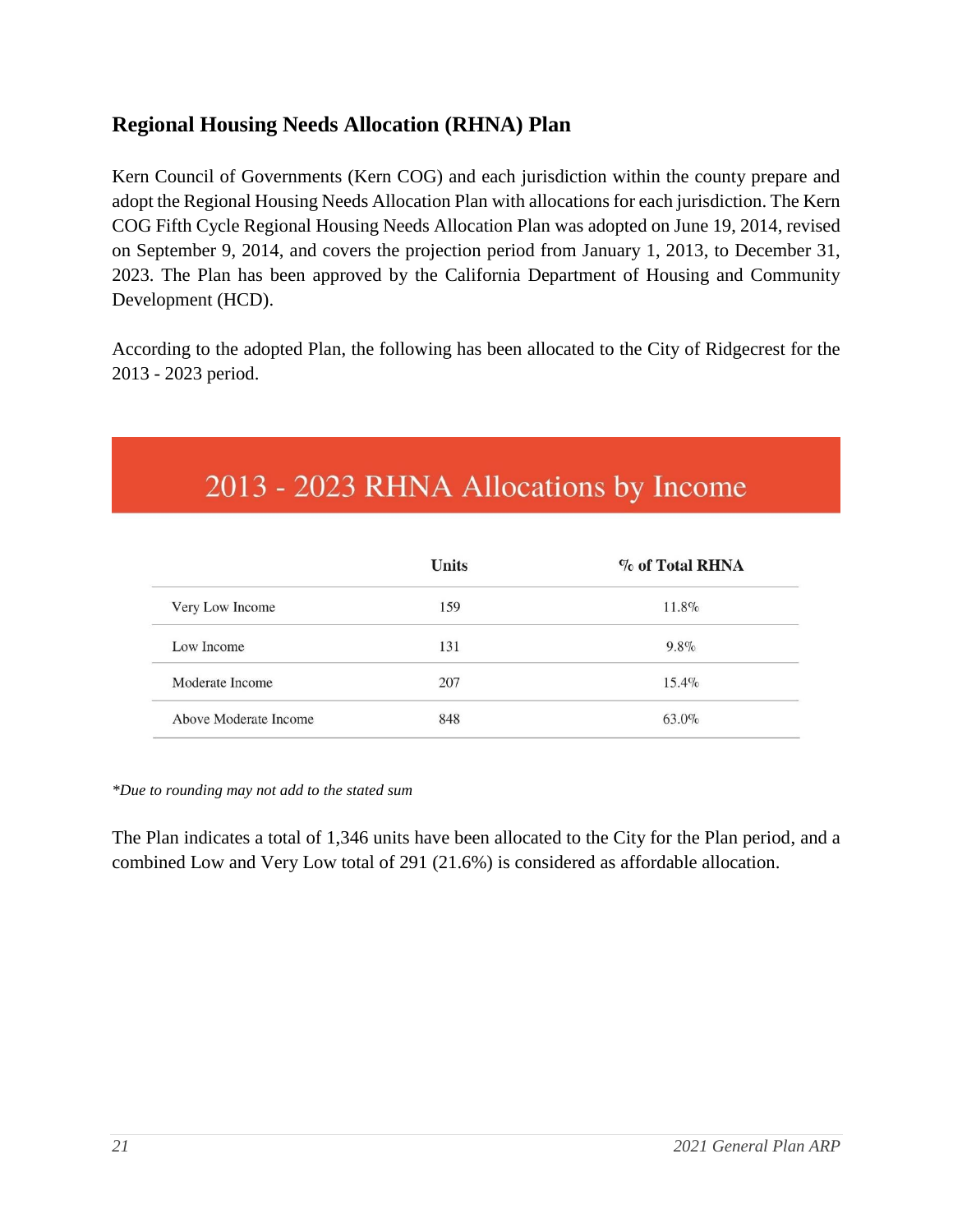## Regional Housing Needs Allocation (RHNA) Plan

Kern Council of Governments (Kern COG) and each jurisdiction within the county prepare and adopt the Regional Housing Needs Allocation Plan with allocations for each jurisdiction. The Kern COG Fifth Cycle Regional Housing Needs Allocation Plan was adopted on June 19, 2014, revised on September 9, 2014, and covers the projection period from January 1, 2013, to December 31, 2023. The Plan has been approved by the California Department of Housing and Community Development (HCD).

According to the adopted Plan, the following has been allocated to the City of Ridgecrest for the 2013 - 2023 period.

### 2013 - 2023 RHNA Allocations by Income

| | Units | % of Total RHNA |
|---|---|---|
| Very Low Income | 159 | 11.8% |
| Low Income | 131 | 9.8% |
| Moderate Income | 207 | 15.4% |
| Above Moderate Income | 848 | 63.0% |

*\*Due to rounding may not add to the stated sum*

The Plan indicates a total of 1,346 units have been allocated to the City for the Plan period, and a combined Low and Very Low total of 291 (21.6%) is considered as affordable allocation.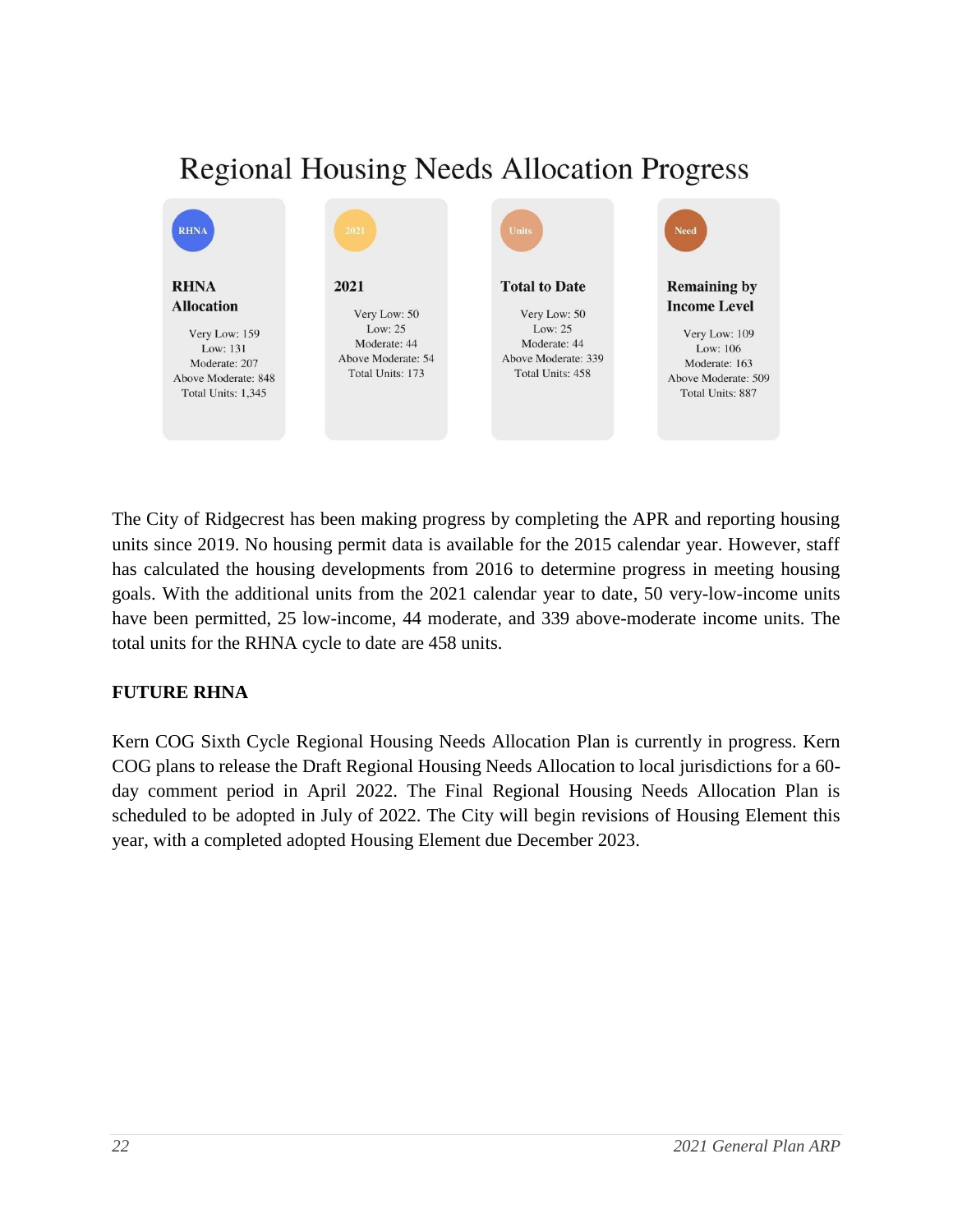## Regional Housing Needs Allocation Progress

| RHNA Allocation | 2021 | Total to Date | Remaining by Income Level |
|---|---|---|---|
| Very Low: 159 | Very Low: 50 | Very Low: 50 | Very Low: 109 |
| Low: 131 | Low: 25 | Low: 25 | Low: 106 |
| Moderate: 207 | Moderate: 44 | Moderate: 44 | Moderate: 163 |
| Above Moderate: 848 | Above Moderate: 54 | Above Moderate: 339 | Above Moderate: 509 |
| Total Units: 1,345 | Total Units: 173 | Total Units: 458 | Total Units: 887 |

The City of Ridgecrest has been making progress by completing the APR and reporting housing units since 2019. No housing permit data is available for the 2015 calendar year. However, staff has calculated the housing developments from 2016 to determine progress in meeting housing goals. With the additional units from the 2021 calendar year to date, 50 very-low-income units have been permitted, 25 low-income, 44 moderate, and 339 above-moderate income units. The total units for the RHNA cycle to date are 458 units.

**FUTURE RHNA**

Kern COG Sixth Cycle Regional Housing Needs Allocation Plan is currently in progress. Kern COG plans to release the Draft Regional Housing Needs Allocation to local jurisdictions for a 60-day comment period in April 2022. The Final Regional Housing Needs Allocation Plan is scheduled to be adopted in July of 2022. The City will begin revisions of Housing Element this year, with a completed adopted Housing Element due December 2023.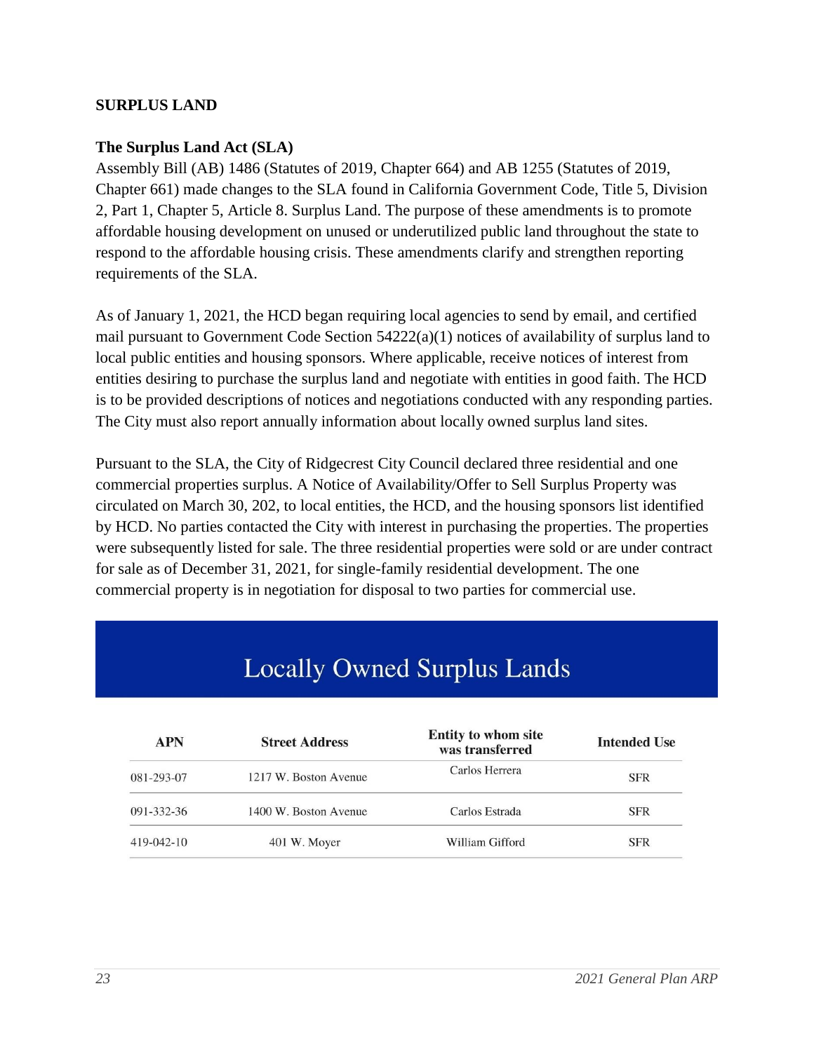## SURPLUS LAND

### The Surplus Land Act (SLA)

Assembly Bill (AB) 1486 (Statutes of 2019, Chapter 664) and AB 1255 (Statutes of 2019, Chapter 661) made changes to the SLA found in California Government Code, Title 5, Division 2, Part 1, Chapter 5, Article 8. Surplus Land. The purpose of these amendments is to promote affordable housing development on unused or underutilized public land throughout the state to respond to the affordable housing crisis. These amendments clarify and strengthen reporting requirements of the SLA.

As of January 1, 2021, the HCD began requiring local agencies to send by email, and certified mail pursuant to Government Code Section 54222(a)(1) notices of availability of surplus land to local public entities and housing sponsors. Where applicable, receive notices of interest from entities desiring to purchase the surplus land and negotiate with entities in good faith. The HCD is to be provided descriptions of notices and negotiations conducted with any responding parties. The City must also report annually information about locally owned surplus land sites.

Pursuant to the SLA, the City of Ridgecrest City Council declared three residential and one commercial properties surplus. A Notice of Availability/Offer to Sell Surplus Property was circulated on March 30, 202, to local entities, the HCD, and the housing sponsors list identified by HCD. No parties contacted the City with interest in purchasing the properties. The properties were subsequently listed for sale. The three residential properties were sold or are under contract for sale as of December 31, 2021, for single-family residential development. The one commercial property is in negotiation for disposal to two parties for commercial use.

## Locally Owned Surplus Lands

| APN | Street Address | Entity to whom site was transferred | Intended Use |
|---|---|---|---|
| 081-293-07 | 1217 W. Boston Avenue | Carlos Herrera | SFR |
| 091-332-36 | 1400 W. Boston Avenue | Carlos Estrada | SFR |
| 419-042-10 | 401 W. Moyer | William Gifford | SFR |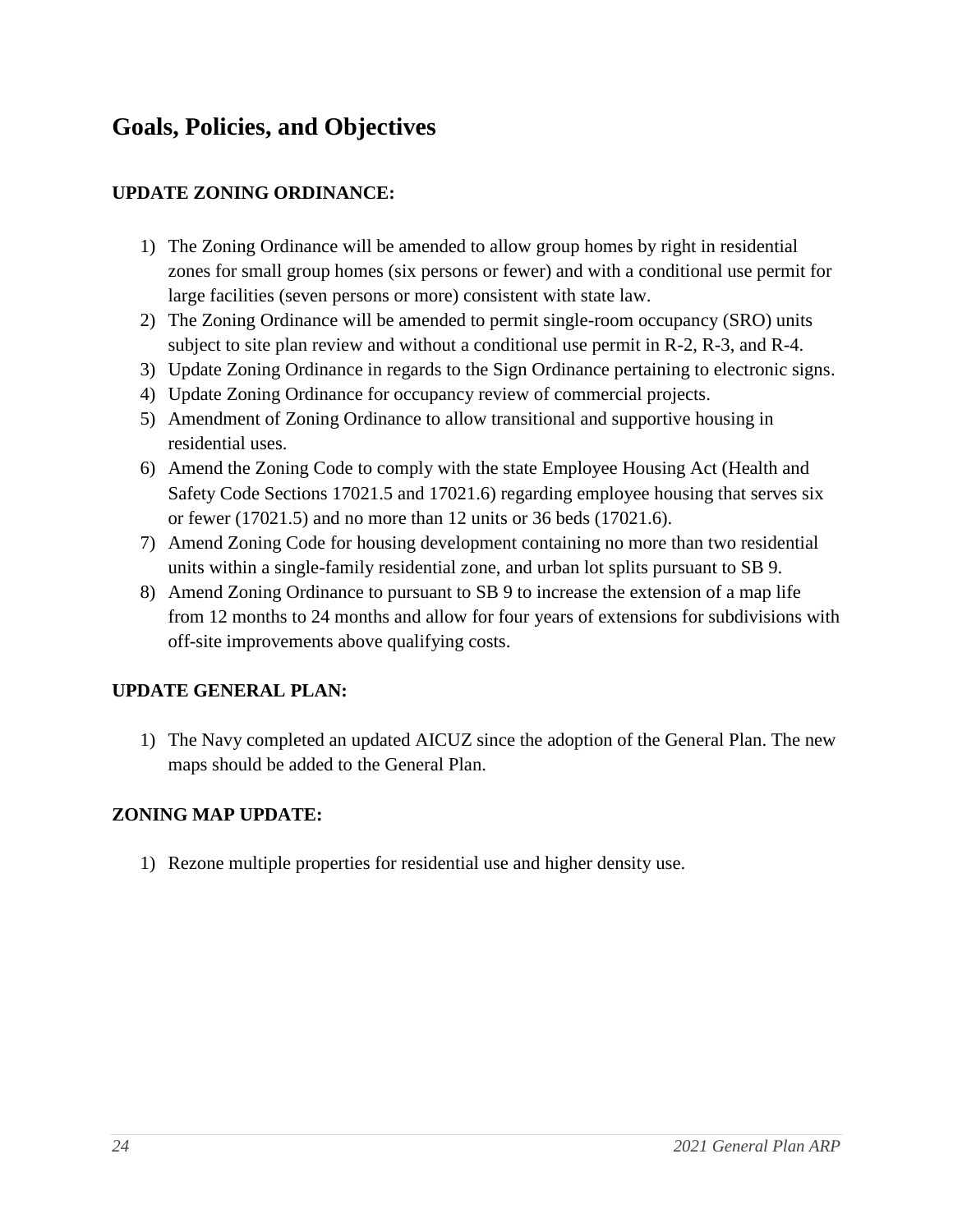## Goals, Policies, and Objectives

**UPDATE ZONING ORDINANCE:**

1) The Zoning Ordinance will be amended to allow group homes by right in residential zones for small group homes (six persons or fewer) and with a conditional use permit for large facilities (seven persons or more) consistent with state law.
2) The Zoning Ordinance will be amended to permit single-room occupancy (SRO) units subject to site plan review and without a conditional use permit in R-2, R-3, and R-4.
3) Update Zoning Ordinance in regards to the Sign Ordinance pertaining to electronic signs.
4) Update Zoning Ordinance for occupancy review of commercial projects.
5) Amendment of Zoning Ordinance to allow transitional and supportive housing in residential uses.
6) Amend the Zoning Code to comply with the state Employee Housing Act (Health and Safety Code Sections 17021.5 and 17021.6) regarding employee housing that serves six or fewer (17021.5) and no more than 12 units or 36 beds (17021.6).
7) Amend Zoning Code for housing development containing no more than two residential units within a single-family residential zone, and urban lot splits pursuant to SB 9.
8) Amend Zoning Ordinance to pursuant to SB 9 to increase the extension of a map life from 12 months to 24 months and allow for four years of extensions for subdivisions with off-site improvements above qualifying costs.

**UPDATE GENERAL PLAN:**

1) The Navy completed an updated AICUZ since the adoption of the General Plan. The new maps should be added to the General Plan.

**ZONING MAP UPDATE:**

1) Rezone multiple properties for residential use and higher density use.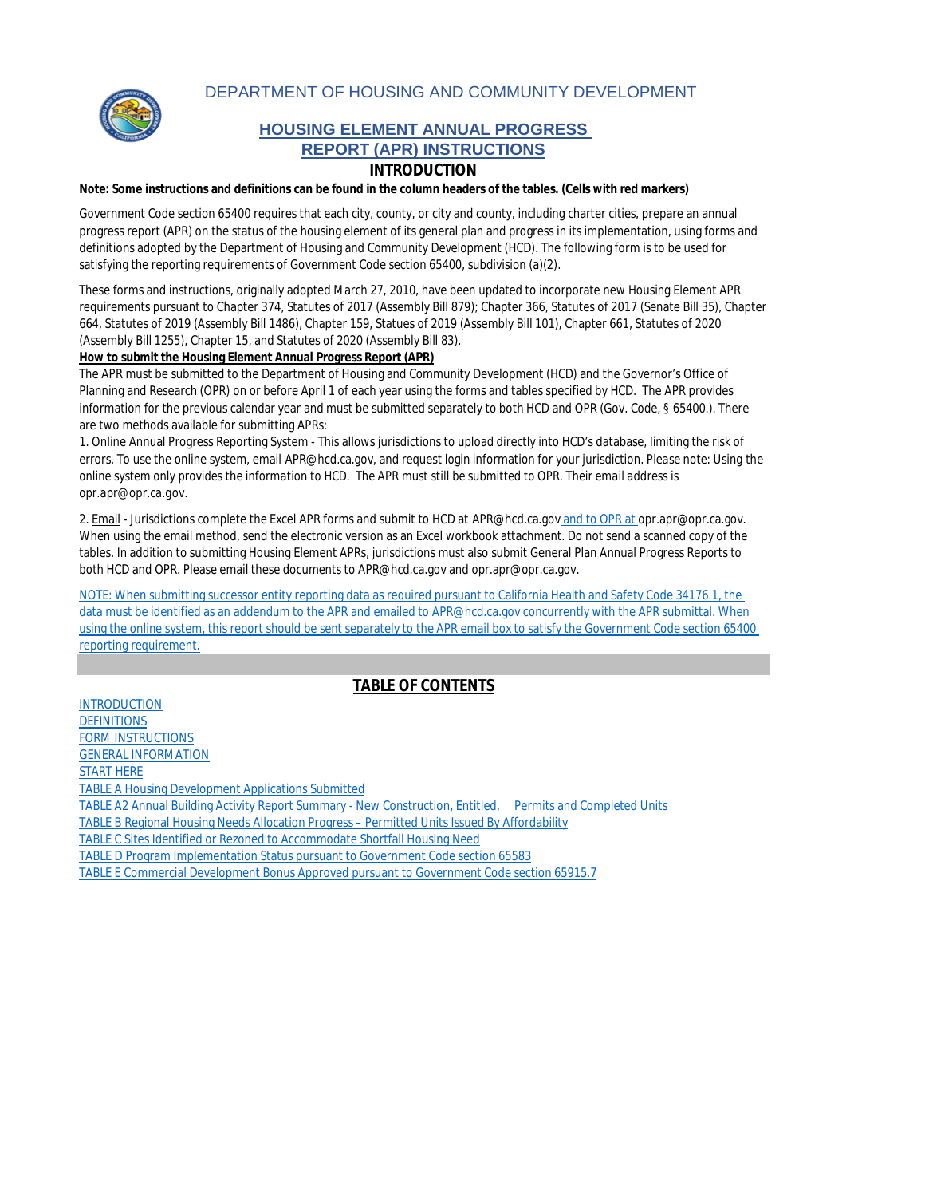DEPARTMENT OF HOUSING AND COMMUNITY DEVELOPMENT

# HOUSING ELEMENT ANNUAL PROGRESS REPORT (APR) INSTRUCTIONS

## INTRODUCTION

**Note: Some instructions and definitions can be found in the column headers of the tables. (Cells with red markers)**

Government Code section 65400 requires that each city, county, or city and county, including charter cities, prepare an annual progress report (APR) on the status of the housing element of its general plan and progress in its implementation, using forms and definitions adopted by the Department of Housing and Community Development (HCD). The following form is to be used for satisfying the reporting requirements of Government Code section 65400, subdivision (a)(2).

These forms and instructions, originally adopted March 27, 2010, have been updated to incorporate new Housing Element APR requirements pursuant to Chapter 374, Statutes of 2017 (Assembly Bill 879); Chapter 366, Statutes of 2017 (Senate Bill 35), Chapter 664, Statutes of 2019 (Assembly Bill 1486), Chapter 159, Statues of 2019 (Assembly Bill 101), Chapter 661, Statutes of 2020 (Assembly Bill 1255), Chapter 15, and Statutes of 2020 (Assembly Bill 83).

**How to submit the Housing Element Annual Progress Report (APR)**

The APR must be submitted to the Department of Housing and Community Development (HCD) and the Governor's Office of Planning and Research (OPR) on or before April 1 of each year using the forms and tables specified by HCD. The APR provides information for the previous calendar year and must be submitted separately to both HCD and OPR (Gov. Code, § 65400.). There are two methods available for submitting APRs:

1. Online Annual Progress Reporting System - This allows jurisdictions to upload directly into HCD's database, limiting the risk of errors. To use the online system, email APR@hcd.ca.gov, and request login information for your jurisdiction. Please note: Using the online system only provides the information to HCD. The APR must still be submitted to OPR. Their email address is opr.apr@opr.ca.gov.

2. Email - Jurisdictions complete the Excel APR forms and submit to HCD at APR@hcd.ca.gov and to OPR at opr.apr@opr.ca.gov. When using the email method, send the electronic version as an Excel workbook attachment. Do not send a scanned copy of the tables. In addition to submitting Housing Element APRs, jurisdictions must also submit General Plan Annual Progress Reports to both HCD and OPR. Please email these documents to APR@hcd.ca.gov and opr.apr@opr.ca.gov.

NOTE: When submitting successor entity reporting data as required pursuant to California Health and Safety Code 34176.1, the data must be identified as an addendum to the APR and emailed to APR@hcd.ca.gov concurrently with the APR submittal. When using the online system, this report should be sent separately to the APR email box to satisfy the Government Code section 65400 reporting requirement.

## TABLE OF CONTENTS

INTRODUCTION
DEFINITIONS
FORM INSTRUCTIONS
GENERAL INFORMATION
START HERE
TABLE A Housing Development Applications Submitted
TABLE A2 Annual Building Activity Report Summary - New Construction, Entitled, Permits and Completed Units
TABLE B Regional Housing Needs Allocation Progress – Permitted Units Issued By Affordability
TABLE C Sites Identified or Rezoned to Accommodate Shortfall Housing Need
TABLE D Program Implementation Status pursuant to Government Code section 65583
TABLE E Commercial Development Bonus Approved pursuant to Government Code section 65915.7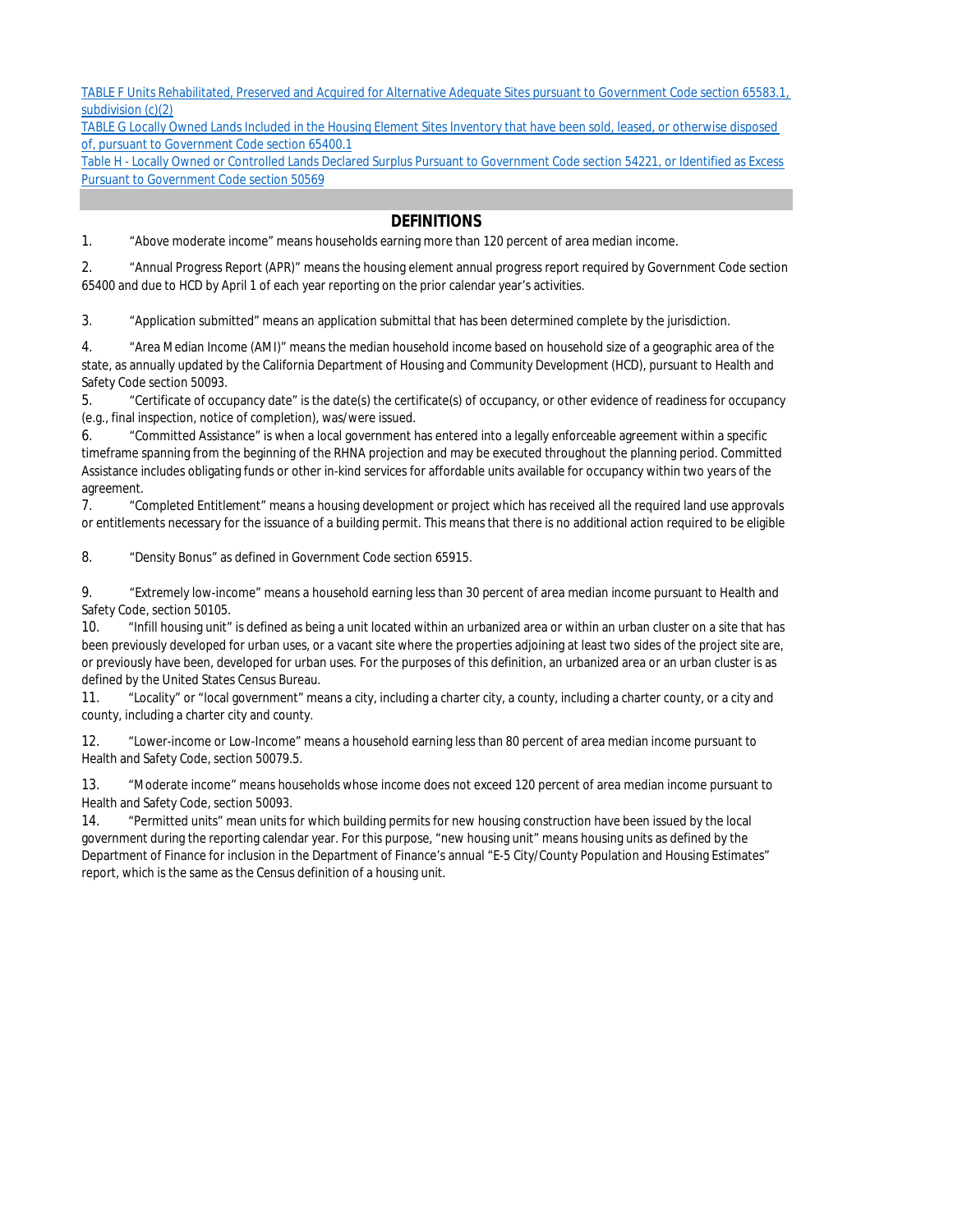[TABLE F Units Rehabilitated, Preserved and Acquired for Alternative Adequate Sites pursuant to Government Code section 65583.1, subdivision (c)(2)]

[TABLE G Locally Owned Lands Included in the Housing Element Sites Inventory that have been sold, leased, or otherwise disposed of, pursuant to Government Code section 65400.1]

[Table H - Locally Owned or Controlled Lands Declared Surplus Pursuant to Government Code section 54221, or Identified as Excess Pursuant to Government Code section 50569]

## DEFINITIONS

1. "Above moderate income" means households earning more than 120 percent of area median income.

2. "Annual Progress Report (APR)" means the housing element annual progress report required by Government Code section 65400 and due to HCD by April 1 of each year reporting on the prior calendar year's activities.

3. "Application submitted" means an application submittal that has been determined complete by the jurisdiction.

4. "Area Median Income (AMI)" means the median household income based on household size of a geographic area of the state, as annually updated by the California Department of Housing and Community Development (HCD), pursuant to Health and Safety Code section 50093.

5. "Certificate of occupancy date" is the date(s) the certificate(s) of occupancy, or other evidence of readiness for occupancy (e.g., final inspection, notice of completion), was/were issued.

6. "Committed Assistance" is when a local government has entered into a legally enforceable agreement within a specific timeframe spanning from the beginning of the RHNA projection and may be executed throughout the planning period. Committed Assistance includes obligating funds or other in-kind services for affordable units available for occupancy within two years of the agreement.

7. "Completed Entitlement" means a housing development or project which has received all the required land use approvals or entitlements necessary for the issuance of a building permit. This means that there is no additional action required to be eligible

8. "Density Bonus" as defined in Government Code section 65915.

9. "Extremely low-income" means a household earning less than 30 percent of area median income pursuant to Health and Safety Code, section 50105.

10. "Infill housing unit" is defined as being a unit located within an urbanized area or within an urban cluster on a site that has been previously developed for urban uses, or a vacant site where the properties adjoining at least two sides of the project site are, or previously have been, developed for urban uses. For the purposes of this definition, an urbanized area or an urban cluster is as defined by the United States Census Bureau.

11. "Locality" or "local government" means a city, including a charter city, a county, including a charter county, or a city and county, including a charter city and county.

12. "Lower-income or Low-Income" means a household earning less than 80 percent of area median income pursuant to Health and Safety Code, section 50079.5.

13. "Moderate income" means households whose income does not exceed 120 percent of area median income pursuant to Health and Safety Code, section 50093.

14. "Permitted units" mean units for which building permits for new housing construction have been issued by the local government during the reporting calendar year. For this purpose, "new housing unit" means housing units as defined by the Department of Finance for inclusion in the Department of Finance's annual "E-5 City/County Population and Housing Estimates" report, which is the same as the Census definition of a housing unit.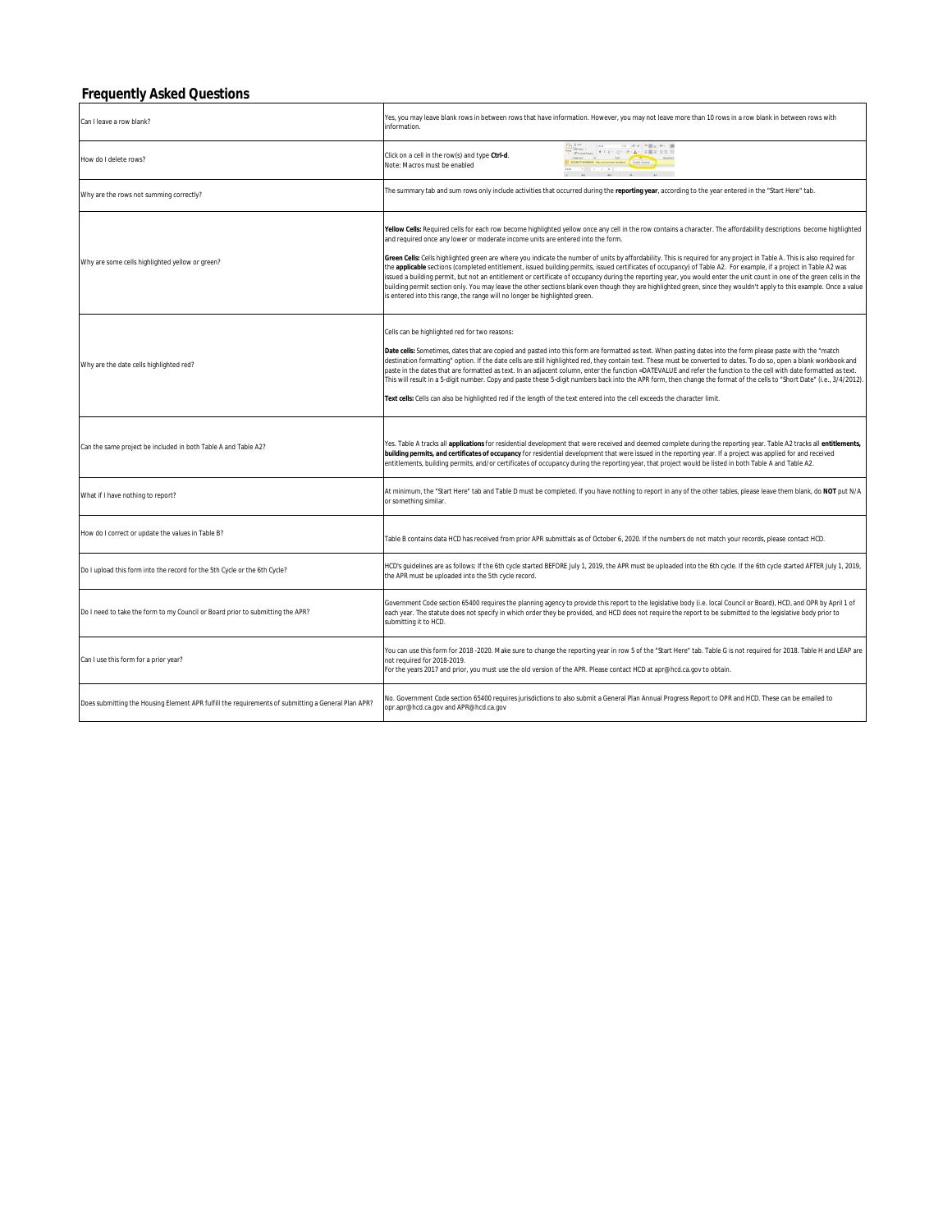## Frequently Asked Questions

| | |
|---|---|
| Can I leave a row blank? | Yes, you may leave blank rows in between rows that have information. However, you may not leave more than 10 rows in a row blank in between rows with information. |
| How do I delete rows? | Click on a cell in the row(s) and type **Ctrl-d**.<br>Note: Macros must be enabled |
| Why are the rows not summing correctly? | The summary tab and sum rows only include activities that occurred during the **reporting year**, according to the year entered in the "Start Here" tab. |
| Why are some cells highlighted yellow or green? | **Yellow Cells:** Required cells for each row become highlighted yellow once any cell in the row contains a character. The affordability descriptions become highlighted and required once any lower or moderate income units are entered into the form.<br><br>**Green Cells:** Cells highlighted green are where you indicate the number of units by affordability. This is required for any project in Table A. This is also required for the **applicable** sections (completed entitlement, issued building permits, issued certificates of occupancy) of Table A2. For example, if a project in Table A2 was issued a building permit, but not an entitlement or certificate of occupancy during the reporting year, you would enter the unit count in one of the green cells in the building permit section only. You may leave the other sections blank even though they are highlighted green, since they wouldn't apply to this example. Once a value is entered into this range, the range will no longer be highlighted green. |
| Why are the date cells highlighted red? | Cells can be highlighted red for two reasons:<br><br>**Date cells:** Sometimes, dates that are copied and pasted into this form are formatted as text. When pasting dates into the form please paste with the "match destination formatting" option. If the date cells are still highlighted red, they contain text. These must be converted to dates. To do so, open a blank workbook and paste in the dates that are formatted as text. In an adjacent column, enter the function =DATEVALUE and refer the function to the cell with date formatted as text. This will result in a 5-digit number. Copy and paste these 5-digit numbers back into the APR form, then change the format of the cells to "Short Date" (i.e., 3/4/2012).<br><br>**Text cells:** Cells can also be highlighted red if the length of the text entered into the cell exceeds the character limit. |
| Can the same project be included in both Table A and Table A2? | Yes. Table A tracks all **applications** for residential development that were received and deemed complete during the reporting year. Table A2 tracks all **entitlements, building permits, and certificates of occupancy** for residential development that were issued in the reporting year. If a project was applied for and received entitlements, building permits, and/or certificates of occupancy during the reporting year, that project would be listed in both Table A and Table A2. |
| What if I have nothing to report? | At minimum, the "Start Here" tab and Table D must be completed. If you have nothing to report in any of the other tables, please leave them blank, do **NOT** put N/A or something similar. |
| How do I correct or update the values in Table B? | Table B contains data HCD has received from prior APR submittals as of October 6, 2020. If the numbers do not match your records, please contact HCD. |
| Do I upload this form into the record for the 5th Cycle or the 6th Cycle? | HCD's guidelines are as follows: If the 6th cycle started BEFORE July 1, 2019, the APR must be uploaded into the 6th cycle. If the 6th cycle started AFTER July 1, 2019, the APR must be uploaded into the 5th cycle record. |
| Do I need to take the form to my Council or Board prior to submitting the APR? | Government Code section 65400 requires the planning agency to provide this report to the legislative body (i.e. local Council or Board), HCD, and OPR by April 1 of each year. The statute does not specify in which order they be provided, and HCD does not require the report to be submitted to the legislative body prior to submitting it to HCD. |
| Can I use this form for a prior year? | You can use this form for 2018 -2020. Make sure to change the reporting year in row 5 of the "Start Here" tab. Table G is not required for 2018. Table H and LEAP are not required for 2018-2019.<br>For the years 2017 and prior, you must use the old version of the APR. Please contact HCD at apr@hcd.ca.gov to obtain. |
| Does submitting the Housing Element APR fulfill the requirements of submitting a General Plan APR? | No. Government Code section 65400 requires jurisdictions to also submit a General Plan Annual Progress Report to OPR and HCD. These can be emailed to opr.apr@hcd.ca.gov and APR@hcd.ca.gov |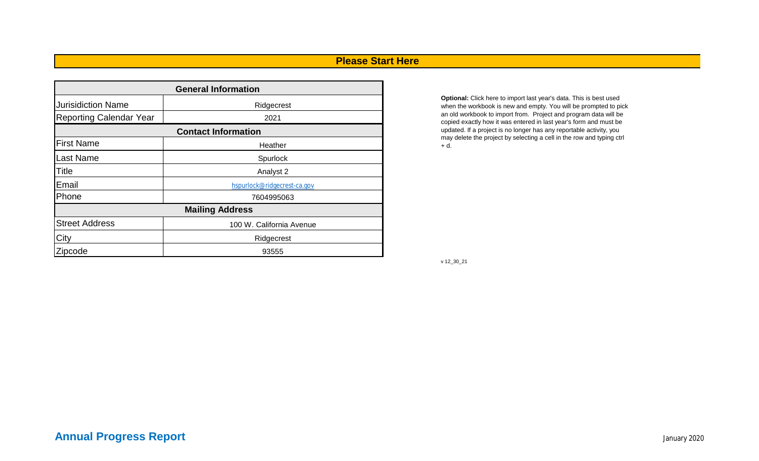## Please Start Here

| General Information | |
|---|---|
| Jurisidiction Name | Ridgecrest |
| Reporting Calendar Year | 2021 |
| **Contact Information** | |
| First Name | Heather |
| Last Name | Spurlock |
| Title | Analyst 2 |
| Email | hspurlock@ridgecrest-ca.gov |
| Phone | 7604995063 |
| **Mailing Address** | |
| Street Address | 100 W. California Avenue |
| City | Ridgecrest |
| Zipcode | 93555 |

**Optional:** Click here to import last year's data. This is best used when the workbook is new and empty. You will be prompted to pick an old workbook to import from. Project and program data will be copied exactly how it was entered in last year's form and must be updated. If a project is no longer has any reportable activity, you may delete the project by selecting a cell in the row and typing ctrl + d.

v 12_30_21

**Annual Progress Report**

January 2020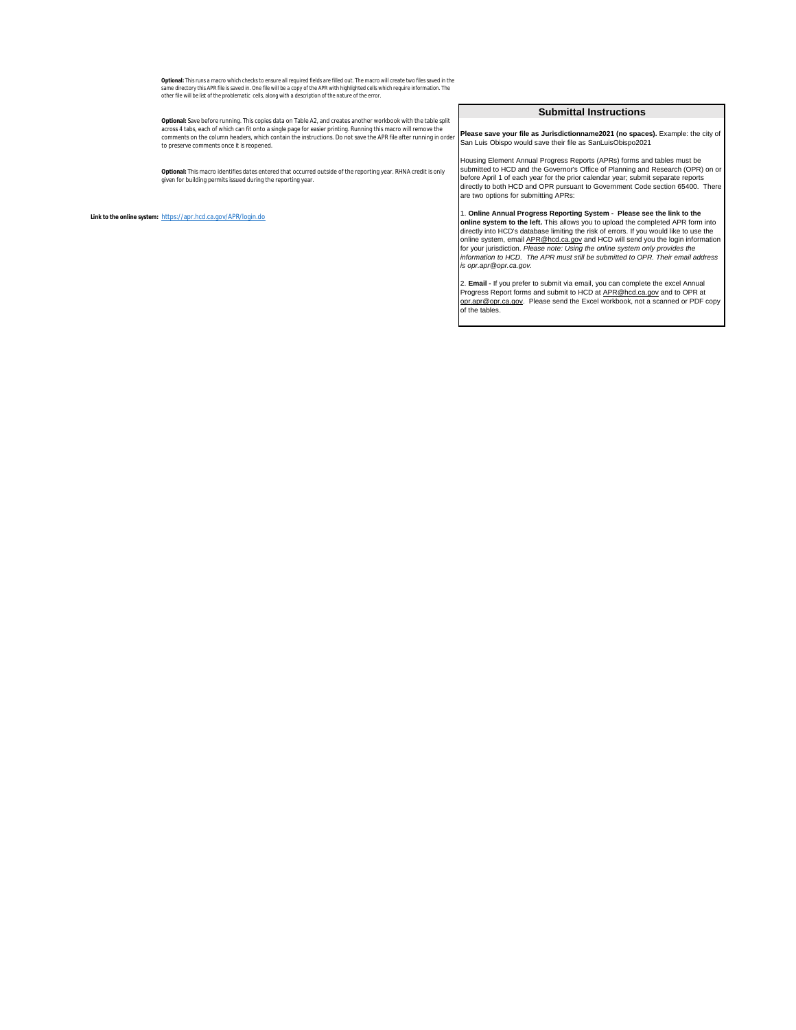**Optional:** This runs a macro which checks to ensure all required fields are filled out. The macro will create two files saved in the same directory this APR file is saved in. One file will be a copy of the APR with highlighted cells which require information. The other file will be list of the problematic cells, along with a description of the nature of the error.

**Optional:** Save before running. This copies data on Table A2, and creates another workbook with the table split across 4 tabs, each of which can fit onto a single page for easier printing. Running this macro will remove the comments on the column headers, which contain the instructions. Do not save the APR file after running in order to preserve comments once it is reopened.

**Optional:** This macro identifies dates entered that occurred outside of the reporting year. RHNA credit is only given for building permits issued during the reporting year.

**Link to the online system:** https://apr.hcd.ca.gov/APR/login.do

## Submittal Instructions

**Please save your file as Jurisdictionname2021 (no spaces).** Example: the city of San Luis Obispo would save their file as SanLuisObispo2021

Housing Element Annual Progress Reports (APRs) forms and tables must be submitted to HCD and the Governor's Office of Planning and Research (OPR) on or before April 1 of each year for the prior calendar year; submit separate reports directly to both HCD and OPR pursuant to Government Code section 65400. There are two options for submitting APRs:

1. **Online Annual Progress Reporting System - Please see the link to the online system to the left.** This allows you to upload the completed APR form into directly into HCD's database limiting the risk of errors. If you would like to use the online system, email APR@hcd.ca.gov and HCD will send you the login information for your jurisdiction. *Please note: Using the online system only provides the information to HCD. The APR must still be submitted to OPR. Their email address is opr.apr@opr.ca.gov.*

2. **Email -** If you prefer to submit via email, you can complete the excel Annual Progress Report forms and submit to HCD at APR@hcd.ca.gov and to OPR at opr.apr@opr.ca.gov. Please send the Excel workbook, not a scanned or PDF copy of the tables.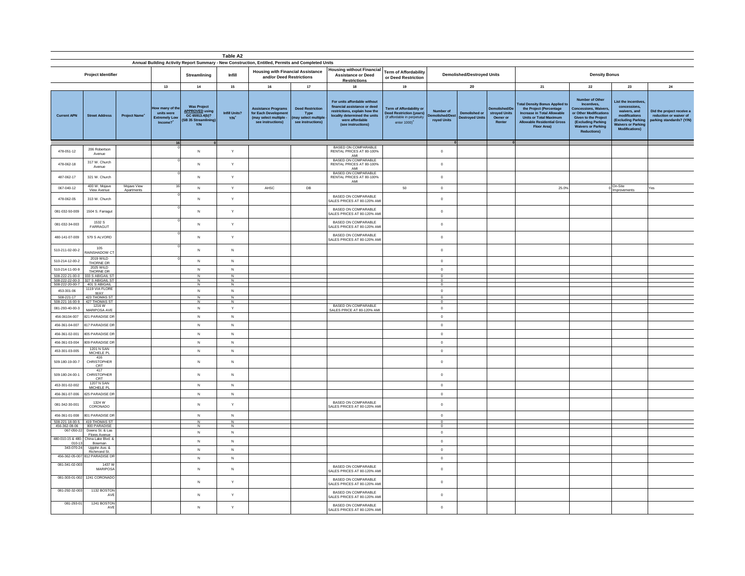# Table A2

## Annual Building Activity Report Summary - New Construction, Entitled, Permits and Completed Units

| Project Identifier | | | | Streamlining | Infill | Housing with Financial Assistance and/or Deed Restrictions | | Housing without Financial Assistance or Deed Restrictions | Term of Affordability or Deed Restriction | Demolished/Destroyed Units | | | Density Bonus | | | |
|---|---|---|---|---|---|---|---|---|---|---|---|---|---|---|---|---|
| | | | 13 | 14 | 15 | 16 | 17 | 18 | 19 | 20 | | | 21 | 22 | 23 | 24 |
| Current APN | Street Address | Project Name[+] | How many of the units were Extremely Low Income?[+] | Was Project APPROVED using GC 65913.4(b)? (SB 35 Streamlining) Y/N | Infill Units? Y/N[+] | Assistance Programs for Each Development (may select multiple - see instructions) | Deed Restriction Type (may select multiple - see instructions) | For units affordable without financial assistance or deed restrictions, explain how the locality determined the units were affordable (see instructions) | Term of Affordability or Deed Restriction (years) (if affordable in perpetuity enter 1000)[+] | Number of Demolished/Destroyed Units | Demolished or Destroyed Units | Demolished/Destroyed Units Owner or Renter | Total Density Bonus Applied to the Project (Percentage Increase in Total Allowable Units or Total Maximum Allowable Residential Gross Floor Area) | Number of Other Incentives, Concessions, Waivers, or Other Modifications Given to the Project (Excluding Parking Waivers or Parking Reductions) | List the incentives, concessions, waivers, and modifications (Excluding Parking Waivers or Parking Modifications) | Did the project receive a reduction or waiver of parking standards? (Y/N) |
| | | | 16 | 0 | | | | | | 0 | | 0 | | | | |
| 478-051-12 | 206 Robertson Avenue | | 0 | N | Y | | | BASED ON COMPARABLE RENTAL PRICES AT 80-100% AMI | | 0 | | | | | | |
| 478-062-18 | 317 W. Church Avenue | | 0 | N | Y | | | BASED ON COMPARABLE RENTAL PRICES AT 80-100% AMI | | 0 | | | | | | |
| 487-062-17 | 321 W. Church | | 0 | N | Y | | | BASED ON COMPARABLE RENTAL PRICES AT 80-100% AMI | | 0 | | | | | | |
| 067-040-12 | 400 W. Mojave View Avenue | Mojave View Apartments | 16 | N | Y | AHSC | DB | | 50 | 0 | | | 25.0% | 0 | On-Site Improvements | Yes |
| 478-062-05 | 313 W. Church | | 0 | N | Y | | | BASED ON COMPARABLE SALES PRICES AT 80-120% AMI | | 0 | | | | | | |
| 081-032-50-009 | 1504 S. Farragut | | 0 | N | Y | | | BASED ON COMPARABLE SALES PRICES AT 80-120% AMI | | 0 | | | | | | |
| 081-032-34-003 | 1532 S FARRAGUT | | 0 | N | Y | | | BASED ON COMPARABLE SALES PRICES AT 80-120% AMI | | 0 | | | | | | |
| 480-141-07-009 | 579 S ALVORD | | 0 | N | Y | | | BASED ON COMPARABLE SALES PRICES AT 80-120% AMI | | 0 | | | | | | |
| 510-211-02-00-2 | 105 RAINSHADOW CT | | 0 | N | N | | | | | 0 | | | | | | |
| 510-214-12-00-2 | 2019 WILD THORNE DR | | 0 | N | N | | | | | 0 | | | | | | |
| 510-214-11-00-9 | 2025 WILD THORNE DR | | | N | N | | | | | 0 | | | | | | |
| 508-222-21-00-0 | 333 S ABIGAIL ST | | | N | N | | | | | 0 | | | | | | |
| 508-222-22-00-3 | 327 S ABIGAIL ST | | | N | N | | | | | 0 | | | | | | |
| 508-222-20-00-7 | 401 S ABIGAIL | | | N | N | | | | | 0 | | | | | | |
| 453-301-06 | 1119 VIA FLORE WAY | | | N | N | | | | | 0 | | | | | | |
| 508-221-17 | 423 THOMAS ST | | | N | N | | | | | 0 | | | | | | |
| 508-221-16-00-9 | 427 THOMAS ST | | | N | N | | | | | 0 | | | | | | |
| 081-293-40-00-3 | 1216 W MARIPOSA AVE | | | N | Y | | | BASED ON COMPARABLE SALES PRICE AT 80-120% AMI | | 0 | | | | | | |
| 456-36104-007 | 821 PARADISE DR | | | N | N | | | | | 0 | | | | | | |
| 456-361-04-007 | 817 PARADISE DR | | | N | N | | | | | 0 | | | | | | |
| 456-361-02-001 | 805 PARADISE DR | | | N | N | | | | | 0 | | | | | | |
| 456-361-03-004 | 809 PARADISE DR | | | N | N | | | | | 0 | | | | | | |
| 453-301-03-005 | 1201 N SAN MICHELE PL | | | N | N | | | | | 0 | | | | | | |
| 509-180-19-00-7 | 416 CHRISTOPHER CRT | | | N | N | | | | | 0 | | | | | | |
| 509-180-24-00-1 | 417 CHRISTOPHER CRT | | | N | N | | | | | 0 | | | | | | |
| 453-301-02-002 | 1207 N SAN MICHELE PL | | | N | N | | | | | 0 | | | | | | |
| 456-361-07-006 | 825 PARADISE DR | | | N | N | | | | | 0 | | | | | | |
| 081-342-30-001 | 1324 W CORONADO | | | N | Y | | | BASED ON COMPARABLE SALES PRICES AT 80-120% AMI | | 0 | | | | | | |
| 456-361-01-008 | 801 PARADISE DR | | | N | N | | | | | 0 | | | | | | |
| 508-221-18-00-5 | 419 THOMAS ST | | | N | N | | | | | 0 | | | | | | |
| 456-362-08-06 | 800 PARADISE | | | N | N | | | | | 0 | | | | | | |
| 067-050-22 | Downs St. & Las Flores Avenue | | | N | N | | | | | 0 | | | | | | |
| 480-010-15 & 480-010-13 | China Lake Blvd. & Bowman | | | N | N | | | | | 0 | | | | | | |
| 343-070-24 | Upjohn Ave. & Richmond St. | | | N | N | | | | | 0 | | | | | | |
| 456-362-05-007 | 812 PARADISE DR | | | N | N | | | | | 0 | | | | | | |
| 081-341-02-003 | 1437 W MARIPOSA | | | N | N | | | BASED ON COMPARABLE SALES PRICES AT 80-120% AMI | | 0 | | | | | | |
| 081-303-01-002 | 1241 CORONADO | | | N | Y | | | BASED ON COMPARABLE SALES PRICES AT 80-120% AMI | | 0 | | | | | | |
| 081-292-32-003 | 1132 BOSTON AVE | | | N | Y | | | BASED ON COMPARABLE SALES PRICES AT 80-120% AMI | | 0 | | | | | | |
| 081-293-01 | 1241 BOSTON AVE | | | N | Y | | | BASED ON COMPARABLE SALES PRICES AT 80-120% AMI | | 0 | | | | | | |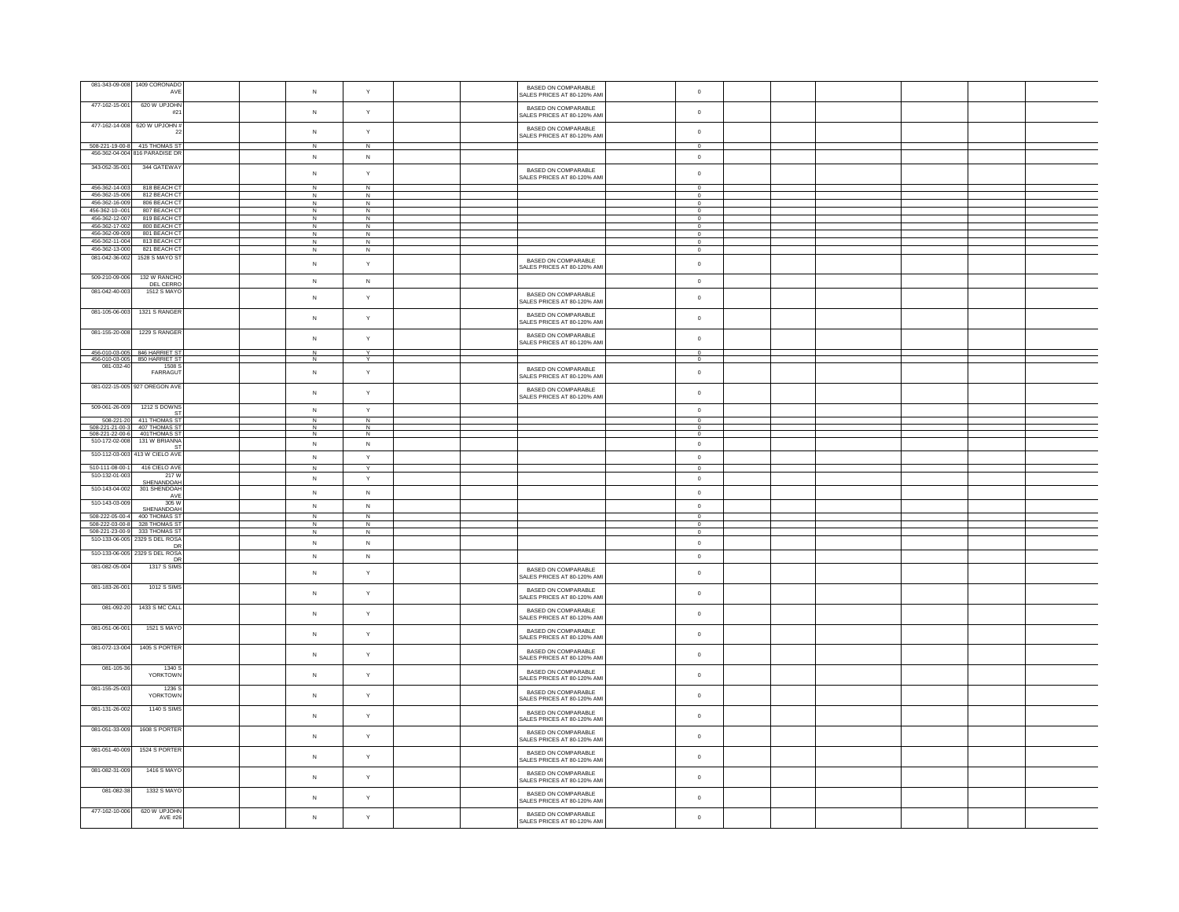| | | | | | | | | | | | | | | | | |
|---|---|---|---|---|---|---|---|---|---|---|---|---|---|---|---|---|
| 081-343-09-008 | 1409 CORONADO AVE | | | N | Y | | | BASED ON COMPARABLE SALES PRICES AT 80-120% AMI | | 0 | | | | | | |
| 477-162-15-001 | 620 W UPJOHN #21 | | | N | Y | | | BASED ON COMPARABLE SALES PRICES AT 80-120% AMI | | 0 | | | | | | |
| 477-162-14-008 | 620 W UPJOHN # 22 | | | N | Y | | | BASED ON COMPARABLE SALES PRICES AT 80-120% AMI | | 0 | | | | | | |
| 508-221-19-00-8 | 415 THOMAS ST | | | N | N | | | | | 0 | | | | | | |
| 456-362-04-004 | 816 PARADISE DR | | | N | N | | | | | 0 | | | | | | |
| 343-052-35-001 | 344 GATEWAY | | | N | Y | | | BASED ON COMPARABLE SALES PRICES AT 80-120% AMI | | 0 | | | | | | |
| 456-362-14-003 | 818 BEACH CT | | | N | N | | | | | 0 | | | | | | |
| 456-362-15-006 | 812 BEACH CT | | | N | N | | | | | 0 | | | | | | |
| 456-362-16-009 | 806 BEACH CT | | | N | N | | | | | 0 | | | | | | |
| 456-362-10--001 | 807 BEACH CT | | | N | N | | | | | 0 | | | | | | |
| 456-362-12-007 | 819 BEACH CT | | | N | N | | | | | 0 | | | | | | |
| 456-362-17-002 | 800 BEACH CT | | | N | N | | | | | 0 | | | | | | |
| 456-362-09-009 | 801 BEACH CT | | | N | N | | | | | 0 | | | | | | |
| 456-362-11-004 | 813 BEACH CT | | | N | N | | | | | 0 | | | | | | |
| 456-362-13-000 | 821 BEACH CT | | | N | N | | | | | 0 | | | | | | |
| 081-042-36-002 | 1528 S MAYO ST | | | N | Y | | | BASED ON COMPARABLE SALES PRICES AT 80-120% AMI | | 0 | | | | | | |
| 509-210-09-006 | 132 W RANCHO DEL CERRO | | | N | N | | | | | 0 | | | | | | |
| 081-042-40-003 | 1512 S MAYO | | | N | Y | | | BASED ON COMPARABLE SALES PRICES AT 80-120% AMI | | 0 | | | | | | |
| 081-105-06-003 | 1321 S RANGER | | | N | Y | | | BASED ON COMPARABLE SALES PRICES AT 80-120% AMI | | 0 | | | | | | |
| 081-155-20-008 | 1229 S RANGER | | | N | Y | | | BASED ON COMPARABLE SALES PRICES AT 80-120% AMI | | 0 | | | | | | |
| 456-010-03-005 | 846 HARRIET ST | | | N | Y | | | | | 0 | | | | | | |
| 456-010-03-005 | 850 HARRIET ST | | | N | Y | | | | | 0 | | | | | | |
| 081-032-40 | 1508 S FARRAGUT | | | N | Y | | | BASED ON COMPARABLE SALES PRICES AT 80-120% AMI | | 0 | | | | | | |
| 081-022-15-005 | 927 OREGON AVE | | | N | Y | | | BASED ON COMPARABLE SALES PRICES AT 80-120% AMI | | 0 | | | | | | |
| 509-061-26-009 | 1212 S DOWNS ST | | | N | Y | | | | | 0 | | | | | | |
| 508-221-20 | 411 THOMAS ST | | | N | N | | | | | 0 | | | | | | |
| 508-221-21-00-3 | 407 THOMAS ST | | | N | N | | | | | 0 | | | | | | |
| 508-221-22-00-6 | 401THOMAS ST | | | N | N | | | | | 0 | | | | | | |
| 510-172-02-008 | 131 W BRIANNA ST | | | N | N | | | | | 0 | | | | | | |
| 510-112-03-003 | 413 W CIELO AVE | | | N | Y | | | | | 0 | | | | | | |
| 510-111-08-00-1 | 416 CIELO AVE | | | N | Y | | | | | 0 | | | | | | |
| 510-132-01-003 | 217 W SHENANDOAH | | | N | Y | | | | | 0 | | | | | | |
| 510-143-04-002 | 301 SHENDOAH AVE | | | N | N | | | | | 0 | | | | | | |
| 510-143-03-009 | 305 W SHENANDOAH | | | N | N | | | | | 0 | | | | | | |
| 508-222-05-00-4 | 400 THOMAS ST | | | N | N | | | | | 0 | | | | | | |
| 508-222-03-00-8 | 328 THOMAS ST | | | N | N | | | | | 0 | | | | | | |
| 508-221-23-00-9 | 333 THOMAS ST | | | N | N | | | | | 0 | | | | | | |
| 510-133-06-005 | 2329 S DEL ROSA DR | | | N | N | | | | | 0 | | | | | | |
| 510-133-06-005 | 2329 S DEL ROSA DR | | | N | N | | | | | 0 | | | | | | |
| 081-082-05-004 | 1317 S SIMS | | | N | Y | | | BASED ON COMPARABLE SALES PRICES AT 80-120% AMI | | 0 | | | | | | |
| 081-183-26-001 | 1012 S SIMS | | | N | Y | | | BASED ON COMPARABLE SALES PRICES AT 80-120% AMI | | 0 | | | | | | |
| 081-092-20 | 1433 S MC CALL | | | N | Y | | | BASED ON COMPARABLE SALES PRICES AT 80-120% AMI | | 0 | | | | | | |
| 081-051-06-001 | 1521 S MAYO | | | N | Y | | | BASED ON COMPARABLE SALES PRICES AT 80-120% AMI | | 0 | | | | | | |
| 081-072-13-004 | 1405 S PORTER | | | N | Y | | | BASED ON COMPARABLE SALES PRICES AT 80-120% AMI | | 0 | | | | | | |
| 081-105-36 | 1340 S YORKTOWN | | | N | Y | | | BASED ON COMPARABLE SALES PRICES AT 80-120% AMI | | 0 | | | | | | |
| 081-155-25-003 | 1236 S YORKTOWN | | | N | Y | | | BASED ON COMPARABLE SALES PRICES AT 80-120% AMI | | 0 | | | | | | |
| 081-131-26-002 | 1140 S SIMS | | | N | Y | | | BASED ON COMPARABLE SALES PRICES AT 80-120% AMI | | 0 | | | | | | |
| 081-051-33-009 | 1608 S PORTER | | | N | Y | | | BASED ON COMPARABLE SALES PRICES AT 80-120% AMI | | 0 | | | | | | |
| 081-051-40-009 | 1524 S PORTER | | | N | Y | | | BASED ON COMPARABLE SALES PRICES AT 80-120% AMI | | 0 | | | | | | |
| 081-082-31-009 | 1416 S MAYO | | | N | Y | | | BASED ON COMPARABLE SALES PRICES AT 80-120% AMI | | 0 | | | | | | |
| 081-082-38 | 1332 S MAYO | | | N | Y | | | BASED ON COMPARABLE SALES PRICES AT 80-120% AMI | | 0 | | | | | | |
| 477-162-10-006 | 620 W UPJOHN AVE #26 | | | N | Y | | | BASED ON COMPARABLE SALES PRICES AT 80-120% AMI | | 0 | | | | | | |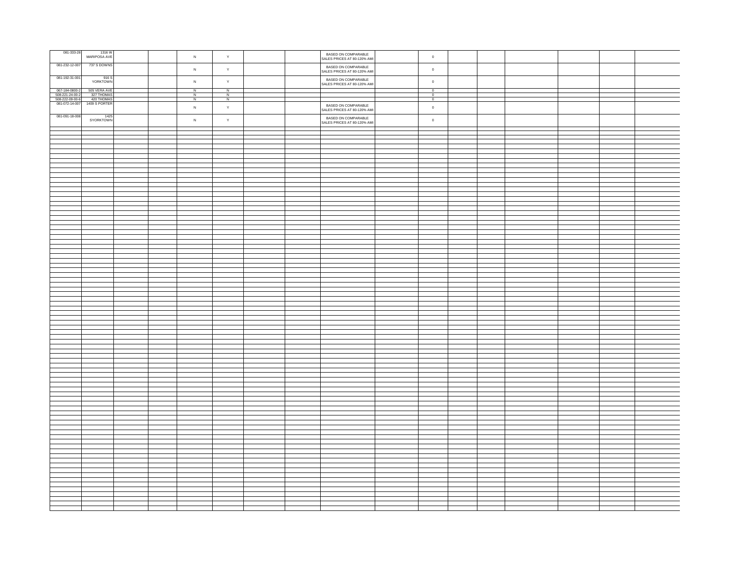| | | | | | | | | | | | | | | | | |
|---|---|---|---|---|---|---|---|---|---|---|---|---|---|---|---|---|
| 081-333-28 | 1316 W MARIPOSA AVE | | | N | Y | | | BASED ON COMPARABLE SALES PRICES AT 80-120% AMI | | 0 | | | | | | |
| 081-232-12-007 | 737 S DOWNS | | | N | Y | | | BASED ON COMPARABLE SALES PRICES AT 80-120% AMI | | 0 | | | | | | |
| 081-192-31-001 | 916 S YORKTOWN | | | N | Y | | | BASED ON COMPARABLE SALES PRICES AT 80-120% AMI | | 0 | | | | | | |
| 067-184-0800-2 | 505 VERA AVE | | | N | N | | | | | 0 | | | | | | |
| 508-221-24-00-2 | 327 THOMAS | | | N | N | | | | | 0 | | | | | | |
| 508-222-09-00-6 | 420 THOMAS | | | N | N | | | | | 0 | | | | | | |
| 081-072-14-007 | 1409 S PORTER | | | N | Y | | | BASED ON COMPARABLE SALES PRICES AT 80-120% AMI | | 0 | | | | | | |
| 081-091-18-008 | 1425 SYORKTOWN | | | N | Y | | | BASED ON COMPARABLE SALES PRICES AT 80-120% AMI | | 0 | | | | | | |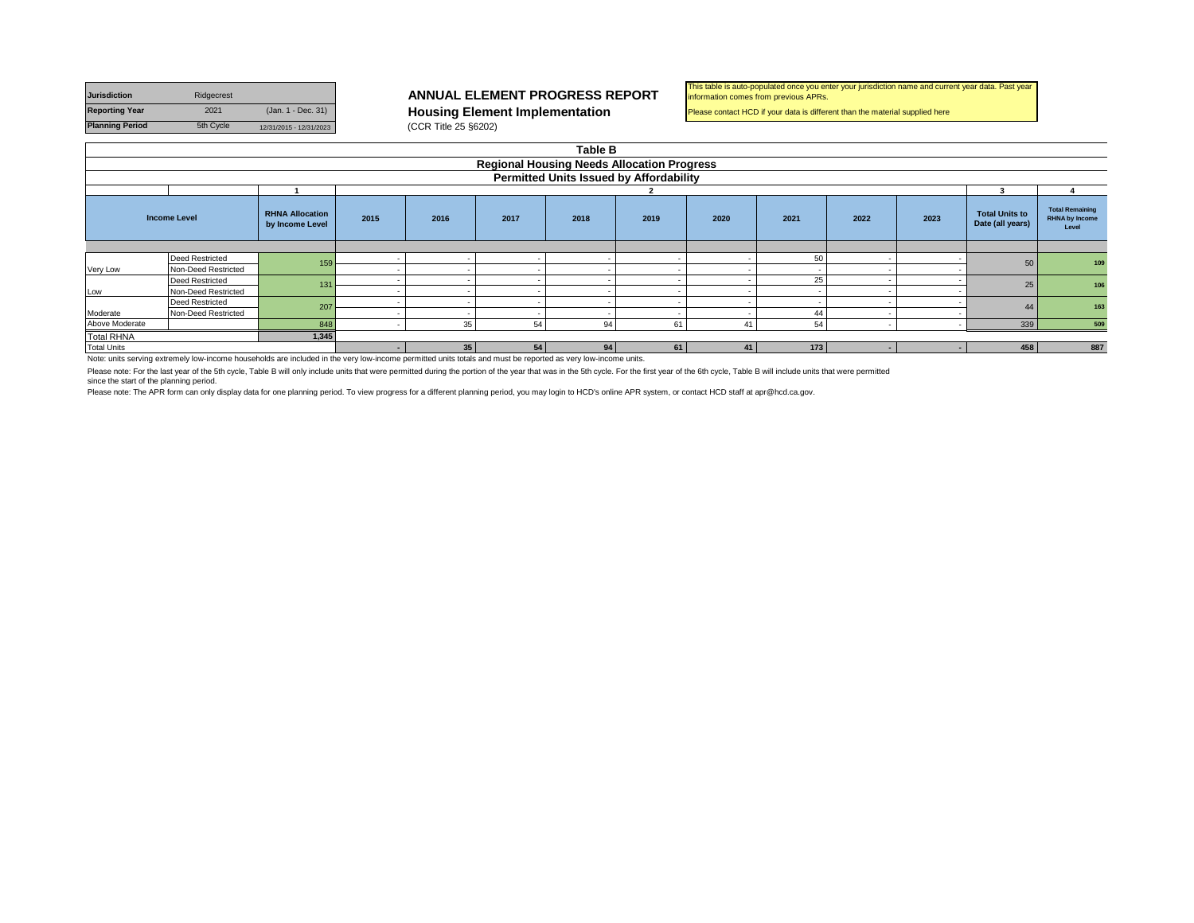| Jurisdiction | Ridgecrest | |
|---|---|---|
| Reporting Year | 2021 | (Jan. 1 - Dec. 31) |
| Planning Period | 5th Cycle | 12/31/2015 - 12/31/2023 |

**ANNUAL ELEMENT PROGRESS REPORT**
**Housing Element Implementation**
(CCR Title 25 §6202)

This table is auto-populated once you enter your jurisdiction name and current year data. Past year information comes from previous APRs.

Please contact HCD if your data is different than the material supplied here

**Table B**
**Regional Housing Needs Allocation Progress**
**Permitted Units Issued by Affordability**

| | | 1 | 2 | | | | | | | | | 3 | 4 |
|---|---|---|---|---|---|---|---|---|---|---|---|---|---|
| Income Level | | RHNA Allocation by Income Level | 2015 | 2016 | 2017 | 2018 | 2019 | 2020 | 2021 | 2022 | 2023 | Total Units to Date (all years) | Total Remaining RHNA by Income Level |
| Very Low | Deed Restricted | 159 | - | - | - | - | - | - | 50 | - | - | 50 | 109 |
| | Non-Deed Restricted | | - | - | - | - | - | - | - | - | - | | |
| Low | Deed Restricted | 131 | - | - | - | - | - | - | 25 | - | - | 25 | 106 |
| | Non-Deed Restricted | | - | - | - | - | - | - | - | - | - | | |
| Moderate | Deed Restricted | 207 | - | - | - | - | - | - | - | - | - | 44 | 163 |
| | Non-Deed Restricted | | - | - | - | - | - | - | 44 | - | - | | |
| Above Moderate | | 848 | - | 35 | 54 | 94 | 61 | 41 | 54 | - | - | 339 | 509 |
| Total RHNA | | 1,345 | | | | | | | | | | | |
| Total Units | | | - | 35 | 54 | 94 | 61 | 41 | 173 | - | - | 458 | 887 |

Note: units serving extremely low-income households are included in the very low-income permitted units totals and must be reported as very low-income units.

Please note: For the last year of the 5th cycle, Table B will only include units that were permitted during the portion of the year that was in the 5th cycle. For the first year of the 6th cycle, Table B will include units that were permitted since the start of the planning period.

Please note: The APR form can only display data for one planning period. To view progress for a different planning period, you may login to HCD's online APR system, or contact HCD staff at apr@hcd.ca.gov.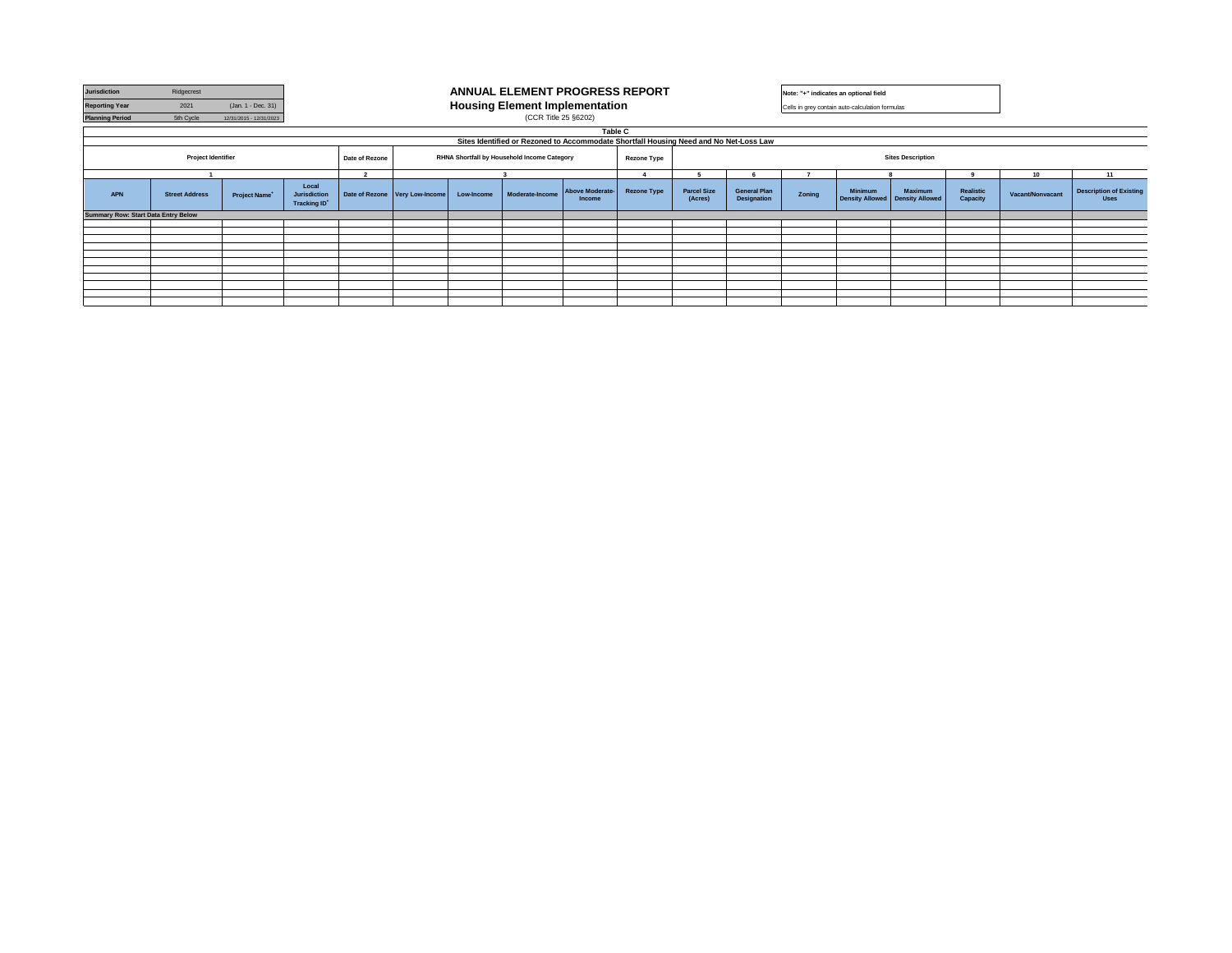| Jurisdiction | Ridgecrest | |
|---|---|---|
| Reporting Year | 2021 | (Jan. 1 - Dec. 31) |
| Planning Period | 5th Cycle | 12/31/2015 - 12/31/2023 |

# ANNUAL ELEMENT PROGRESS REPORT
## Housing Element Implementation
(CCR Title 25 §6202)

**Note: "+" indicates an optional field**

Cells in grey contain auto-calculation formulas

### Table C
**Sites Identified or Rezoned to Accommodate Shortfall Housing Need and No Net-Loss Law**

| Project Identifier | | | | Date of Rezone | RHNA Shortfall by Household Income Category | | | | Rezone Type | Sites Description | | | | | | | |
|---|---|---|---|---|---|---|---|---|---|---|---|---|---|---|---|---|---|
| 1 | | | | 2 | 3 | | | | 4 | 5 | 6 | 7 | 8 | | 9 | 10 | 11 |
| APN | Street Address | Project Name+ | Local Jurisdiction Tracking ID+ | Date of Rezone | Very Low-Income | Low-Income | Moderate-Income | Above Moderate-Income | Rezone Type | Parcel Size (Acres) | General Plan Designation | Zoning | Minimum Density Allowed | Maximum Density Allowed | Realistic Capacity | Vacant/Nonvacant | Description of Existing Uses |
| Summary Row: Start Data Entry Below | | | | | | | | | | | | | | | | | |
| | | | | | | | | | | | | | | | | | |
| | | | | | | | | | | | | | | | | | |
| | | | | | | | | | | | | | | | | | |
| | | | | | | | | | | | | | | | | | |
| | | | | | | | | | | | | | | | | | |
| | | | | | | | | | | | | | | | | | |
| | | | | | | | | | | | | | | | | | |
| | | | | | | | | | | | | | | | | | |
| | | | | | | | | | | | | | | | | | |
| | | | | | | | | | | | | | | | | | |
| | | | | | | | | | | | | | | | | | |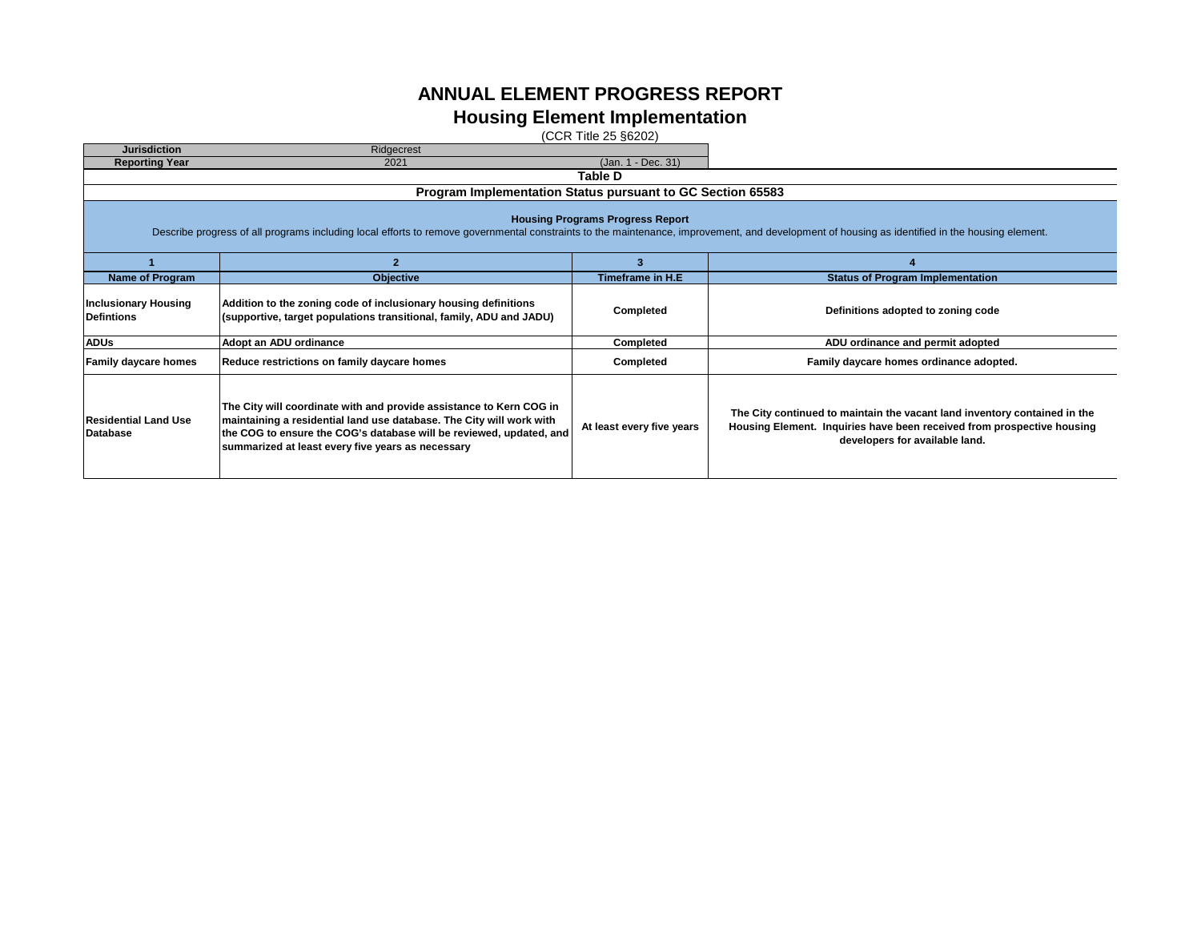# ANNUAL ELEMENT PROGRESS REPORT
## Housing Element Implementation

(CCR Title 25 §6202)

| Jurisdiction | Ridgecrest | |
|---|---|---|
| Reporting Year | 2021 | (Jan. 1 - Dec. 31) |

**Table D**

**Program Implementation Status pursuant to GC Section 65583**

**Housing Programs Progress Report**

Describe progress of all programs including local efforts to remove governmental constraints to the maintenance, improvement, and development of housing as identified in the housing element.

| 1 | 2 | 3 | 4 |
|---|---|---|---|
| **Name of Program** | **Objective** | **Timeframe in H.E** | **Status of Program Implementation** |
| **Inclusionary Housing Defintions** | **Addition to the zoning code of inclusionary housing definitions (supportive, target populations transitional, family, ADU and JADU)** | **Completed** | **Definitions adopted to zoning code** |
| **ADUs** | **Adopt an ADU ordinance** | **Completed** | **ADU ordinance and permit adopted** |
| **Family daycare homes** | **Reduce restrictions on family daycare homes** | **Completed** | **Family daycare homes ordinance adopted.** |
| **Residential Land Use Database** | **The City will coordinate with and provide assistance to Kern COG in maintaining a residential land use database. The City will work with the COG to ensure the COG's database will be reviewed, updated, and summarized at least every five years as necessary** | **At least every five years** | **The City continued to maintain the vacant land inventory contained in the Housing Element. Inquiries have been received from prospective housing developers for available land.** |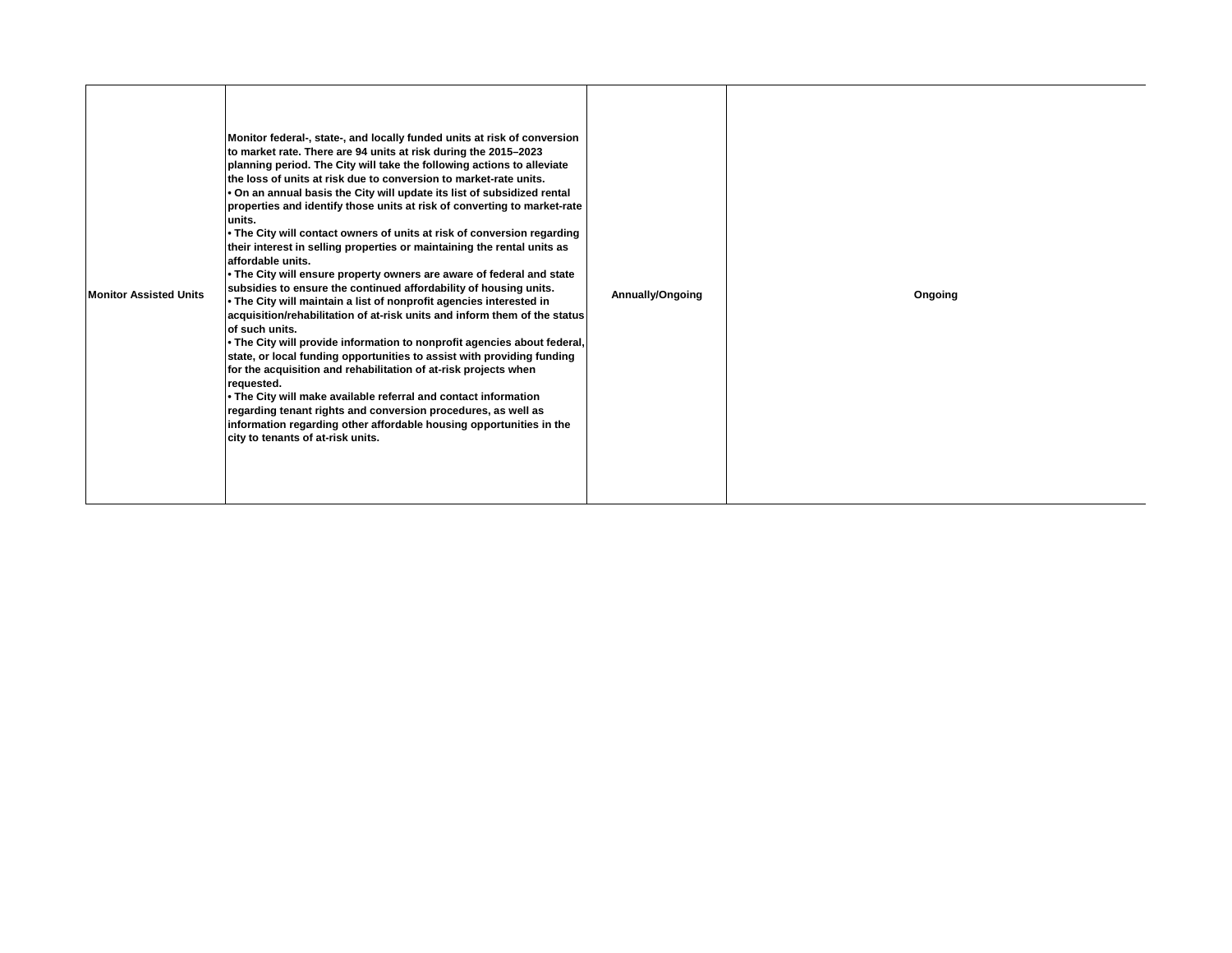| | | | |
|---|---|---|---|
| **Monitor Assisted Units** | **Monitor federal-, state-, and locally funded units at risk of conversion to market rate. There are 94 units at risk during the 2015–2023 planning period. The City will take the following actions to alleviate the loss of units at risk due to conversion to market-rate units.**<br>**• On an annual basis the City will update its list of subsidized rental properties and identify those units at risk of converting to market-rate units.**<br>**• The City will contact owners of units at risk of conversion regarding their interest in selling properties or maintaining the rental units as affordable units.**<br>**• The City will ensure property owners are aware of federal and state subsidies to ensure the continued affordability of housing units.**<br>**• The City will maintain a list of nonprofit agencies interested in acquisition/rehabilitation of at-risk units and inform them of the status of such units.**<br>**• The City will provide information to nonprofit agencies about federal, state, or local funding opportunities to assist with providing funding for the acquisition and rehabilitation of at-risk projects when requested.**<br>**• The City will make available referral and contact information regarding tenant rights and conversion procedures, as well as information regarding other affordable housing opportunities in the city to tenants of at-risk units.** | **Annually/Ongoing** | **Ongoing** |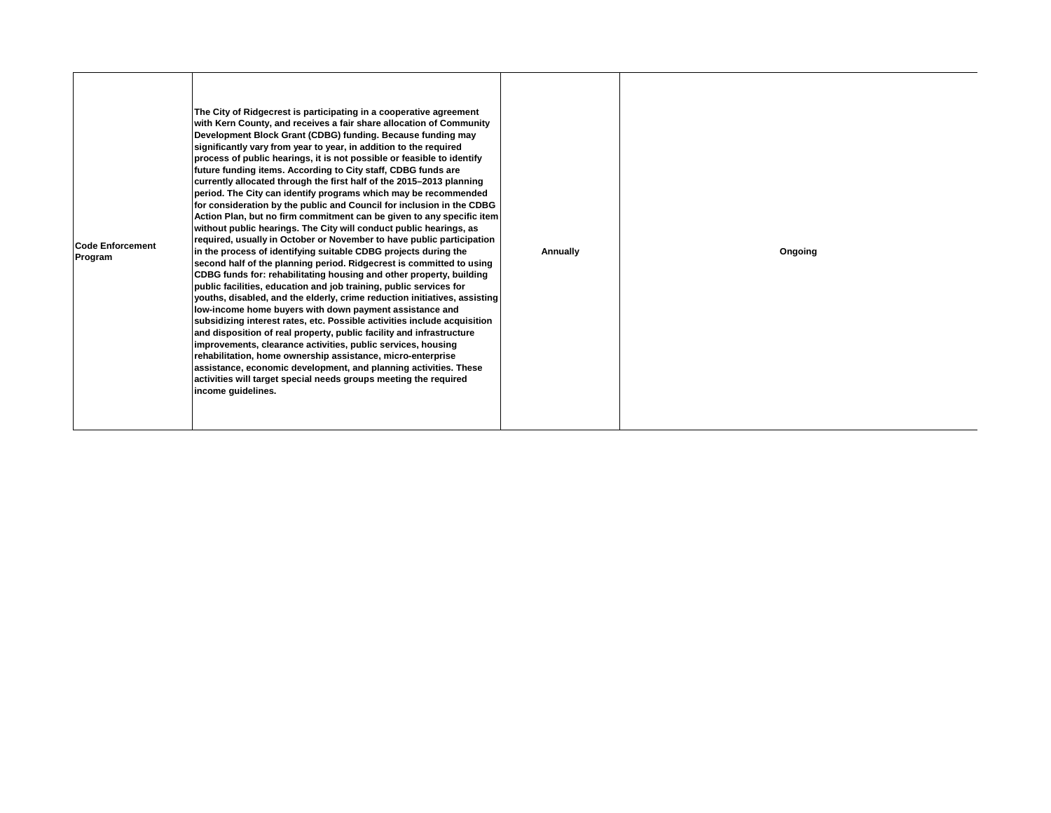| | | | |
|---|---|---|---|
| Code Enforcement Program | The City of Ridgecrest is participating in a cooperative agreement with Kern County, and receives a fair share allocation of Community Development Block Grant (CDBG) funding. Because funding may significantly vary from year to year, in addition to the required process of public hearings, it is not possible or feasible to identify future funding items. According to City staff, CDBG funds are currently allocated through the first half of the 2015–2013 planning period. The City can identify programs which may be recommended for consideration by the public and Council for inclusion in the CDBG Action Plan, but no firm commitment can be given to any specific item without public hearings. The City will conduct public hearings, as required, usually in October or November to have public participation in the process of identifying suitable CDBG projects during the second half of the planning period. Ridgecrest is committed to using CDBG funds for: rehabilitating housing and other property, building public facilities, education and job training, public services for youths, disabled, and the elderly, crime reduction initiatives, assisting low-income home buyers with down payment assistance and subsidizing interest rates, etc. Possible activities include acquisition and disposition of real property, public facility and infrastructure improvements, clearance activities, public services, housing rehabilitation, home ownership assistance, micro-enterprise assistance, economic development, and planning activities. These activities will target special needs groups meeting the required income guidelines. | Annually | Ongoing |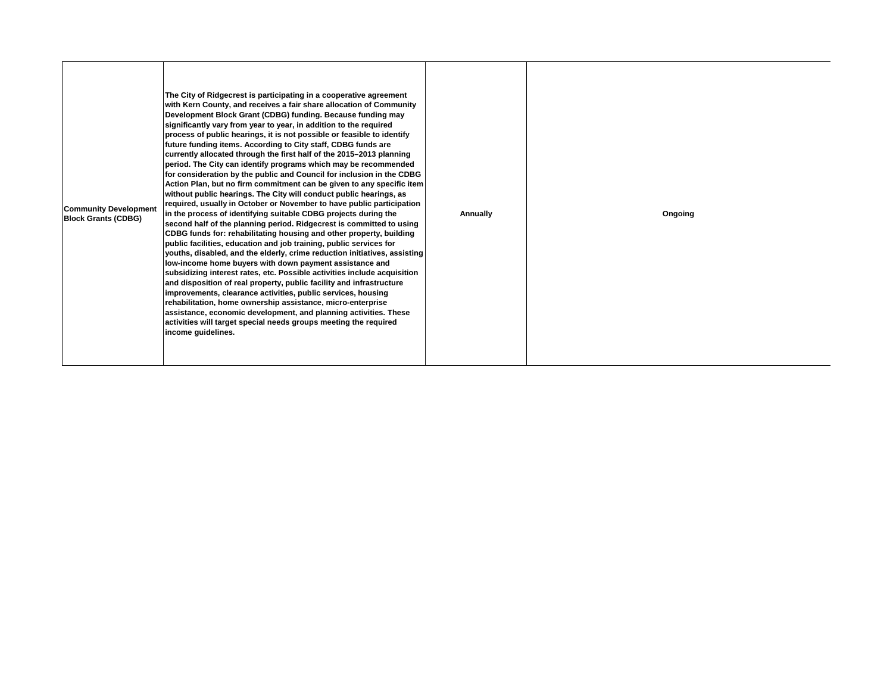| | | | |
|---|---|---|---|
| **Community Development Block Grants (CDBG)** | **The City of Ridgecrest is participating in a cooperative agreement with Kern County, and receives a fair share allocation of Community Development Block Grant (CDBG) funding. Because funding may significantly vary from year to year, in addition to the required process of public hearings, it is not possible or feasible to identify future funding items. According to City staff, CDBG funds are currently allocated through the first half of the 2015–2013 planning period. The City can identify programs which may be recommended for consideration by the public and Council for inclusion in the CDBG Action Plan, but no firm commitment can be given to any specific item without public hearings. The City will conduct public hearings, as required, usually in October or November to have public participation in the process of identifying suitable CDBG projects during the second half of the planning period. Ridgecrest is committed to using CDBG funds for: rehabilitating housing and other property, building public facilities, education and job training, public services for youths, disabled, and the elderly, crime reduction initiatives, assisting low-income home buyers with down payment assistance and subsidizing interest rates, etc. Possible activities include acquisition and disposition of real property, public facility and infrastructure improvements, clearance activities, public services, housing rehabilitation, home ownership assistance, micro-enterprise assistance, economic development, and planning activities. These activities will target special needs groups meeting the required income guidelines.** | **Annually** | **Ongoing** |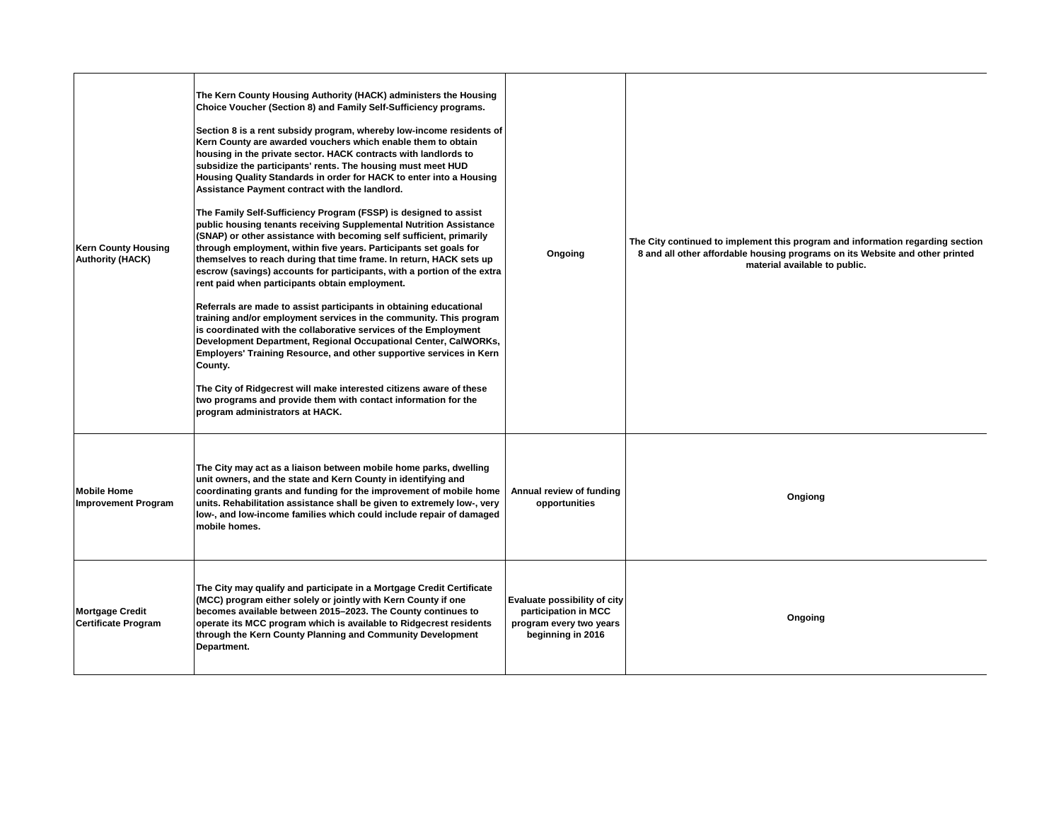| | | | |
|---|---|---|---|
| Kern County Housing Authority (HACK) | The Kern County Housing Authority (HACK) administers the Housing Choice Voucher (Section 8) and Family Self-Sufficiency programs.<br><br>Section 8 is a rent subsidy program, whereby low-income residents of Kern County are awarded vouchers which enable them to obtain housing in the private sector. HACK contracts with landlords to subsidize the participants' rents. The housing must meet HUD Housing Quality Standards in order for HACK to enter into a Housing Assistance Payment contract with the landlord.<br><br>The Family Self-Sufficiency Program (FSSP) is designed to assist public housing tenants receiving Supplemental Nutrition Assistance (SNAP) or other assistance with becoming self sufficient, primarily through employment, within five years. Participants set goals for themselves to reach during that time frame. In return, HACK sets up escrow (savings) accounts for participants, with a portion of the extra rent paid when participants obtain employment.<br><br>Referrals are made to assist participants in obtaining educational training and/or employment services in the community. This program is coordinated with the collaborative services of the Employment Development Department, Regional Occupational Center, CalWORKs, Employers' Training Resource, and other supportive services in Kern County.<br><br>The City of Ridgecrest will make interested citizens aware of these two programs and provide them with contact information for the program administrators at HACK. | Ongoing | The City continued to implement this program and information regarding section 8 and all other affordable housing programs on its Website and other printed material available to public. |
| Mobile Home Improvement Program | The City may act as a liaison between mobile home parks, dwelling unit owners, and the state and Kern County in identifying and coordinating grants and funding for the improvement of mobile home units. Rehabilitation assistance shall be given to extremely low-, very low-, and low-income families which could include repair of damaged mobile homes. | Annual review of funding opportunities | Ongiong |
| Mortgage Credit Certificate Program | The City may qualify and participate in a Mortgage Credit Certificate (MCC) program either solely or jointly with Kern County if one becomes available between 2015–2023. The County continues to operate its MCC program which is available to Ridgecrest residents through the Kern County Planning and Community Development Department. | Evaluate possibility of city participation in MCC program every two years beginning in 2016 | Ongoing |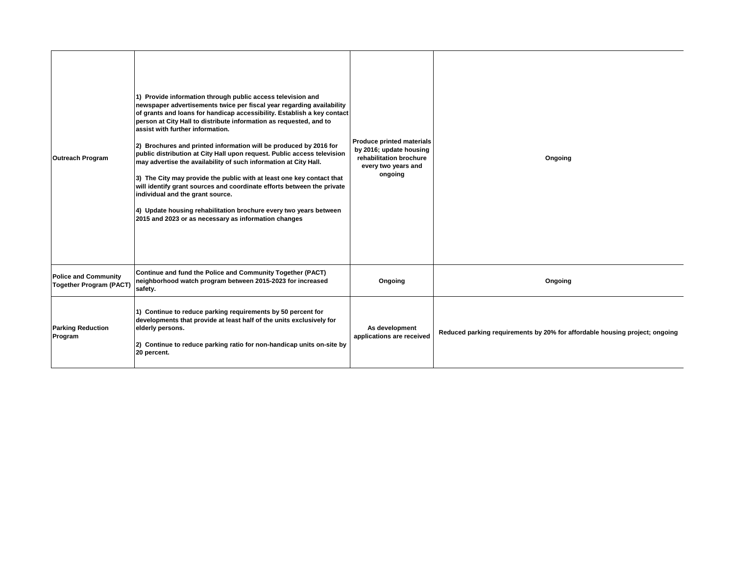| | | | |
|---|---|---|---|
| **Outreach Program** | **1) Provide information through public access television and newspaper advertisements twice per fiscal year regarding availability of grants and loans for handicap accessibility. Establish a key contact person at City Hall to distribute information as requested, and to assist with further information.**<br><br>**2) Brochures and printed information will be produced by 2016 for public distribution at City Hall upon request. Public access television may advertise the availability of such information at City Hall.**<br><br>**3) The City may provide the public with at least one key contact that will identify grant sources and coordinate efforts between the private individual and the grant source.**<br><br>**4) Update housing rehabilitation brochure every two years between 2015 and 2023 or as necessary as information changes** | **Produce printed materials by 2016; update housing rehabilitation brochure every two years and ongoing** | **Ongoing** |
| **Police and Community Together Program (PACT)** | **Continue and fund the Police and Community Together (PACT) neighborhood watch program between 2015-2023 for increased safety.** | **Ongoing** | **Ongoing** |
| **Parking Reduction Program** | **1) Continue to reduce parking requirements by 50 percent for developments that provide at least half of the units exclusively for elderly persons.**<br><br>**2) Continue to reduce parking ratio for non-handicap units on-site by 20 percent.** | **As development applications are received** | **Reduced parking requirements by 20% for affordable housing project; ongoing** |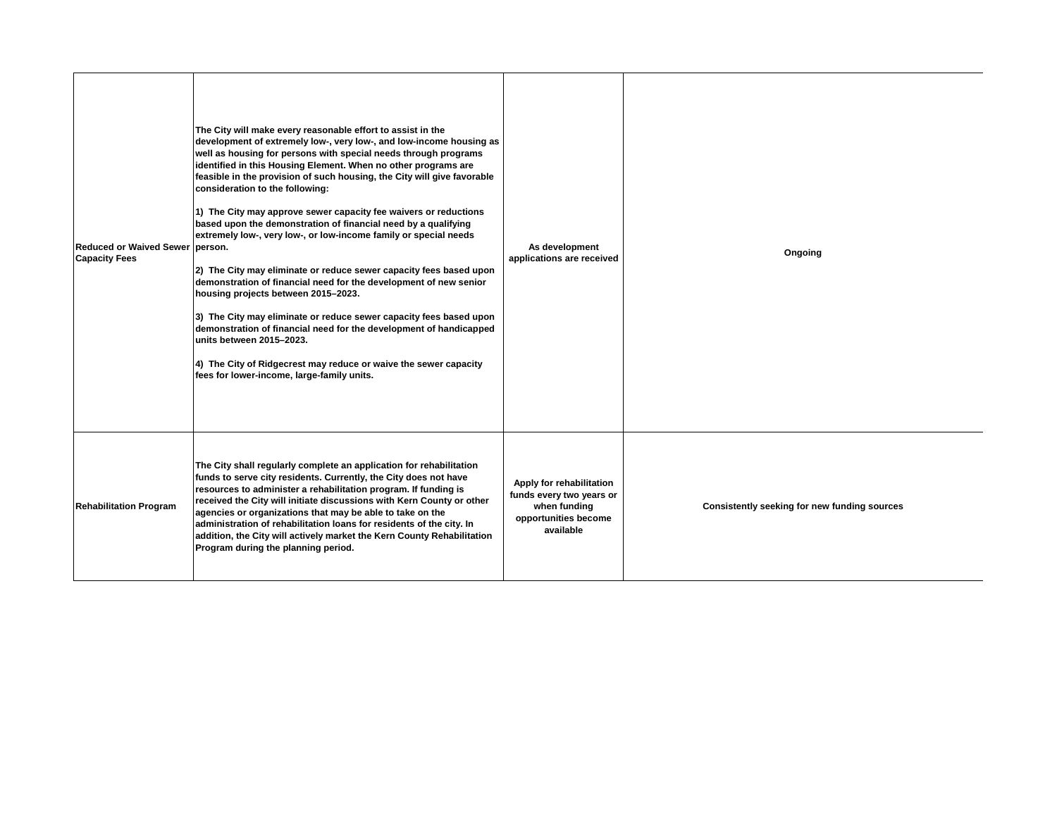| | | | |
|---|---|---|---|
| Reduced or Waived Sewer Capacity Fees | The City will make every reasonable effort to assist in the development of extremely low-, very low-, and low-income housing as well as housing for persons with special needs through programs identified in this Housing Element. When no other programs are feasible in the provision of such housing, the City will give favorable consideration to the following:<br><br>1) The City may approve sewer capacity fee waivers or reductions based upon the demonstration of financial need by a qualifying extremely low-, very low-, or low-income family or special needs person.<br><br>2) The City may eliminate or reduce sewer capacity fees based upon demonstration of financial need for the development of new senior housing projects between 2015–2023.<br><br>3) The City may eliminate or reduce sewer capacity fees based upon demonstration of financial need for the development of handicapped units between 2015–2023.<br><br>4) The City of Ridgecrest may reduce or waive the sewer capacity fees for lower-income, large-family units. | As development applications are received | Ongoing |
| Rehabilitation Program | The City shall regularly complete an application for rehabilitation funds to serve city residents. Currently, the City does not have resources to administer a rehabilitation program. If funding is received the City will initiate discussions with Kern County or other agencies or organizations that may be able to take on the administration of rehabilitation loans for residents of the city. In addition, the City will actively market the Kern County Rehabilitation Program during the planning period. | Apply for rehabilitation funds every two years or when funding opportunities become available | Consistently seeking for new funding sources |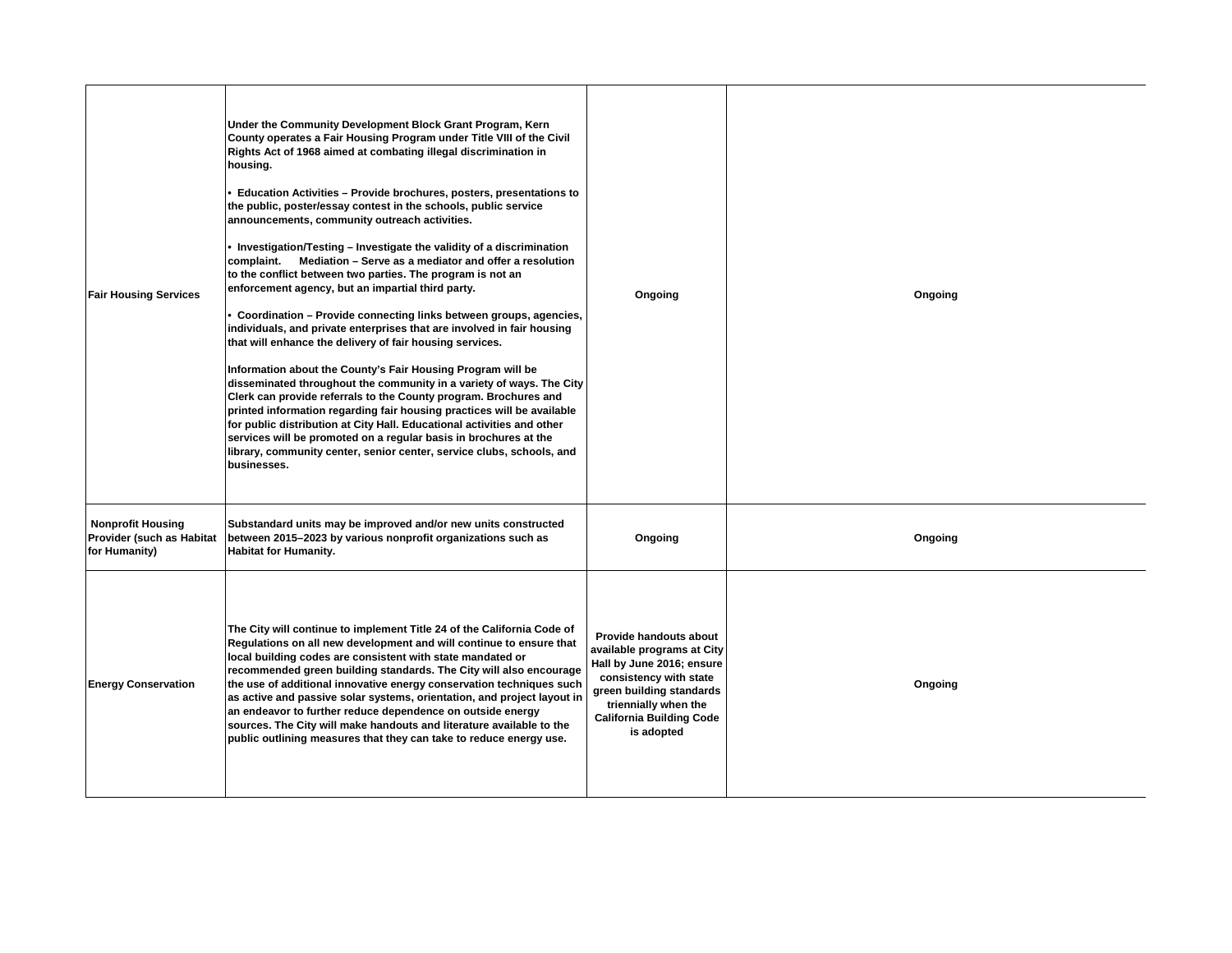| | | | |
|---|---|---|---|
| **Fair Housing Services** | **Under the Community Development Block Grant Program, Kern County operates a Fair Housing Program under Title VIII of the Civil Rights Act of 1968 aimed at combating illegal discrimination in housing.**<br><br>**• Education Activities – Provide brochures, posters, presentations to the public, poster/essay contest in the schools, public service announcements, community outreach activities.**<br><br>**• Investigation/Testing – Investigate the validity of a discrimination complaint. Mediation – Serve as a mediator and offer a resolution to the conflict between two parties. The program is not an enforcement agency, but an impartial third party.**<br><br>**• Coordination – Provide connecting links between groups, agencies, individuals, and private enterprises that are involved in fair housing that will enhance the delivery of fair housing services.**<br><br>**Information about the County's Fair Housing Program will be disseminated throughout the community in a variety of ways. The City Clerk can provide referrals to the County program. Brochures and printed information regarding fair housing practices will be available for public distribution at City Hall. Educational activities and other services will be promoted on a regular basis in brochures at the library, community center, senior center, service clubs, schools, and businesses.** | **Ongoing** | **Ongoing** |
| **Nonprofit Housing Provider (such as Habitat for Humanity)** | **Substandard units may be improved and/or new units constructed between 2015–2023 by various nonprofit organizations such as Habitat for Humanity.** | **Ongoing** | **Ongoing** |
| **Energy Conservation** | **The City will continue to implement Title 24 of the California Code of Regulations on all new development and will continue to ensure that local building codes are consistent with state mandated or recommended green building standards. The City will also encourage the use of additional innovative energy conservation techniques such as active and passive solar systems, orientation, and project layout in an endeavor to further reduce dependence on outside energy sources. The City will make handouts and literature available to the public outlining measures that they can take to reduce energy use.** | **Provide handouts about available programs at City Hall by June 2016; ensure consistency with state green building standards triennially when the California Building Code is adopted** | **Ongoing** |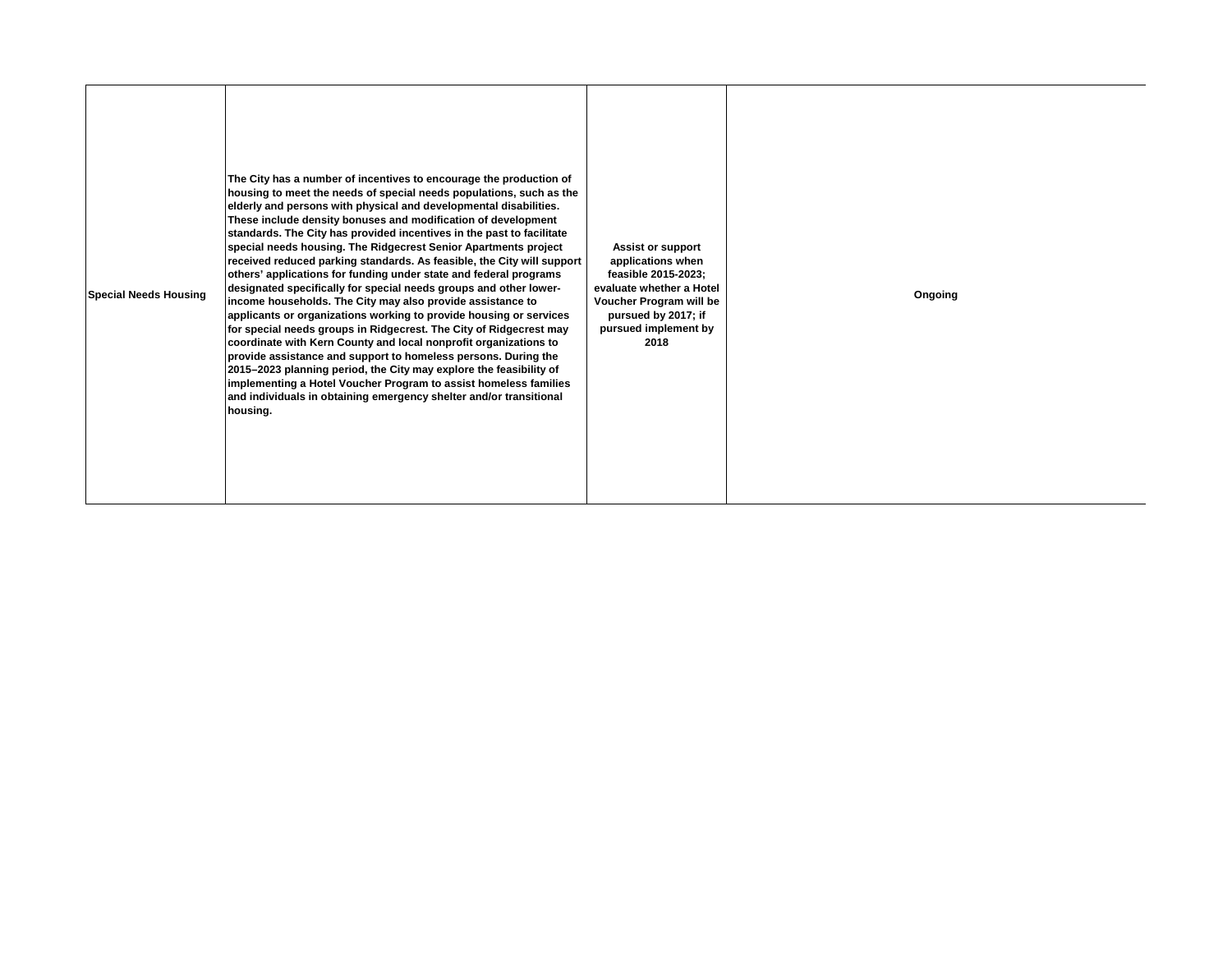| | | | |
|---|---|---|---|
| Special Needs Housing | The City has a number of incentives to encourage the production of housing to meet the needs of special needs populations, such as the elderly and persons with physical and developmental disabilities. These include density bonuses and modification of development standards. The City has provided incentives in the past to facilitate special needs housing. The Ridgecrest Senior Apartments project received reduced parking standards. As feasible, the City will support others' applications for funding under state and federal programs designated specifically for special needs groups and other lower-income households. The City may also provide assistance to applicants or organizations working to provide housing or services for special needs groups in Ridgecrest. The City of Ridgecrest may coordinate with Kern County and local nonprofit organizations to provide assistance and support to homeless persons. During the 2015–2023 planning period, the City may explore the feasibility of implementing a Hotel Voucher Program to assist homeless families and individuals in obtaining emergency shelter and/or transitional housing. | Assist or support applications when feasible 2015-2023; evaluate whether a Hotel Voucher Program will be pursued by 2017; if pursued implement by 2018 | Ongoing |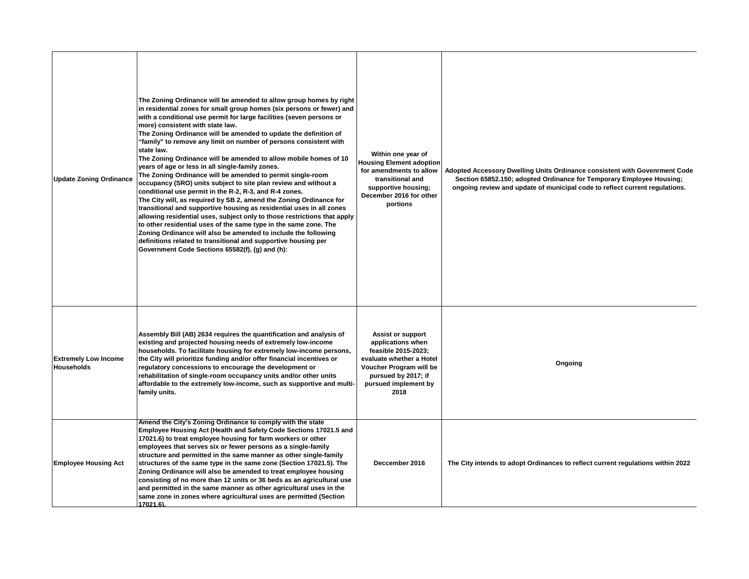| | | | |
|---|---|---|---|
| Update Zoning Ordinance | The Zoning Ordinance will be amended to allow group homes by right in residential zones for small group homes (six persons or fewer) and with a conditional use permit for large facilities (seven persons or more) consistent with state law.<br>The Zoning Ordinance will be amended to update the definition of "family" to remove any limit on number of persons consistent with state law.<br>The Zoning Ordinance will be amended to allow mobile homes of 10 years of age or less in all single-family zones.<br>The Zoning Ordinance will be amended to permit single-room occupancy (SRO) units subject to site plan review and without a conditional use permit in the R-2, R-3, and R-4 zones.<br>The City will, as required by SB 2, amend the Zoning Ordinance for transitional and supportive housing as residential uses in all zones allowing residential uses, subject only to those restrictions that apply to other residential uses of the same type in the same zone. The Zoning Ordinance will also be amended to include the following definitions related to transitional and supportive housing per Government Code Sections 65582(f), (g) and (h): | Within one year of Housing Element adoption for amendments to allow transitional and supportive housing; December 2016 for other portions | Adopted Accessory Dwelling Units Ordinance consistent with Govenrment Code Section 65852.150; adopted Ordinance for Temporary Employee Housing; ongoing review and update of municipal code to reflect current regulations. |
| Extremely Low Income Households | Assembly Bill (AB) 2634 requires the quantification and analysis of existing and projected housing needs of extremely low-income households. To facilitate housing for extremely low-income persons, the City will prioritize funding and/or offer financial incentives or regulatory concessions to encourage the development or rehabilitation of single-room occupancy units and/or other units affordable to the extremely low-income, such as supportive and multi-family units. | Assist or support applications when feasible 2015-2023; evaluate whether a Hotel Voucher Program will be pursued by 2017; if pursued implement by 2018 | Ongoing |
| Employee Housing Act | Amend the City's Zoning Ordinance to comply with the state Employee Housing Act (Health and Safety Code Sections 17021.5 and 17021.6) to treat employee housing for farm workers or other employees that serves six or fewer persons as a single-family structure and permitted in the same manner as other single-family structures of the same type in the same zone (Section 17021.5). The Zoning Ordinance will also be amended to treat employee housing consisting of no more than 12 units or 36 beds as an agricultural use and permitted in the same manner as other agricultural uses in the same zone in zones where agricultural uses are permitted (Section 17021.6). | Deccember 2016 | The City intends to adopt Ordinances to reflect current regulations within 2022 |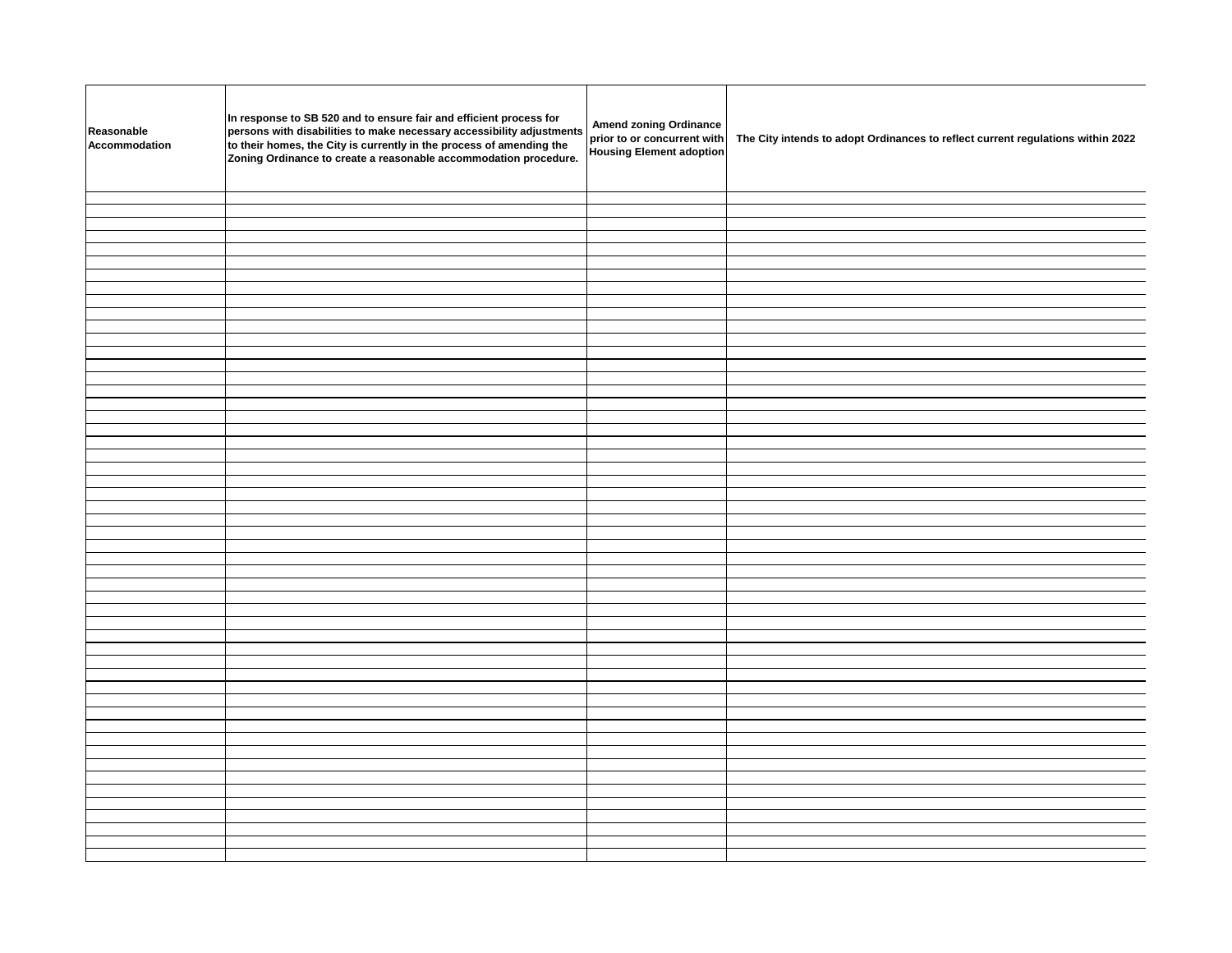| Reasonable Accommodation | In response to SB 520 and to ensure fair and efficient process for persons with disabilities to make necessary accessibility adjustments to their homes, the City is currently in the process of amending the Zoning Ordinance to create a reasonable accommodation procedure. | Amend zoning Ordinance prior to or concurrent with Housing Element adoption | The City intends to adopt Ordinances to reflect current regulations within 2022 |
|---|---|---|---|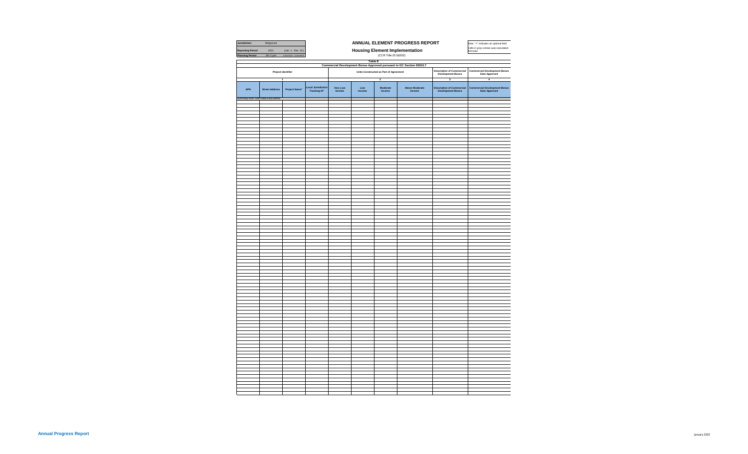| Jurisdiction | Ridgecrest | |
|---|---|---|
| Reporting Period | 2021 | (Jan. 1 - Dec. 31) |
| Planning Period | 5th Cycle | 12/31/2013 - 12/31/2021 |

# ANNUAL ELEMENT PROGRESS REPORT

## Housing Element Implementation

(CCR Title 25 §6202)

Note: "+" indicates an optional field

Cells in grey contain auto-calculation formulas

### Table E

**Commercial Development Bonus Approved pursuant to GC Section 65915.7**

| Project Identifier | | | | Units Constructed as Part of Agreement | | | | Description of Commercial Development Bonus | Commercial Development Bonus Date Approved |
|---|---|---|---|---|---|---|---|---|---|
| 1 | | | | 2 | | | | 3 | 4 |
| APN | Street Address | Project Name+ | Local Jurisdiction Tracking ID+ | Very Low Income | Low Income | Moderate Income | Above Moderate Income | Description of Commercial Development Bonus | Commercial Development Bonus Date Approved |
| Summary Row: Start Data Entry Below | | | | | | | | | |
| | | | | | | | | | |

Annual Progress Report

January 2020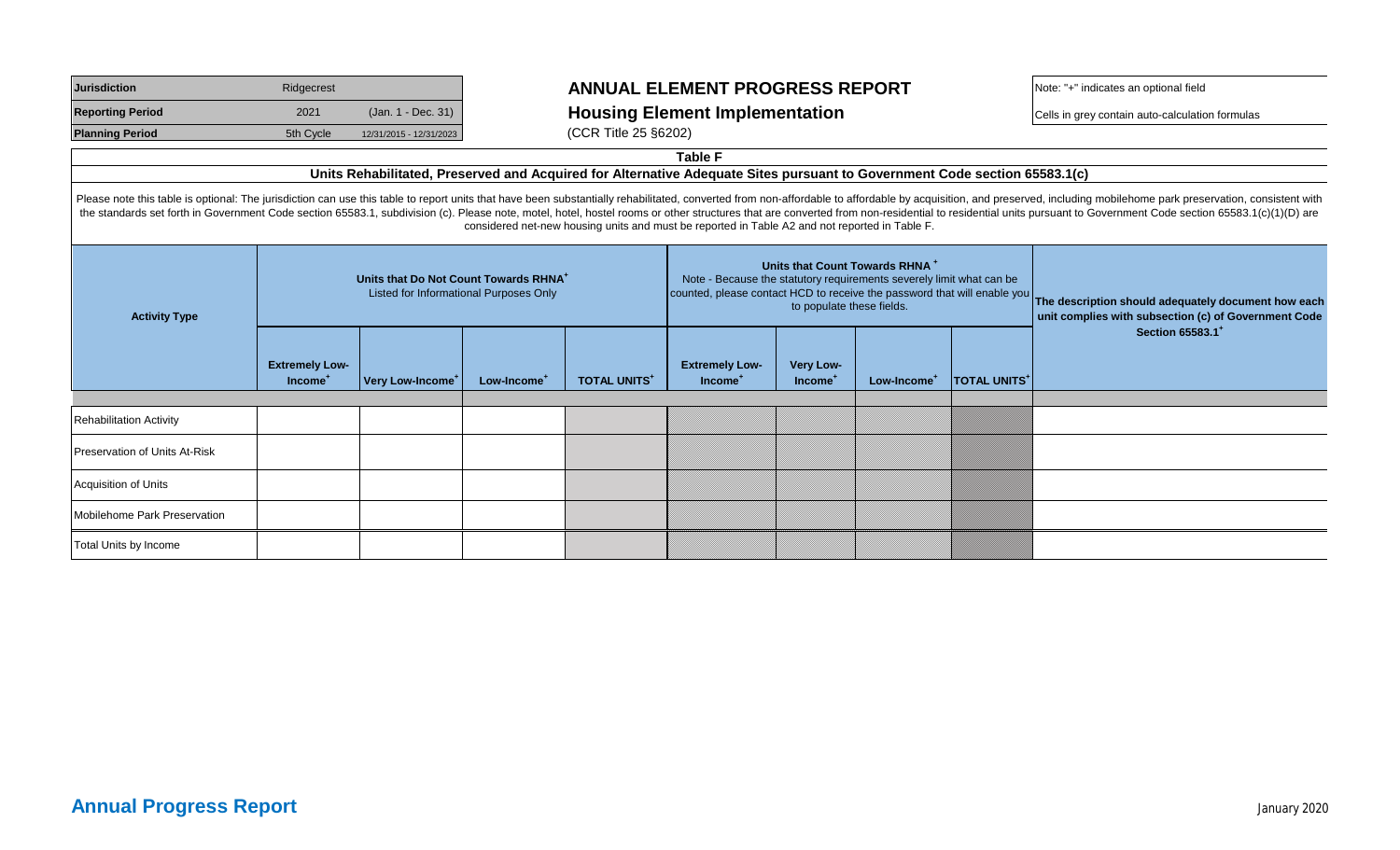| Jurisdiction | Ridgecrest | |
|---|---|---|
| Reporting Period | 2021 | (Jan. 1 - Dec. 31) |
| Planning Period | 5th Cycle | 12/31/2015 - 12/31/2023 |

# ANNUAL ELEMENT PROGRESS REPORT

## Housing Element Implementation

(CCR Title 25 §6202)

Note: "+" indicates an optional field

Cells in grey contain auto-calculation formulas

### Table F

**Units Rehabilitated, Preserved and Acquired for Alternative Adequate Sites pursuant to Government Code section 65583.1(c)**

Please note this table is optional: The jurisdiction can use this table to report units that have been substantially rehabilitated, converted from non-affordable to affordable by acquisition, and preserved, including mobilehome park preservation, consistent with the standards set forth in Government Code section 65583.1, subdivision (c). Please note, motel, hotel, hostel rooms or other structures that are converted from non-residential to residential units pursuant to Government Code section 65583.1(c)(1)(D) are considered net-new housing units and must be reported in Table A2 and not reported in Table F.

| Activity Type | Units that Do Not Count Towards RHNA+ Listed for Informational Purposes Only | | | | Units that Count Towards RHNA + Note - Because the statutory requirements severely limit what can be counted, please contact HCD to receive the password that will enable you to populate these fields. | | | | The description should adequately document how each unit complies with subsection (c) of Government Code Section 65583.1+ |
|---|---|---|---|---|---|---|---|---|---|
| | Extremely Low-Income+ | Very Low-Income+ | Low-Income+ | TOTAL UNITS+ | Extremely Low-Income+ | Very Low-Income+ | Low-Income+ | TOTAL UNITS+ | |
| Rehabilitation Activity | | | | | | | | | |
| Preservation of Units At-Risk | | | | | | | | | |
| Acquisition of Units | | | | | | | | | |
| Mobilehome Park Preservation | | | | | | | | | |
| Total Units by Income | | | | | | | | | |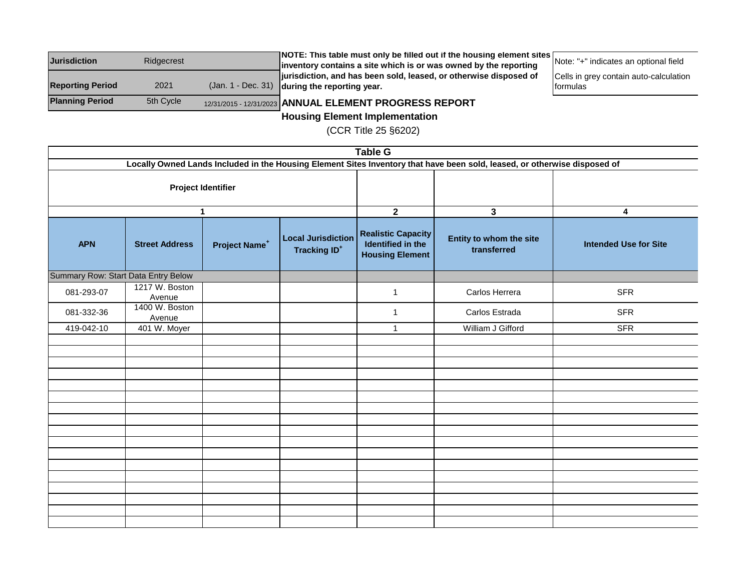| Jurisdiction | Ridgecrest | |
|---|---|---|
| Reporting Period | 2021 | (Jan. 1 - Dec. 31) |
| Planning Period | 5th Cycle | 12/31/2015 - 12/31/2023 |

**NOTE: This table must only be filled out if the housing element sites inventory contains a site which is or was owned by the reporting jurisdiction, and has been sold, leased, or otherwise disposed of during the reporting year.**

Note: "+" indicates an optional field

Cells in grey contain auto-calculation formulas

## ANNUAL ELEMENT PROGRESS REPORT
### Housing Element Implementation
(CCR Title 25 §6202)

**Table G**

**Locally Owned Lands Included in the Housing Element Sites Inventory that have been sold, leased, or otherwise disposed of**

| Project Identifier | | | | | | |
|---|---|---|---|---|---|---|
| 1 | | | | 2 | 3 | 4 |
| APN | Street Address | Project Name+ | Local Jurisdiction Tracking ID+ | Realistic Capacity Identified in the Housing Element | Entity to whom the site transferred | Intended Use for Site |
| Summary Row: Start Data Entry Below | | | | | | |
| 081-293-07 | 1217 W. Boston Avenue | | | 1 | Carlos Herrera | SFR |
| 081-332-36 | 1400 W. Boston Avenue | | | 1 | Carlos Estrada | SFR |
| 419-042-10 | 401 W. Moyer | | | 1 | William J Gifford | SFR |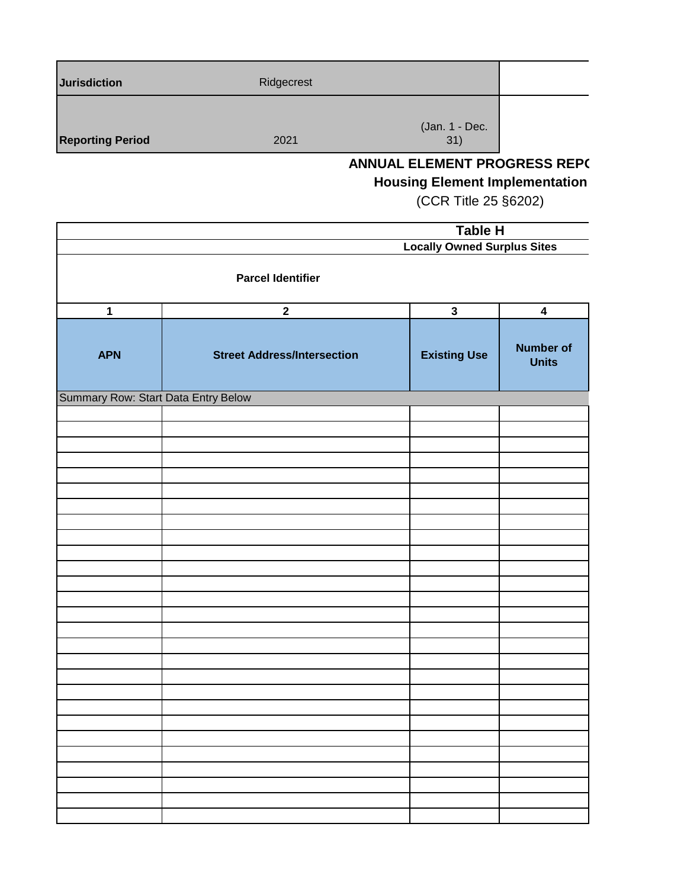| Jurisdiction | Ridgecrest | |
|---|---|---|
| Reporting Period | 2021 | (Jan. 1 - Dec. 31) |

## ANNUAL ELEMENT PROGRESS REPC
### Housing Element Implementation
(CCR Title 25 §6202)

| Table H | | | |
|---|---|---|---|
| Locally Owned Surplus Sites | | | |
| Parcel Identifier | | | |
| 1 | 2 | 3 | 4 |
| APN | Street Address/Intersection | Existing Use | Number of Units |
| Summary Row: Start Data Entry Below | | | |
| | | | |
| | | | |
| | | | |
| | | | |
| | | | |
| | | | |
| | | | |
| | | | |
| | | | |
| | | | |
| | | | |
| | | | |
| | | | |
| | | | |
| | | | |
| | | | |
| | | | |
| | | | |
| | | | |
| | | | |
| | | | |
| | | | |
| | | | |
| | | | |
| | | | |
| | | | |
| | | | |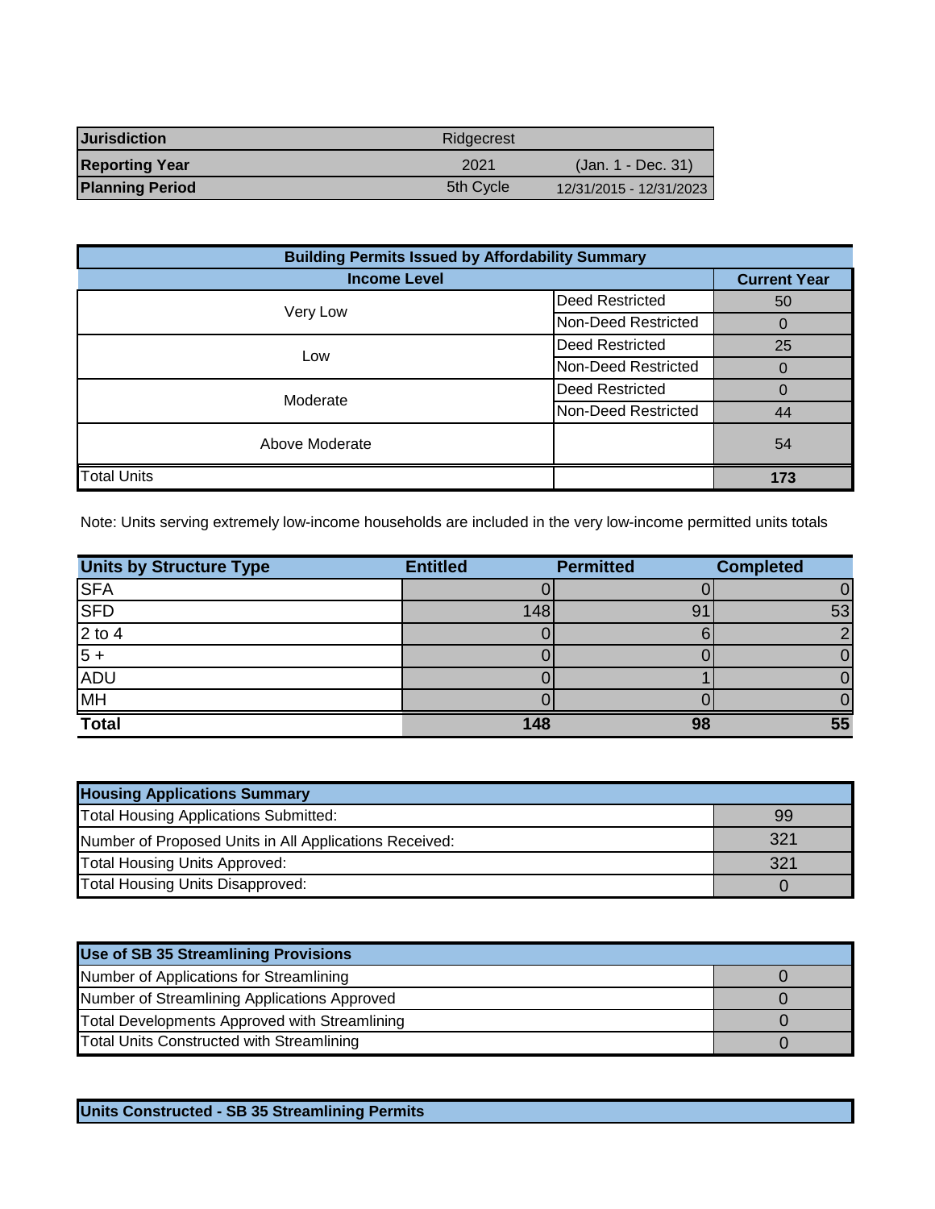| Jurisdiction | Ridgecrest | |
|---|---|---|
| Reporting Year | 2021 | (Jan. 1 - Dec. 31) |
| Planning Period | 5th Cycle | 12/31/2015 - 12/31/2023 |

| Building Permits Issued by Affordability Summary | | |
|---|---|---|
| Income Level | | Current Year |
| Very Low | Deed Restricted | 50 |
| | Non-Deed Restricted | 0 |
| Low | Deed Restricted | 25 |
| | Non-Deed Restricted | 0 |
| Moderate | Deed Restricted | 0 |
| | Non-Deed Restricted | 44 |
| Above Moderate | | 54 |
| Total Units | | **173** |

Note: Units serving extremely low-income households are included in the very low-income permitted units totals

| Units by Structure Type | Entitled | Permitted | Completed |
|---|---|---|---|
| SFA | 0 | 0 | 0 |
| SFD | 148 | 91 | 53 |
| 2 to 4 | 0 | 6 | 2 |
| 5 + | 0 | 0 | 0 |
| ADU | 0 | 1 | 0 |
| MH | 0 | 0 | 0 |
| **Total** | **148** | **98** | **55** |

| Housing Applications Summary | |
|---|---|
| Total Housing Applications Submitted: | 99 |
| Number of Proposed Units in All Applications Received: | 321 |
| Total Housing Units Approved: | 321 |
| Total Housing Units Disapproved: | 0 |

| Use of SB 35 Streamlining Provisions | |
|---|---|
| Number of Applications for Streamlining | 0 |
| Number of Streamlining Applications Approved | 0 |
| Total Developments Approved with Streamlining | 0 |
| Total Units Constructed with Streamlining | 0 |

| Units Constructed - SB 35 Streamlining Permits |
|---|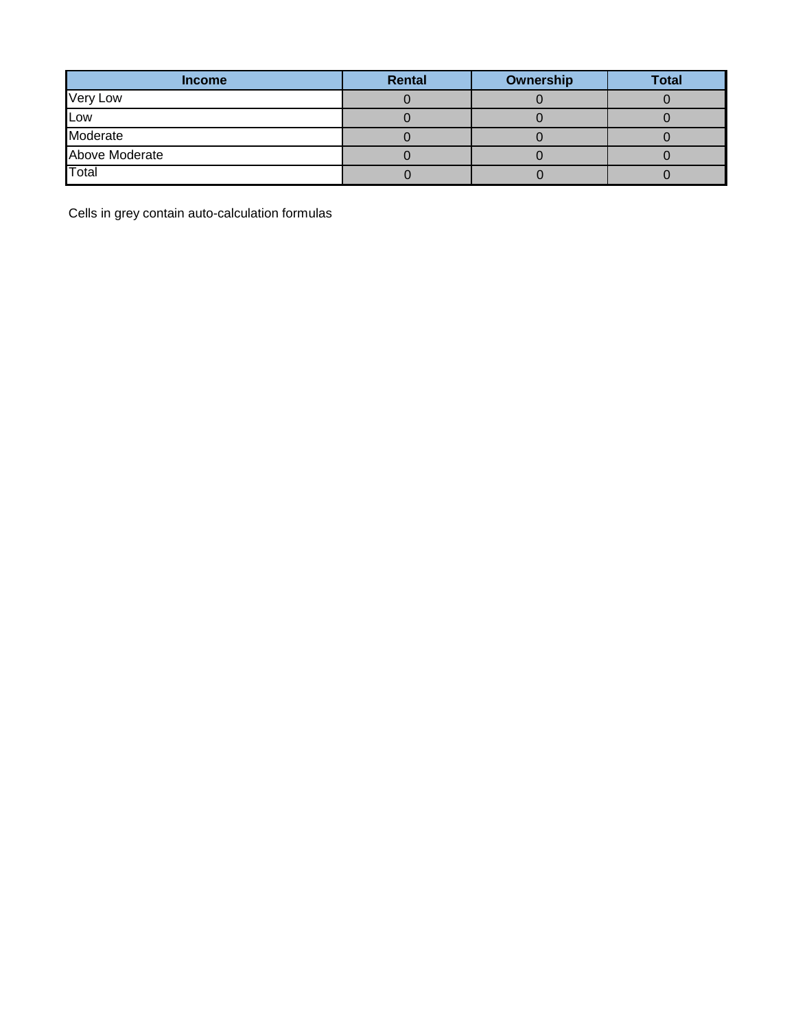| Income | Rental | Ownership | Total |
| --- | --- | --- | --- |
| Very Low | 0 | 0 | 0 |
| Low | 0 | 0 | 0 |
| Moderate | 0 | 0 | 0 |
| Above Moderate | 0 | 0 | 0 |
| Total | 0 | 0 | 0 |

Cells in grey contain auto-calculation formulas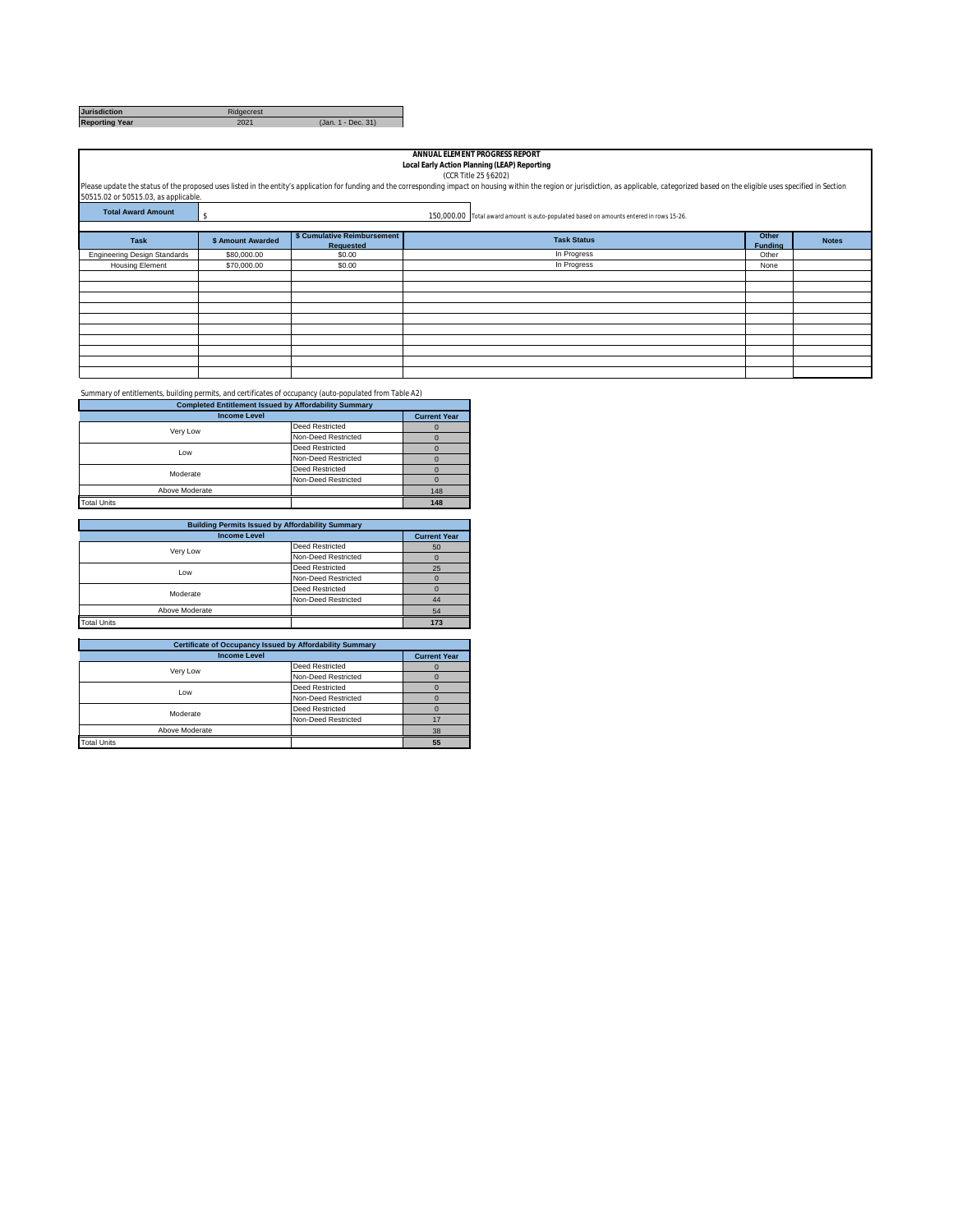| | | |
|---|---|---|
| **Jurisdiction** | Ridgecrest | |
| **Reporting Year** | 2021 | (Jan. 1 - Dec. 31) |

**ANNUAL ELEMENT PROGRESS REPORT**
**Local Early Action Planning (LEAP) Reporting**
(CCR Title 25 §6202)

Please update the status of the proposed uses listed in the entity's application for funding and the corresponding impact on housing within the region or jurisdiction, as applicable, categorized based on the eligible uses specified in Section 50515.02 or 50515.03, as applicable.

| **Total Award Amount** | $ 150,000.00 | Total award amount is auto-populated based on amounts entered in rows 15-26. |
|---|---|---|

| Task | $ Amount Awarded | $ Cumulative Reimbursement Requested | Task Status | Other Funding | Notes |
|---|---|---|---|---|---|
| Engineering Design Standards | $80,000.00 | $0.00 | In Progress | Other | |
| Housing Element | $70,000.00 | $0.00 | In Progress | None | |
| | | | | | |
| | | | | | |
| | | | | | |
| | | | | | |
| | | | | | |
| | | | | | |
| | | | | | |
| | | | | | |
| | | | | | |
| | | | | | |

Summary of entitlements, building permits, and certificates of occupancy (auto-populated from Table A2)

| Completed Entitlement Issued by Affordability Summary | | |
|---|---|---|
| **Income Level** | | **Current Year** |
| Very Low | Deed Restricted | 0 |
| | Non-Deed Restricted | 0 |
| Low | Deed Restricted | 0 |
| | Non-Deed Restricted | 0 |
| Moderate | Deed Restricted | 0 |
| | Non-Deed Restricted | 0 |
| Above Moderate | | 148 |
| Total Units | | **148** |

| Building Permits Issued by Affordability Summary | | |
|---|---|---|
| **Income Level** | | **Current Year** |
| Very Low | Deed Restricted | 50 |
| | Non-Deed Restricted | 0 |
| Low | Deed Restricted | 25 |
| | Non-Deed Restricted | 0 |
| Moderate | Deed Restricted | 0 |
| | Non-Deed Restricted | 44 |
| Above Moderate | | 54 |
| Total Units | | **173** |

| Certificate of Occupancy Issued by Affordability Summary | | |
|---|---|---|
| **Income Level** | | **Current Year** |
| Very Low | Deed Restricted | 0 |
| | Non-Deed Restricted | 0 |
| Low | Deed Restricted | 0 |
| | Non-Deed Restricted | 0 |
| Moderate | Deed Restricted | 0 |
| | Non-Deed Restricted | 17 |
| Above Moderate | | 38 |
| Total Units | | **55** |